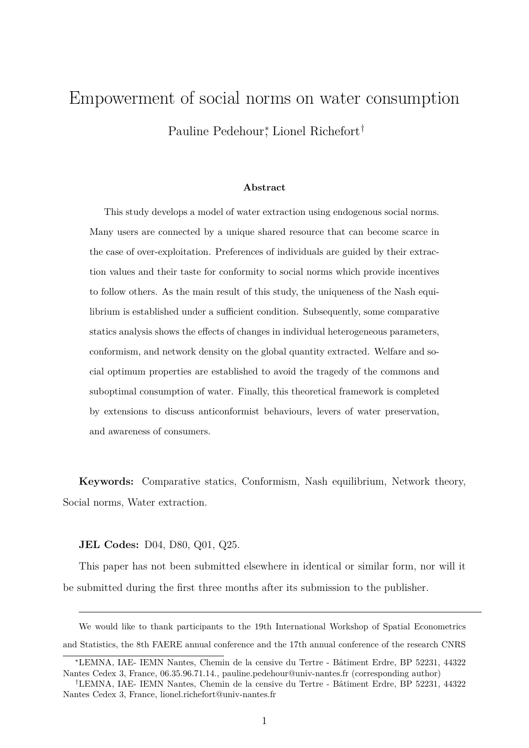# Empowerment of social norms on water consumption

Pauline Pedehour[*], Lionel Richefort[†]

### Abstract

This study develops a model of water extraction using endogenous social norms. Many users are connected by a unique shared resource that can become scarce in the case of over-exploitation. Preferences of individuals are guided by their extraction values and their taste for conformity to social norms which provide incentives to follow others. As the main result of this study, the uniqueness of the Nash equilibrium is established under a sufficient condition. Subsequently, some comparative statics analysis shows the effects of changes in individual heterogeneous parameters, conformism, and network density on the global quantity extracted. Welfare and social optimum properties are established to avoid the tragedy of the commons and suboptimal consumption of water. Finally, this theoretical framework is completed by extensions to discuss anticonformist behaviours, levers of water preservation, and awareness of consumers.

**Keywords:** Comparative statics, Conformism, Nash equilibrium, Network theory, Social norms, Water extraction.

**JEL Codes:** D04, D80, Q01, Q25.

This paper has not been submitted elsewhere in identical or similar form, nor will it be submitted during the first three months after its submission to the publisher.

---

We would like to thank participants to the 19th International Workshop of Spatial Econometrics and Statistics, the 8th FAERE annual conference and the 17th annual conference of the research CNRS

[*]LEMNA, IAE- IEMN Nantes, Chemin de la censive du Tertre - Bâtiment Erdre, BP 52231, 44322 Nantes Cedex 3, France, 06.35.96.71.14., pauline.pedehour@univ-nantes.fr (corresponding author)

[†]LEMNA, IAE- IEMN Nantes, Chemin de la censive du Tertre - Bâtiment Erdre, BP 52231, 44322 Nantes Cedex 3, France, lionel.richefort@univ-nantes.fr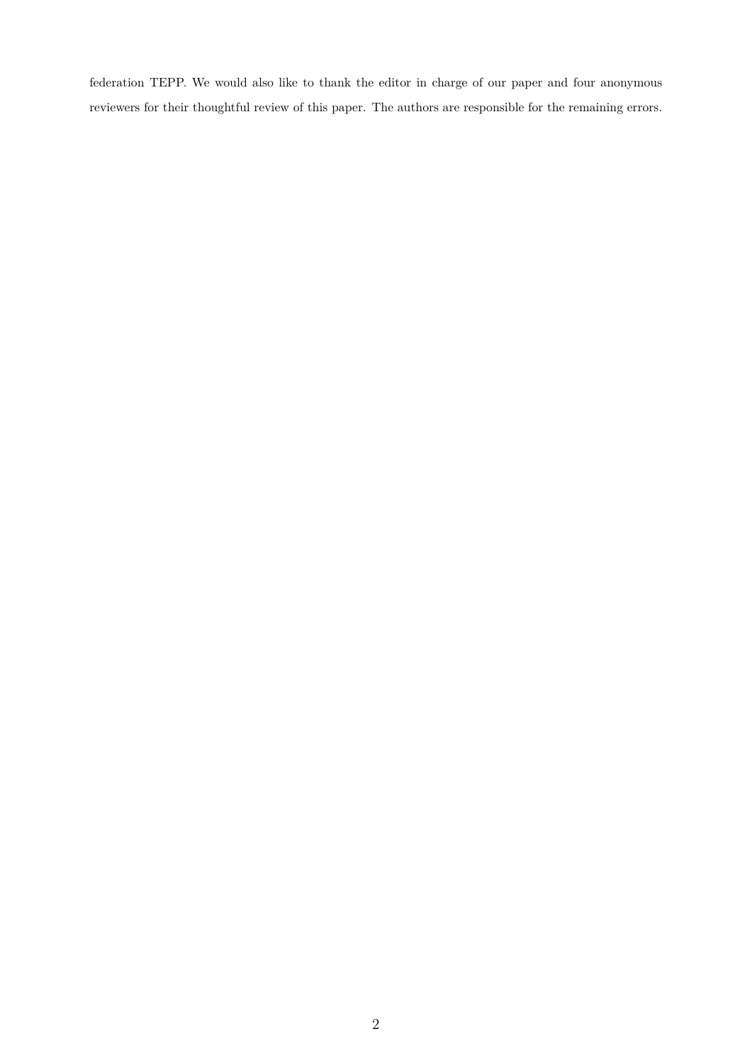federation TEPP. We would also like to thank the editor in charge of our paper and four anonymous reviewers for their thoughtful review of this paper. The authors are responsible for the remaining errors.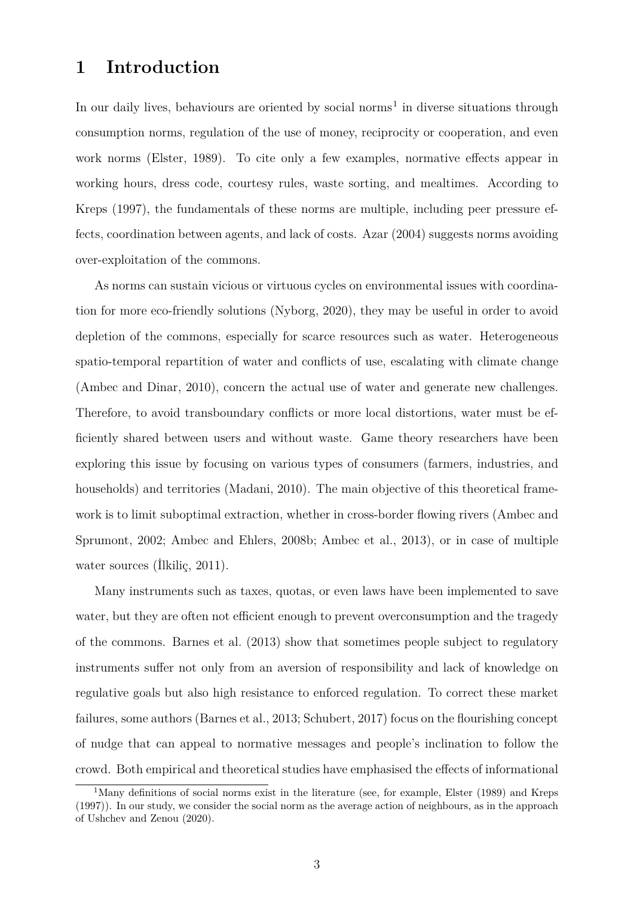# 1 Introduction

In our daily lives, behaviours are oriented by social norms[1] in diverse situations through consumption norms, regulation of the use of money, reciprocity or cooperation, and even work norms (Elster, 1989). To cite only a few examples, normative effects appear in working hours, dress code, courtesy rules, waste sorting, and mealtimes. According to Kreps (1997), the fundamentals of these norms are multiple, including peer pressure effects, coordination between agents, and lack of costs. Azar (2004) suggests norms avoiding over-exploitation of the commons.

As norms can sustain vicious or virtuous cycles on environmental issues with coordination for more eco-friendly solutions (Nyborg, 2020), they may be useful in order to avoid depletion of the commons, especially for scarce resources such as water. Heterogeneous spatio-temporal repartition of water and conflicts of use, escalating with climate change (Ambec and Dinar, 2010), concern the actual use of water and generate new challenges. Therefore, to avoid transboundary conflicts or more local distortions, water must be efficiently shared between users and without waste. Game theory researchers have been exploring this issue by focusing on various types of consumers (farmers, industries, and households) and territories (Madani, 2010). The main objective of this theoretical framework is to limit suboptimal extraction, whether in cross-border flowing rivers (Ambec and Sprumont, 2002; Ambec and Ehlers, 2008b; Ambec et al., 2013), or in case of multiple water sources (İlkiliç, 2011).

Many instruments such as taxes, quotas, or even laws have been implemented to save water, but they are often not efficient enough to prevent overconsumption and the tragedy of the commons. Barnes et al. (2013) show that sometimes people subject to regulatory instruments suffer not only from an aversion of responsibility and lack of knowledge on regulative goals but also high resistance to enforced regulation. To correct these market failures, some authors (Barnes et al., 2013; Schubert, 2017) focus on the flourishing concept of nudge that can appeal to normative messages and people's inclination to follow the crowd. Both empirical and theoretical studies have emphasised the effects of informational

[1] Many definitions of social norms exist in the literature (see, for example, Elster (1989) and Kreps (1997)). In our study, we consider the social norm as the average action of neighbours, as in the approach of Ushchev and Zenou (2020).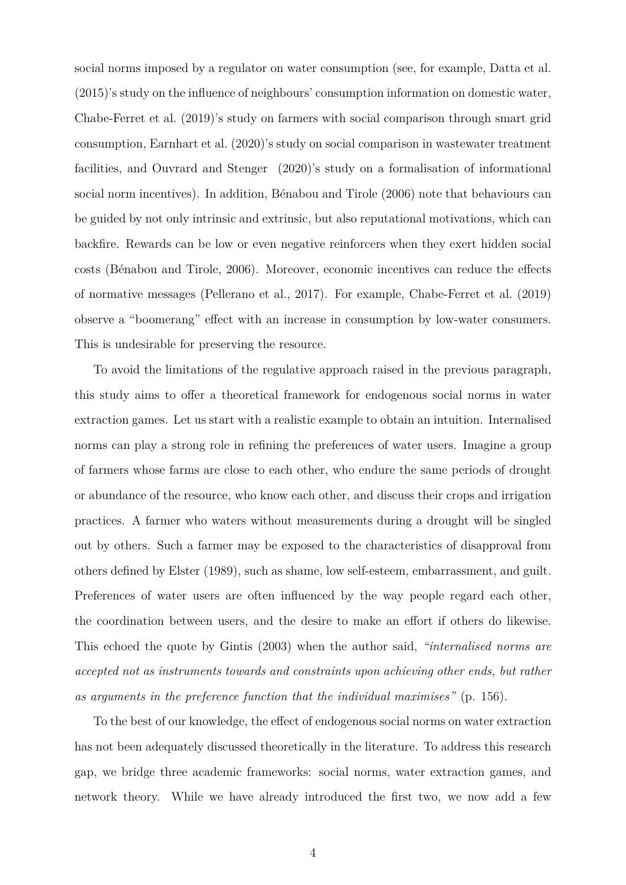social norms imposed by a regulator on water consumption (see, for example, Datta et al. (2015)'s study on the influence of neighbours' consumption information on domestic water, Chabe-Ferret et al. (2019)'s study on farmers with social comparison through smart grid consumption, Earnhart et al. (2020)'s study on social comparison in wastewater treatment facilities, and Ouvrard and Stenger (2020)'s study on a formalisation of informational social norm incentives). In addition, Bénabou and Tirole (2006) note that behaviours can be guided by not only intrinsic and extrinsic, but also reputational motivations, which can backfire. Rewards can be low or even negative reinforcers when they exert hidden social costs (Bénabou and Tirole, 2006). Moreover, economic incentives can reduce the effects of normative messages (Pellerano et al., 2017). For example, Chabe-Ferret et al. (2019) observe a "boomerang" effect with an increase in consumption by low-water consumers. This is undesirable for preserving the resource.

To avoid the limitations of the regulative approach raised in the previous paragraph, this study aims to offer a theoretical framework for endogenous social norms in water extraction games. Let us start with a realistic example to obtain an intuition. Internalised norms can play a strong role in refining the preferences of water users. Imagine a group of farmers whose farms are close to each other, who endure the same periods of drought or abundance of the resource, who know each other, and discuss their crops and irrigation practices. A farmer who waters without measurements during a drought will be singled out by others. Such a farmer may be exposed to the characteristics of disapproval from others defined by Elster (1989), such as shame, low self-esteem, embarrassment, and guilt. Preferences of water users are often influenced by the way people regard each other, the coordination between users, and the desire to make an effort if others do likewise. This echoed the quote by Gintis (2003) when the author said, *"internalised norms are accepted not as instruments towards and constraints upon achieving other ends, but rather as arguments in the preference function that the individual maximises"* (p. 156).

To the best of our knowledge, the effect of endogenous social norms on water extraction has not been adequately discussed theoretically in the literature. To address this research gap, we bridge three academic frameworks: social norms, water extraction games, and network theory. While we have already introduced the first two, we now add a few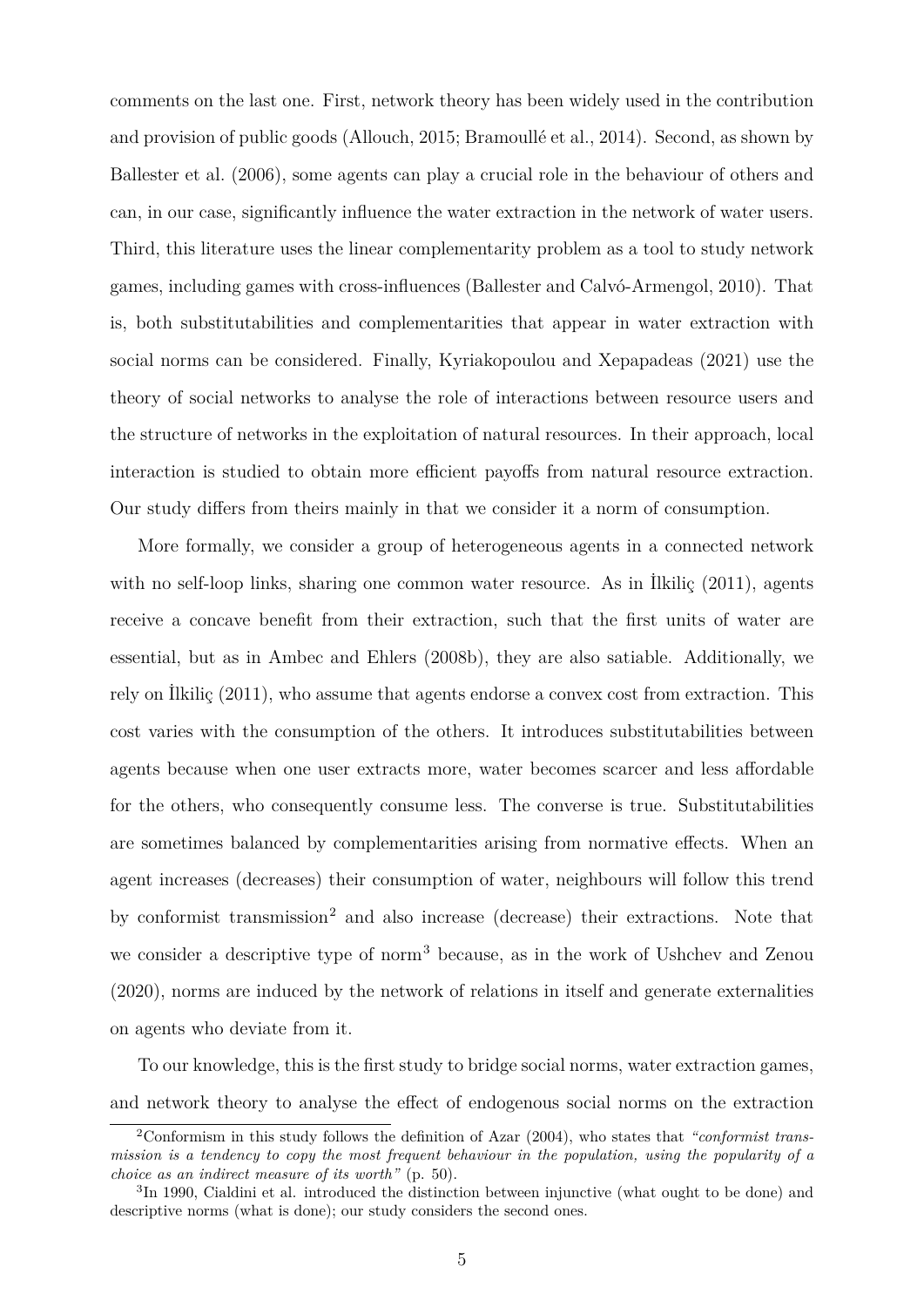comments on the last one. First, network theory has been widely used in the contribution and provision of public goods (Allouch, 2015; Bramoullé et al., 2014). Second, as shown by Ballester et al. (2006), some agents can play a crucial role in the behaviour of others and can, in our case, significantly influence the water extraction in the network of water users. Third, this literature uses the linear complementarity problem as a tool to study network games, including games with cross-influences (Ballester and Calvó-Armengol, 2010). That is, both substitutabilities and complementarities that appear in water extraction with social norms can be considered. Finally, Kyriakopoulou and Xepapadeas (2021) use the theory of social networks to analyse the role of interactions between resource users and the structure of networks in the exploitation of natural resources. In their approach, local interaction is studied to obtain more efficient payoffs from natural resource extraction. Our study differs from theirs mainly in that we consider it a norm of consumption.

More formally, we consider a group of heterogeneous agents in a connected network with no self-loop links, sharing one common water resource. As in İlkiliç (2011), agents receive a concave benefit from their extraction, such that the first units of water are essential, but as in Ambec and Ehlers (2008b), they are also satiable. Additionally, we rely on İlkiliç (2011), who assume that agents endorse a convex cost from extraction. This cost varies with the consumption of the others. It introduces substitutabilities between agents because when one user extracts more, water becomes scarcer and less affordable for the others, who consequently consume less. The converse is true. Substitutabilities are sometimes balanced by complementarities arising from normative effects. When an agent increases (decreases) their consumption of water, neighbours will follow this trend by conformist transmission[2] and also increase (decrease) their extractions. Note that we consider a descriptive type of norm[3] because, as in the work of Ushchev and Zenou (2020), norms are induced by the network of relations in itself and generate externalities on agents who deviate from it.

To our knowledge, this is the first study to bridge social norms, water extraction games, and network theory to analyse the effect of endogenous social norms on the extraction

[2]Conformism in this study follows the definition of Azar (2004), who states that *"conformist transmission is a tendency to copy the most frequent behaviour in the population, using the popularity of a choice as an indirect measure of its worth"* (p. 50).

[3]In 1990, Cialdini et al. introduced the distinction between injunctive (what ought to be done) and descriptive norms (what is done); our study considers the second ones.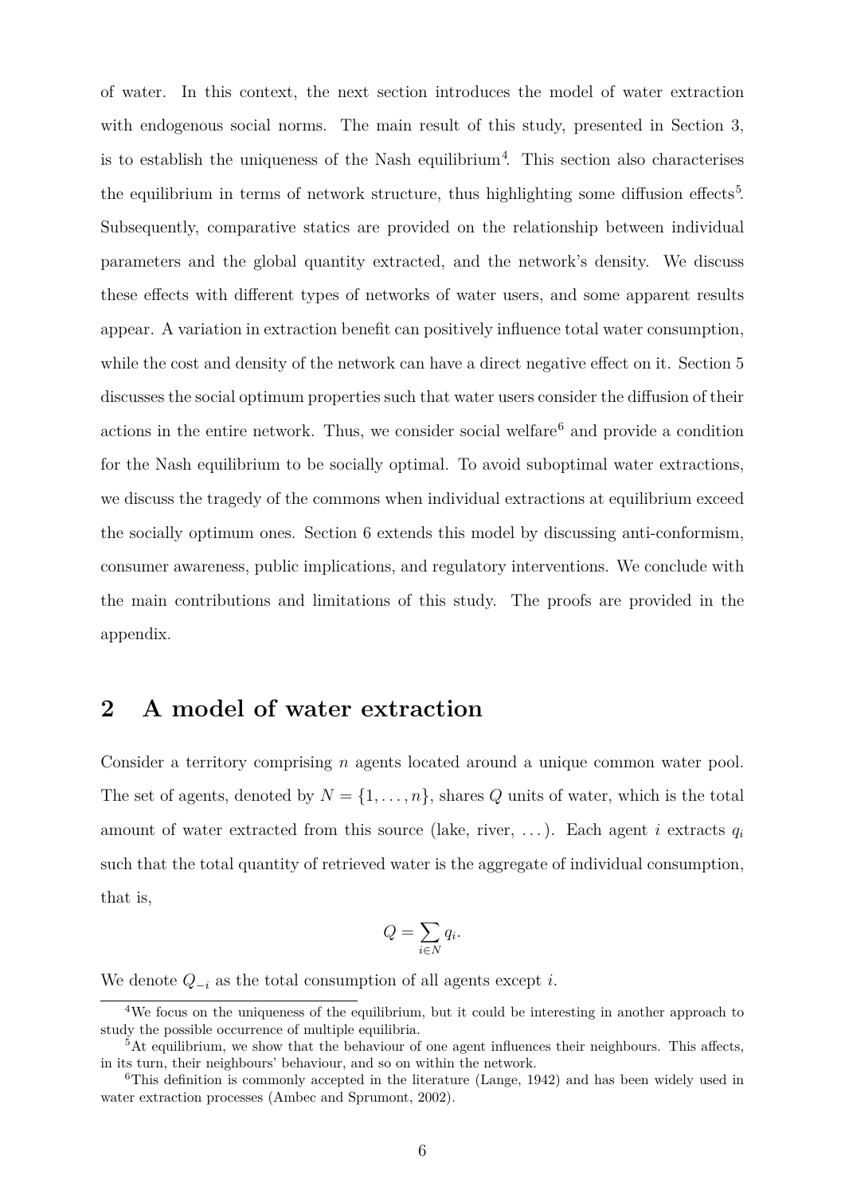of water. In this context, the next section introduces the model of water extraction with endogenous social norms. The main result of this study, presented in Section 3, is to establish the uniqueness of the Nash equilibrium[4]. This section also characterises the equilibrium in terms of network structure, thus highlighting some diffusion effects[5]. Subsequently, comparative statics are provided on the relationship between individual parameters and the global quantity extracted, and the network's density. We discuss these effects with different types of networks of water users, and some apparent results appear. A variation in extraction benefit can positively influence total water consumption, while the cost and density of the network can have a direct negative effect on it. Section 5 discusses the social optimum properties such that water users consider the diffusion of their actions in the entire network. Thus, we consider social welfare[6] and provide a condition for the Nash equilibrium to be socially optimal. To avoid suboptimal water extractions, we discuss the tragedy of the commons when individual extractions at equilibrium exceed the socially optimum ones. Section 6 extends this model by discussing anti-conformism, consumer awareness, public implications, and regulatory interventions. We conclude with the main contributions and limitations of this study. The proofs are provided in the appendix.

## 2 A model of water extraction

Consider a territory comprising $n$ agents located around a unique common water pool. The set of agents, denoted by $N = \{1, \ldots, n\}$, shares $Q$ units of water, which is the total amount of water extracted from this source (lake, river, ...). Each agent $i$ extracts $q_i$ such that the total quantity of retrieved water is the aggregate of individual consumption, that is,

$$Q = \sum_{i \in N} q_i.$$

We denote $Q_{-i}$ as the total consumption of all agents except $i$.

[4]We focus on the uniqueness of the equilibrium, but it could be interesting in another approach to study the possible occurrence of multiple equilibria.

[5]At equilibrium, we show that the behaviour of one agent influences their neighbours. This affects, in its turn, their neighbours' behaviour, and so on within the network.

[6]This definition is commonly accepted in the literature (Lange, 1942) and has been widely used in water extraction processes (Ambec and Sprumont, 2002).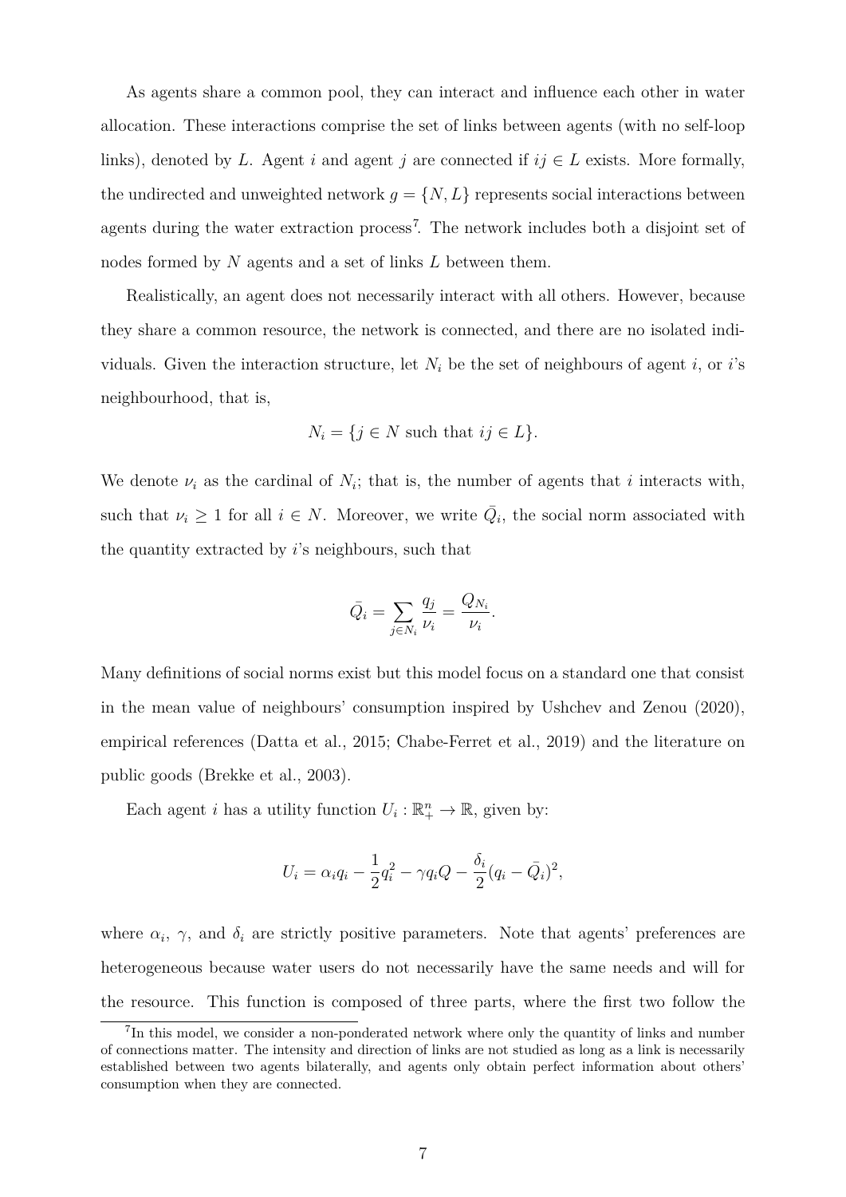As agents share a common pool, they can interact and influence each other in water allocation. These interactions comprise the set of links between agents (with no self-loop links), denoted by $L$. Agent $i$ and agent $j$ are connected if $ij \in L$ exists. More formally, the undirected and unweighted network $g = \{N, L\}$ represents social interactions between agents during the water extraction process[7]. The network includes both a disjoint set of nodes formed by $N$ agents and a set of links $L$ between them.

Realistically, an agent does not necessarily interact with all others. However, because they share a common resource, the network is connected, and there are no isolated individuals. Given the interaction structure, let $N_i$ be the set of neighbours of agent $i$, or $i$'s neighbourhood, that is,

$$N_i = \{j \in N \text{ such that } ij \in L\}.$$

We denote $\nu_i$ as the cardinal of $N_i$; that is, the number of agents that $i$ interacts with, such that $\nu_i \geq 1$ for all $i \in N$. Moreover, we write $\bar{Q}_i$, the social norm associated with the quantity extracted by $i$'s neighbours, such that

$$\bar{Q}_i = \sum_{j \in N_i} \frac{q_j}{\nu_i} = \frac{Q_{N_i}}{\nu_i}.$$

Many definitions of social norms exist but this model focus on a standard one that consist in the mean value of neighbours' consumption inspired by Ushchev and Zenou (2020), empirical references (Datta et al., 2015; Chabe-Ferret et al., 2019) and the literature on public goods (Brekke et al., 2003).

Each agent $i$ has a utility function $U_i : \mathbb{R}^n_+ \to \mathbb{R}$, given by:

$$U_i = \alpha_i q_i - \frac{1}{2} q_i^2 - \gamma q_i Q - \frac{\delta_i}{2}(q_i - \bar{Q}_i)^2,$$

where $\alpha_i$, $\gamma$, and $\delta_i$ are strictly positive parameters. Note that agents' preferences are heterogeneous because water users do not necessarily have the same needs and will for the resource. This function is composed of three parts, where the first two follow the

[7] In this model, we consider a non-ponderated network where only the quantity of links and number of connections matter. The intensity and direction of links are not studied as long as a link is necessarily established between two agents bilaterally, and agents only obtain perfect information about others' consumption when they are connected.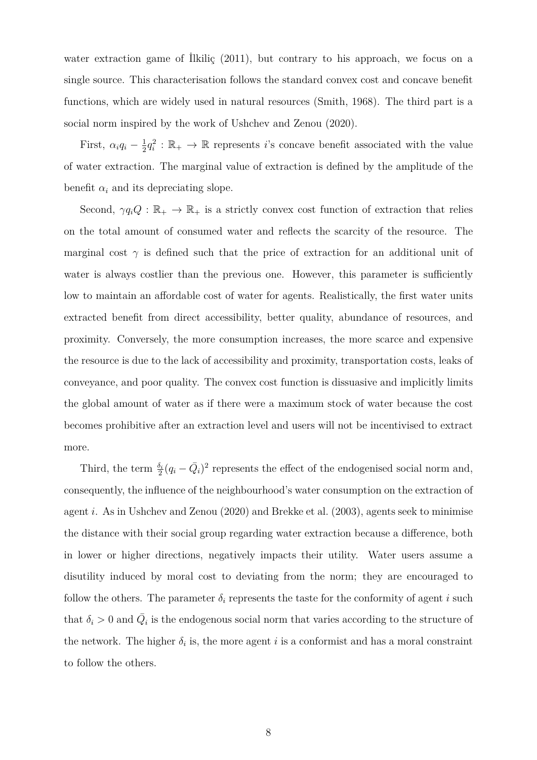water extraction game of İlkiliç (2011), but contrary to his approach, we focus on a single source. This characterisation follows the standard convex cost and concave benefit functions, which are widely used in natural resources (Smith, 1968). The third part is a social norm inspired by the work of Ushchev and Zenou (2020).

First, $\alpha_i q_i - \frac{1}{2}q_i^2 : \mathbb{R}_+ \to \mathbb{R}$ represents $i$'s concave benefit associated with the value of water extraction. The marginal value of extraction is defined by the amplitude of the benefit $\alpha_i$ and its depreciating slope.

Second, $\gamma q_i Q : \mathbb{R}_+ \to \mathbb{R}_+$ is a strictly convex cost function of extraction that relies on the total amount of consumed water and reflects the scarcity of the resource. The marginal cost $\gamma$ is defined such that the price of extraction for an additional unit of water is always costlier than the previous one. However, this parameter is sufficiently low to maintain an affordable cost of water for agents. Realistically, the first water units extracted benefit from direct accessibility, better quality, abundance of resources, and proximity. Conversely, the more consumption increases, the more scarce and expensive the resource is due to the lack of accessibility and proximity, transportation costs, leaks of conveyance, and poor quality. The convex cost function is dissuasive and implicitly limits the global amount of water as if there were a maximum stock of water because the cost becomes prohibitive after an extraction level and users will not be incentivised to extract more.

Third, the term $\frac{\delta_i}{2}(q_i - \bar{Q}_i)^2$ represents the effect of the endogenised social norm and, consequently, the influence of the neighbourhood's water consumption on the extraction of agent $i$. As in Ushchev and Zenou (2020) and Brekke et al. (2003), agents seek to minimise the distance with their social group regarding water extraction because a difference, both in lower or higher directions, negatively impacts their utility. Water users assume a disutility induced by moral cost to deviating from the norm; they are encouraged to follow the others. The parameter $\delta_i$ represents the taste for the conformity of agent $i$ such that $\delta_i > 0$ and $\bar{Q}_i$ is the endogenous social norm that varies according to the structure of the network. The higher $\delta_i$ is, the more agent $i$ is a conformist and has a moral constraint to follow the others.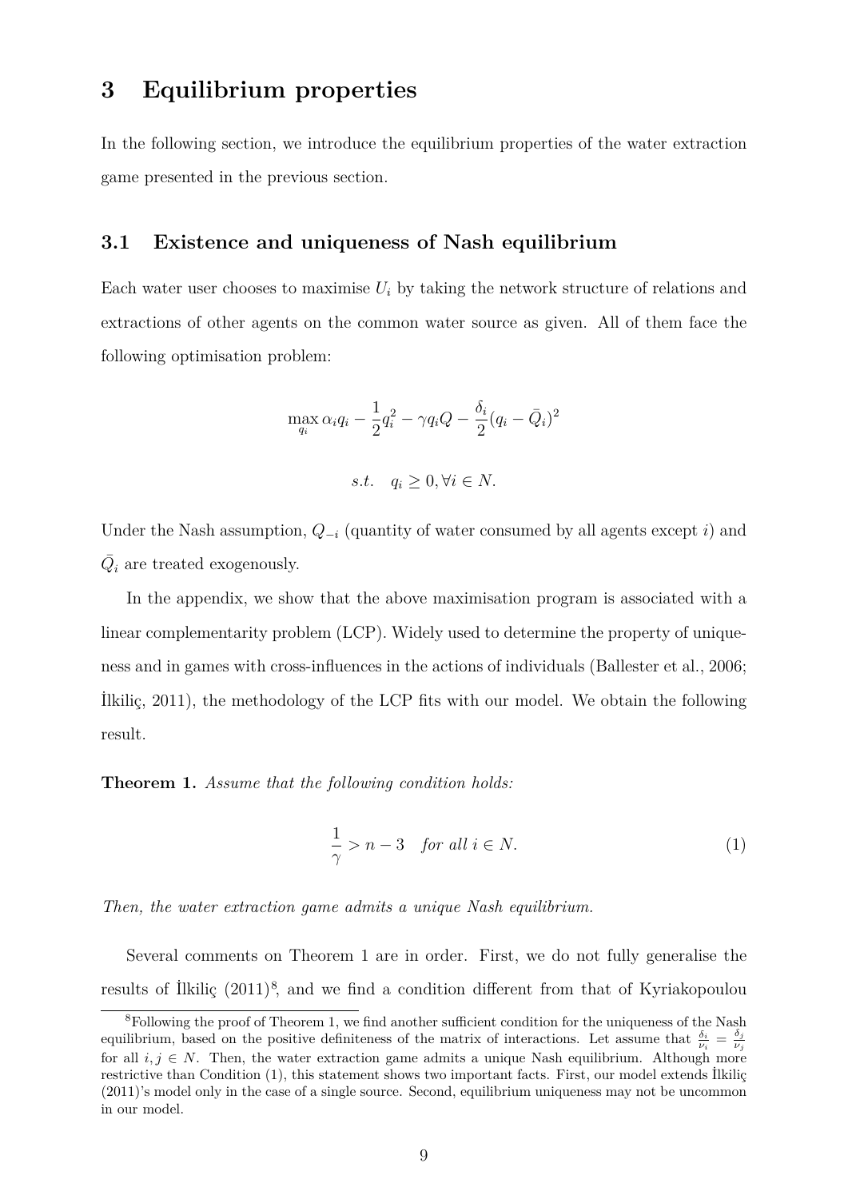# 3 Equilibrium properties

In the following section, we introduce the equilibrium properties of the water extraction game presented in the previous section.

## 3.1 Existence and uniqueness of Nash equilibrium

Each water user chooses to maximise $U_i$ by taking the network structure of relations and extractions of other agents on the common water source as given. All of them face the following optimisation problem:

$$\max_{q_i} \alpha_i q_i - \frac{1}{2}q_i^2 - \gamma q_i Q - \frac{\delta_i}{2}(q_i - \bar{Q}_i)^2$$

$$s.t. \quad q_i \geq 0, \forall i \in N.$$

Under the Nash assumption, $Q_{-i}$ (quantity of water consumed by all agents except $i$) and $\bar{Q}_i$ are treated exogenously.

In the appendix, we show that the above maximisation program is associated with a linear complementarity problem (LCP). Widely used to determine the property of uniqueness and in games with cross-influences in the actions of individuals (Ballester et al., 2006; İlkiliç, 2011), the methodology of the LCP fits with our model. We obtain the following result.

**Theorem 1.** *Assume that the following condition holds:*

$$\frac{1}{\gamma} > n - 3 \quad \textit{for all } i \in N. \tag{1}$$

*Then, the water extraction game admits a unique Nash equilibrium.*

Several comments on Theorem 1 are in order. First, we do not fully generalise the results of İlkiliç (2011)[8], and we find a condition different from that of Kyriakopoulou

[8] Following the proof of Theorem 1, we find another sufficient condition for the uniqueness of the Nash equilibrium, based on the positive definiteness of the matrix of interactions. Let assume that $\frac{\delta_i}{\nu_i} = \frac{\delta_j}{\nu_j}$ for all $i, j \in N$. Then, the water extraction game admits a unique Nash equilibrium. Although more restrictive than Condition (1), this statement shows two important facts. First, our model extends İlkiliç (2011)'s model only in the case of a single source. Second, equilibrium uniqueness may not be uncommon in our model.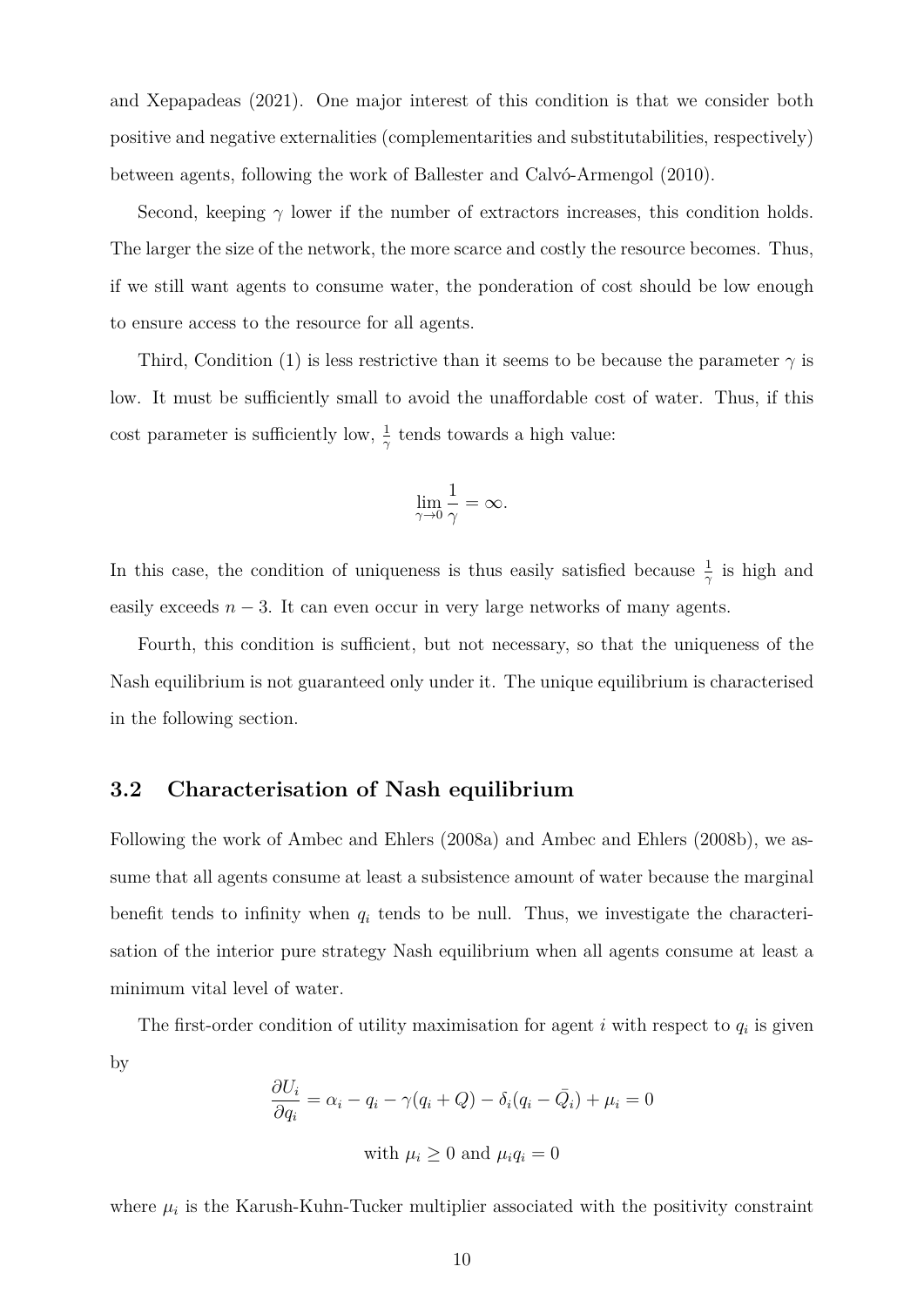and Xepapadeas (2021). One major interest of this condition is that we consider both positive and negative externalities (complementarities and substitutabilities, respectively) between agents, following the work of Ballester and Calvó-Armengol (2010).

Second, keeping $\gamma$ lower if the number of extractors increases, this condition holds. The larger the size of the network, the more scarce and costly the resource becomes. Thus, if we still want agents to consume water, the ponderation of cost should be low enough to ensure access to the resource for all agents.

Third, Condition (1) is less restrictive than it seems to be because the parameter $\gamma$ is low. It must be sufficiently small to avoid the unaffordable cost of water. Thus, if this cost parameter is sufficiently low, $\frac{1}{\gamma}$ tends towards a high value:

$$\lim_{\gamma \to 0} \frac{1}{\gamma} = \infty.$$

In this case, the condition of uniqueness is thus easily satisfied because $\frac{1}{\gamma}$ is high and easily exceeds $n - 3$. It can even occur in very large networks of many agents.

Fourth, this condition is sufficient, but not necessary, so that the uniqueness of the Nash equilibrium is not guaranteed only under it. The unique equilibrium is characterised in the following section.

### 3.2 Characterisation of Nash equilibrium

Following the work of Ambec and Ehlers (2008a) and Ambec and Ehlers (2008b), we assume that all agents consume at least a subsistence amount of water because the marginal benefit tends to infinity when $q_i$ tends to be null. Thus, we investigate the characterisation of the interior pure strategy Nash equilibrium when all agents consume at least a minimum vital level of water.

The first-order condition of utility maximisation for agent $i$ with respect to $q_i$ is given by

$$\frac{\partial U_i}{\partial q_i} = \alpha_i - q_i - \gamma(q_i + Q) - \delta_i(q_i - \bar{Q}_i) + \mu_i = 0$$

$$\text{with } \mu_i \geq 0 \text{ and } \mu_i q_i = 0$$

where $\mu_i$ is the Karush-Kuhn-Tucker multiplier associated with the positivity constraint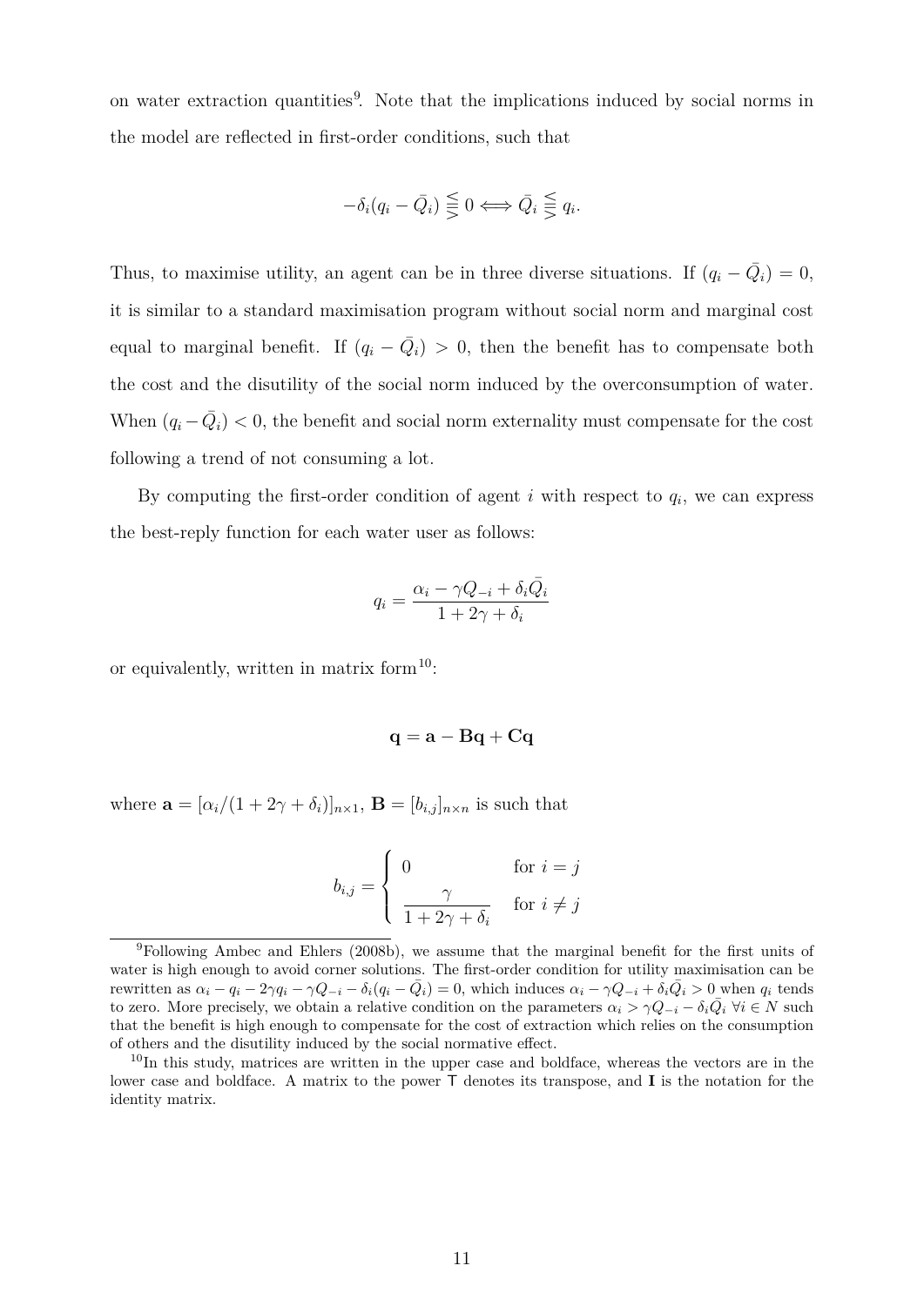on water extraction quantities[9]. Note that the implications induced by social norms in the model are reflected in first-order conditions, such that

$$-\delta_i(q_i - \bar{Q}_i) \lesseqqgtr 0 \Longleftrightarrow \bar{Q}_i \lesseqqgtr q_i.$$

Thus, to maximise utility, an agent can be in three diverse situations. If $(q_i - \bar{Q}_i) = 0$, it is similar to a standard maximisation program without social norm and marginal cost equal to marginal benefit. If $(q_i - \bar{Q}_i) > 0$, then the benefit has to compensate both the cost and the disutility of the social norm induced by the overconsumption of water. When $(q_i - \bar{Q}_i) < 0$, the benefit and social norm externality must compensate for the cost following a trend of not consuming a lot.

By computing the first-order condition of agent $i$ with respect to $q_i$, we can express the best-reply function for each water user as follows:

$$q_i = \frac{\alpha_i - \gamma Q_{-i} + \delta_i \bar{Q}_i}{1 + 2\gamma + \delta_i}$$

or equivalently, written in matrix form[10]:

$$\mathbf{q} = \mathbf{a} - \mathbf{B}\mathbf{q} + \mathbf{C}\mathbf{q}$$

where $\mathbf{a} = [\alpha_i/(1 + 2\gamma + \delta_i)]_{n \times 1}$, $\mathbf{B} = [b_{i,j}]_{n \times n}$ is such that

$$b_{i,j} = \begin{cases} 0 & \text{for } i = j \\ \dfrac{\gamma}{1 + 2\gamma + \delta_i} & \text{for } i \neq j \end{cases}$$

---

[9] Following Ambec and Ehlers (2008b), we assume that the marginal benefit for the first units of water is high enough to avoid corner solutions. The first-order condition for utility maximisation can be rewritten as $\alpha_i - q_i - 2\gamma q_i - \gamma Q_{-i} - \delta_i(q_i - \bar{Q}_i) = 0$, which induces $\alpha_i - \gamma Q_{-i} + \delta_i \bar{Q}_i > 0$ when $q_i$ tends to zero. More precisely, we obtain a relative condition on the parameters $\alpha_i > \gamma Q_{-i} - \delta_i \bar{Q}_i \; \forall i \in N$ such that the benefit is high enough to compensate for the cost of extraction which relies on the consumption of others and the disutility induced by the social normative effect.

[10] In this study, matrices are written in the upper case and boldface, whereas the vectors are in the lower case and boldface. A matrix to the power $\mathsf{T}$ denotes its transpose, and $\mathbf{I}$ is the notation for the identity matrix.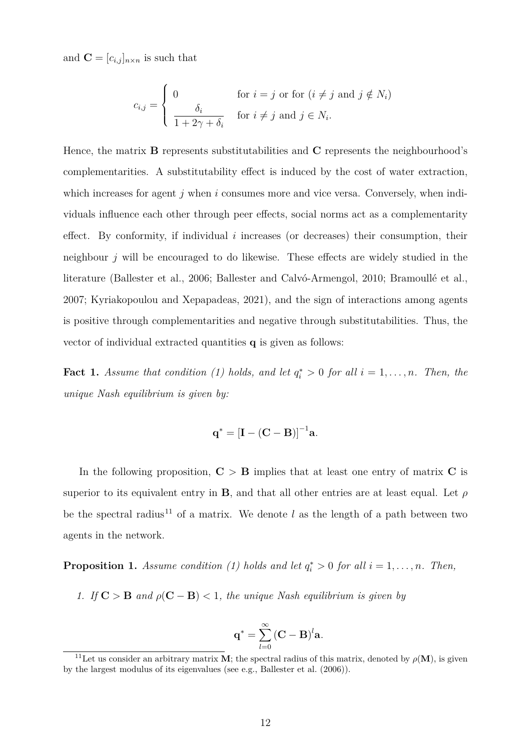and $\mathbf{C} = [c_{i,j}]_{n \times n}$ is such that

$$c_{i,j} = \begin{cases} 0 & \text{for } i = j \text{ or for } (i \neq j \text{ and } j \notin N_i) \\ \dfrac{\delta_i}{1 + 2\gamma + \delta_i} & \text{for } i \neq j \text{ and } j \in N_i. \end{cases}$$

Hence, the matrix $\mathbf{B}$ represents substitutabilities and $\mathbf{C}$ represents the neighbourhood's complementarities. A substitutability effect is induced by the cost of water extraction, which increases for agent $j$ when $i$ consumes more and vice versa. Conversely, when individuals influence each other through peer effects, social norms act as a complementarity effect. By conformity, if individual $i$ increases (or decreases) their consumption, their neighbour $j$ will be encouraged to do likewise. These effects are widely studied in the literature (Ballester et al., 2006; Ballester and Calvó-Armengol, 2010; Bramoullé et al., 2007; Kyriakopoulou and Xepapadeas, 2021), and the sign of interactions among agents is positive through complementarities and negative through substitutabilities. Thus, the vector of individual extracted quantities $\mathbf{q}$ is given as follows:

**Fact 1.** *Assume that condition (1) holds, and let $q_i^* > 0$ for all $i = 1, \ldots, n$. Then, the unique Nash equilibrium is given by:*

$$\mathbf{q}^* = [\mathbf{I} - (\mathbf{C} - \mathbf{B})]^{-1}\mathbf{a}.$$

In the following proposition, $\mathbf{C} > \mathbf{B}$ implies that at least one entry of matrix $\mathbf{C}$ is superior to its equivalent entry in $\mathbf{B}$, and that all other entries are at least equal. Let $\rho$ be the spectral radius[11] of a matrix. We denote $l$ as the length of a path between two agents in the network.

**Proposition 1.** *Assume condition (1) holds and let $q_i^* > 0$ for all $i = 1, \ldots, n$. Then,*

1. *If $\mathbf{C} > \mathbf{B}$ and $\rho(\mathbf{C} - \mathbf{B}) < 1$, the unique Nash equilibrium is given by*

$$\mathbf{q}^* = \sum_{l=0}^{\infty} (\mathbf{C} - \mathbf{B})^l \mathbf{a}.$$

[11] Let us consider an arbitrary matrix $\mathbf{M}$; the spectral radius of this matrix, denoted by $\rho(\mathbf{M})$, is given by the largest modulus of its eigenvalues (see e.g., Ballester et al. (2006)).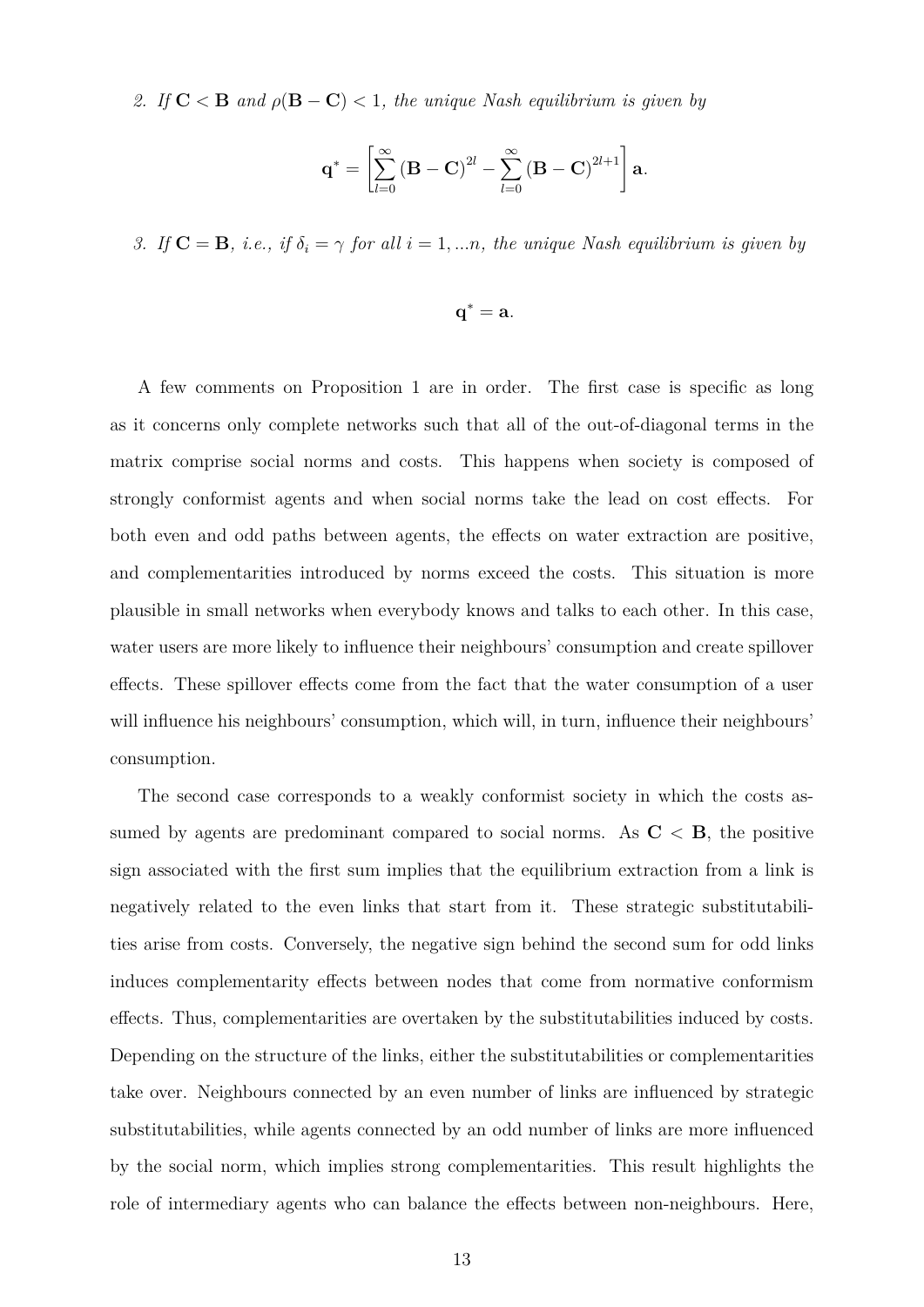2. *If* $\mathbf{C} < \mathbf{B}$ *and* $\rho(\mathbf{B} - \mathbf{C}) < 1$*, the unique Nash equilibrium is given by*

$$\mathbf{q}^* = \left[ \sum_{l=0}^{\infty} (\mathbf{B} - \mathbf{C})^{2l} - \sum_{l=0}^{\infty} (\mathbf{B} - \mathbf{C})^{2l+1} \right] \mathbf{a}.$$

3. *If* $\mathbf{C} = \mathbf{B}$*, i.e., if* $\delta_i = \gamma$ *for all* $i = 1, ...n$*, the unique Nash equilibrium is given by*

$$\mathbf{q}^* = \mathbf{a}.$$

A few comments on Proposition 1 are in order. The first case is specific as long as it concerns only complete networks such that all of the out-of-diagonal terms in the matrix comprise social norms and costs. This happens when society is composed of strongly conformist agents and when social norms take the lead on cost effects. For both even and odd paths between agents, the effects on water extraction are positive, and complementarities introduced by norms exceed the costs. This situation is more plausible in small networks when everybody knows and talks to each other. In this case, water users are more likely to influence their neighbours' consumption and create spillover effects. These spillover effects come from the fact that the water consumption of a user will influence his neighbours' consumption, which will, in turn, influence their neighbours' consumption.

The second case corresponds to a weakly conformist society in which the costs assumed by agents are predominant compared to social norms. As $\mathbf{C} < \mathbf{B}$, the positive sign associated with the first sum implies that the equilibrium extraction from a link is negatively related to the even links that start from it. These strategic substitutabilities arise from costs. Conversely, the negative sign behind the second sum for odd links induces complementarity effects between nodes that come from normative conformism effects. Thus, complementarities are overtaken by the substitutabilities induced by costs. Depending on the structure of the links, either the substitutabilities or complementarities take over. Neighbours connected by an even number of links are influenced by strategic substitutabilities, while agents connected by an odd number of links are more influenced by the social norm, which implies strong complementarities. This result highlights the role of intermediary agents who can balance the effects between non-neighbours. Here,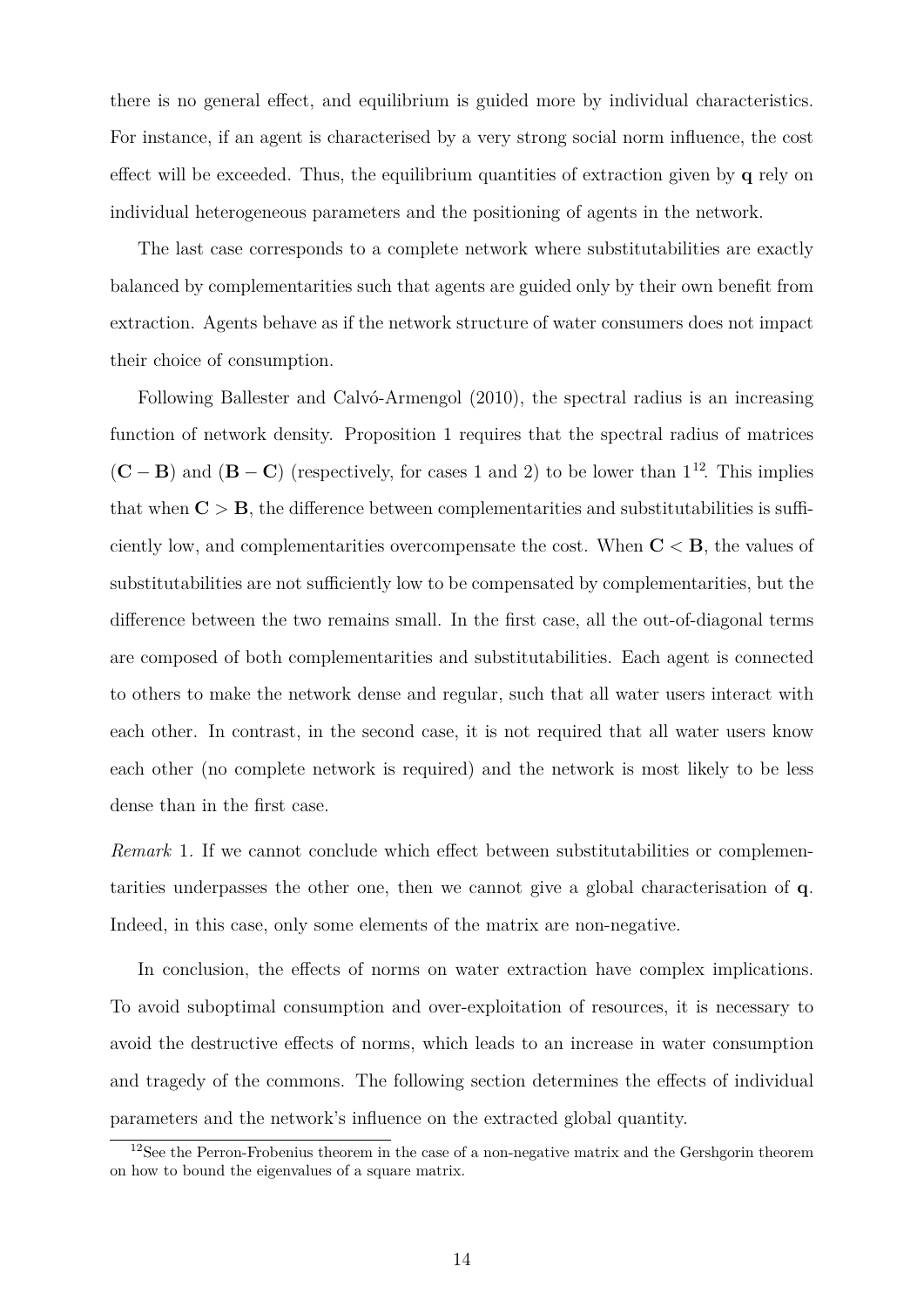there is no general effect, and equilibrium is guided more by individual characteristics. For instance, if an agent is characterised by a very strong social norm influence, the cost effect will be exceeded. Thus, the equilibrium quantities of extraction given by $\mathbf{q}$ rely on individual heterogeneous parameters and the positioning of agents in the network.

The last case corresponds to a complete network where substitutabilities are exactly balanced by complementarities such that agents are guided only by their own benefit from extraction. Agents behave as if the network structure of water consumers does not impact their choice of consumption.

Following Ballester and Calvó-Armengol (2010), the spectral radius is an increasing function of network density. Proposition 1 requires that the spectral radius of matrices $(\mathbf{C} - \mathbf{B})$ and $(\mathbf{B} - \mathbf{C})$ (respectively, for cases 1 and 2) to be lower than 1[12]. This implies that when $\mathbf{C} > \mathbf{B}$, the difference between complementarities and substitutabilities is sufficiently low, and complementarities overcompensate the cost. When $\mathbf{C} < \mathbf{B}$, the values of substitutabilities are not sufficiently low to be compensated by complementarities, but the difference between the two remains small. In the first case, all the out-of-diagonal terms are composed of both complementarities and substitutabilities. Each agent is connected to others to make the network dense and regular, such that all water users interact with each other. In contrast, in the second case, it is not required that all water users know each other (no complete network is required) and the network is most likely to be less dense than in the first case.

*Remark* 1. If we cannot conclude which effect between substitutabilities or complementarities underpasses the other one, then we cannot give a global characterisation of $\mathbf{q}$. Indeed, in this case, only some elements of the matrix are non-negative.

In conclusion, the effects of norms on water extraction have complex implications. To avoid suboptimal consumption and over-exploitation of resources, it is necessary to avoid the destructive effects of norms, which leads to an increase in water consumption and tragedy of the commons. The following section determines the effects of individual parameters and the network's influence on the extracted global quantity.

[12] See the Perron-Frobenius theorem in the case of a non-negative matrix and the Gershgorin theorem on how to bound the eigenvalues of a square matrix.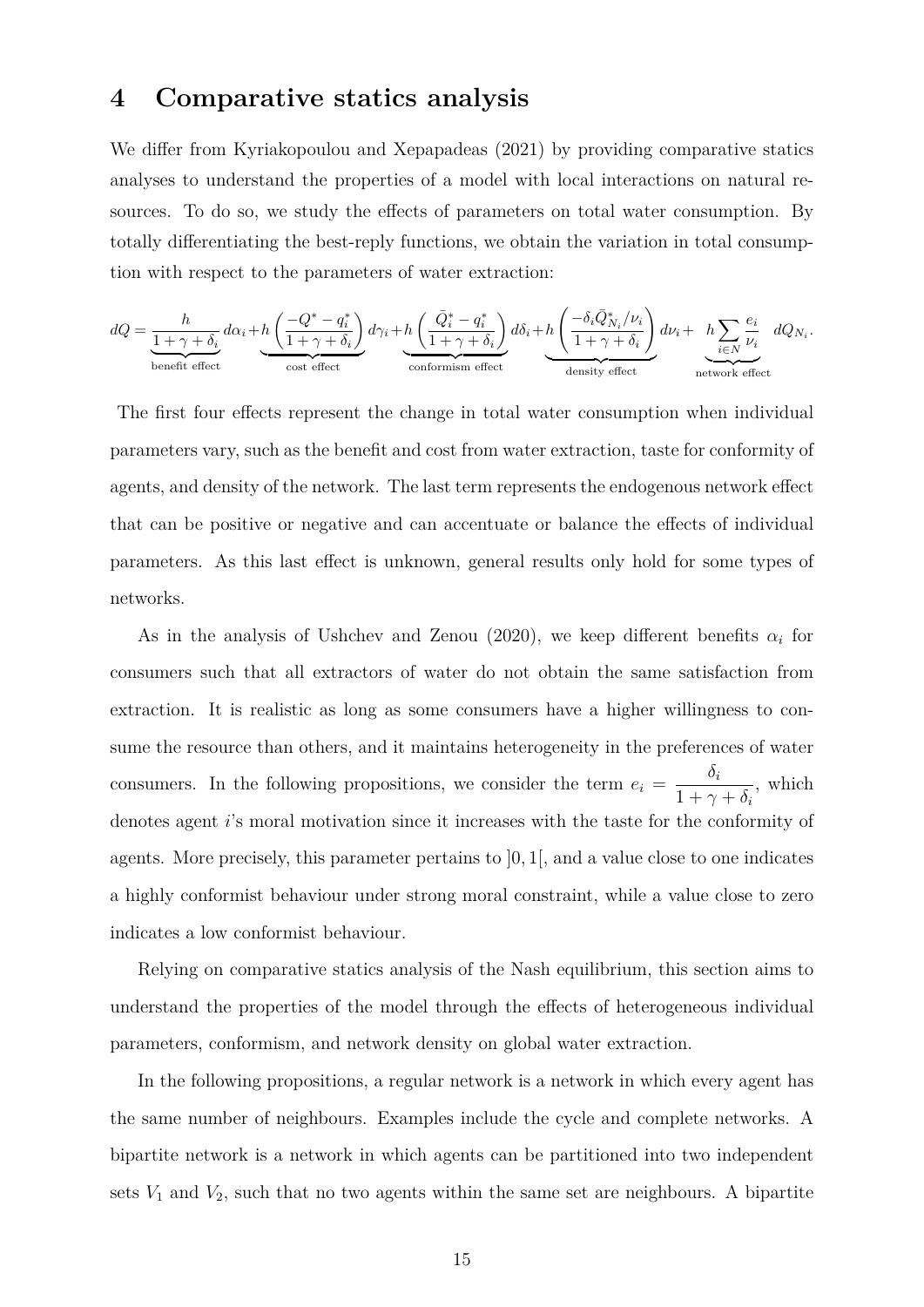## 4 Comparative statics analysis

We differ from Kyriakopoulou and Xepapadeas (2021) by providing comparative statics analyses to understand the properties of a model with local interactions on natural resources. To do so, we study the effects of parameters on total water consumption. By totally differentiating the best-reply functions, we obtain the variation in total consumption with respect to the parameters of water extraction:

$$dQ = \underbrace{\frac{h}{1+\gamma+\delta_i}}_{\text{benefit effect}} d\alpha_i + \underbrace{h\left(\frac{-Q^* - q_i^*}{1+\gamma+\delta_i}\right)}_{\text{cost effect}} d\gamma_i + \underbrace{h\left(\frac{\bar{Q}_i^* - q_i^*}{1+\gamma+\delta_i}\right)}_{\text{conformism effect}} d\delta_i + \underbrace{h\left(\frac{-\delta_i \bar{Q}_{N_i}^*/\nu_i}{1+\gamma+\delta_i}\right)}_{\text{density effect}} d\nu_i + \underbrace{h\sum_{i\in N}\frac{e_i}{\nu_i}}_{\text{network effect}} dQ_{N_i}.$$

The first four effects represent the change in total water consumption when individual parameters vary, such as the benefit and cost from water extraction, taste for conformity of agents, and density of the network. The last term represents the endogenous network effect that can be positive or negative and can accentuate or balance the effects of individual parameters. As this last effect is unknown, general results only hold for some types of networks.

As in the analysis of Ushchev and Zenou (2020), we keep different benefits $\alpha_i$ for consumers such that all extractors of water do not obtain the same satisfaction from extraction. It is realistic as long as some consumers have a higher willingness to consume the resource than others, and it maintains heterogeneity in the preferences of water consumers. In the following propositions, we consider the term $e_i = \dfrac{\delta_i}{1+\gamma+\delta_i}$, which denotes agent $i$'s moral motivation since it increases with the taste for the conformity of agents. More precisely, this parameter pertains to $]0,1[$, and a value close to one indicates a highly conformist behaviour under strong moral constraint, while a value close to zero indicates a low conformist behaviour.

Relying on comparative statics analysis of the Nash equilibrium, this section aims to understand the properties of the model through the effects of heterogeneous individual parameters, conformism, and network density on global water extraction.

In the following propositions, a regular network is a network in which every agent has the same number of neighbours. Examples include the cycle and complete networks. A bipartite network is a network in which agents can be partitioned into two independent sets $V_1$ and $V_2$, such that no two agents within the same set are neighbours. A bipartite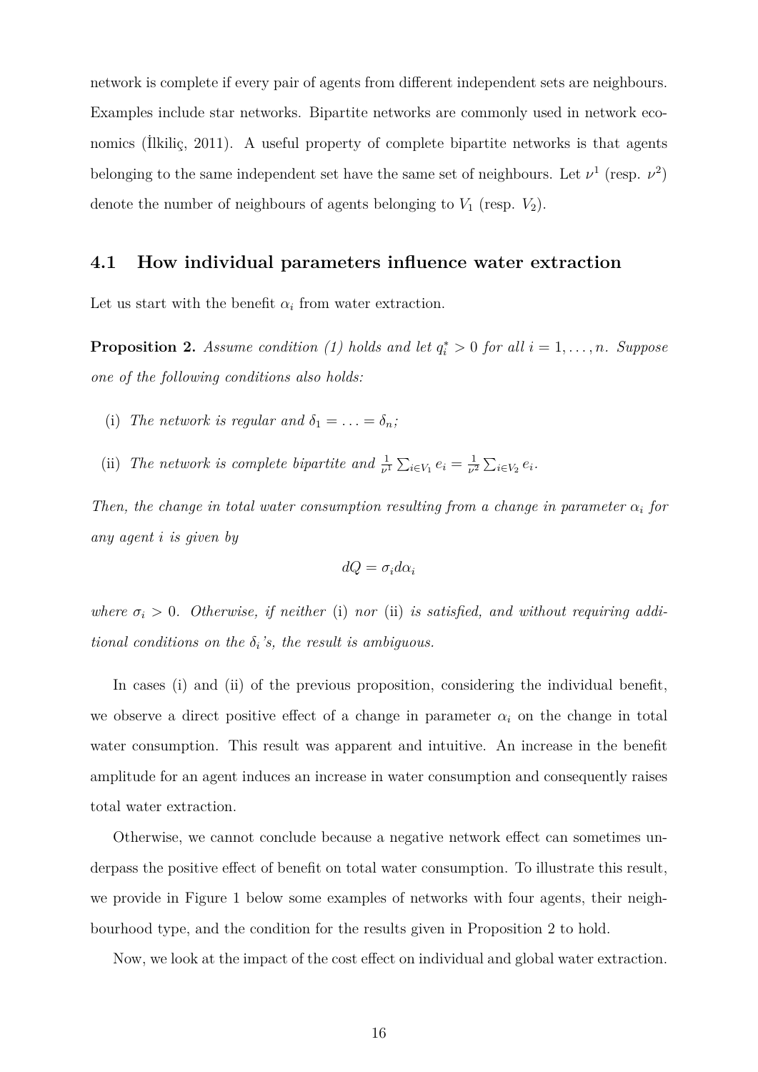network is complete if every pair of agents from different independent sets are neighbours. Examples include star networks. Bipartite networks are commonly used in network economics (İlkiliç, 2011). A useful property of complete bipartite networks is that agents belonging to the same independent set have the same set of neighbours. Let $\nu^1$ (resp. $\nu^2$) denote the number of neighbours of agents belonging to $V_1$ (resp. $V_2$).

### 4.1 How individual parameters influence water extraction

Let us start with the benefit $\alpha_i$ from water extraction.

**Proposition 2.** *Assume condition (1) holds and let $q_i^* > 0$ for all $i = 1, \ldots, n$. Suppose one of the following conditions also holds:*

(i) *The network is regular and $\delta_1 = \ldots = \delta_n$;*

(ii) *The network is complete bipartite and $\frac{1}{\nu^1}\sum_{i \in V_1} e_i = \frac{1}{\nu^2}\sum_{i \in V_2} e_i$.*

*Then, the change in total water consumption resulting from a change in parameter $\alpha_i$ for any agent $i$ is given by*

$$dQ = \sigma_i d\alpha_i$$

*where $\sigma_i > 0$. Otherwise, if neither* (i) *nor* (ii) *is satisfied, and without requiring additional conditions on the $\delta_i$'s, the result is ambiguous.*

In cases (i) and (ii) of the previous proposition, considering the individual benefit, we observe a direct positive effect of a change in parameter $\alpha_i$ on the change in total water consumption. This result was apparent and intuitive. An increase in the benefit amplitude for an agent induces an increase in water consumption and consequently raises total water extraction.

Otherwise, we cannot conclude because a negative network effect can sometimes underpass the positive effect of benefit on total water consumption. To illustrate this result, we provide in Figure 1 below some examples of networks with four agents, their neighbourhood type, and the condition for the results given in Proposition 2 to hold.

Now, we look at the impact of the cost effect on individual and global water extraction.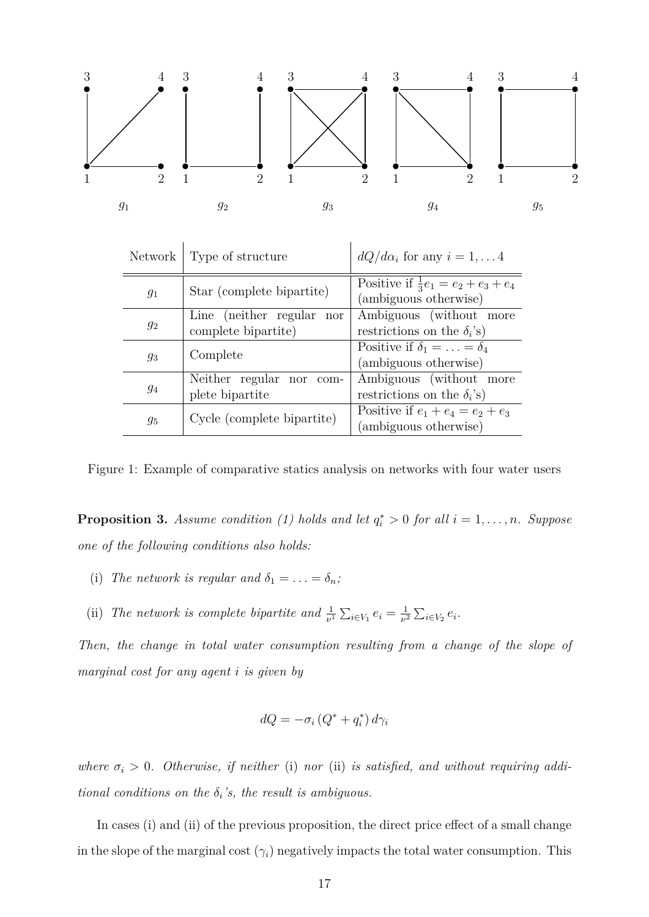| Network | Type of structure | $dQ/d\alpha_i$ for any $i = 1, \ldots 4$ |
|---|---|---|
| $g_1$ | Star (complete bipartite) | Positive if $\frac{1}{3}e_1 = e_2 + e_3 + e_4$ (ambiguous otherwise) |
| $g_2$ | Line (neither regular nor complete bipartite) | Ambiguous (without more restrictions on the $\delta_i$'s) |
| $g_3$ | Complete | Positive if $\delta_1 = \ldots = \delta_4$ (ambiguous otherwise) |
| $g_4$ | Neither regular nor complete bipartite | Ambiguous (without more restrictions on the $\delta_i$'s) |
| $g_5$ | Cycle (complete bipartite) | Positive if $e_1 + e_4 = e_2 + e_3$ (ambiguous otherwise) |

Figure 1: Example of comparative statics analysis on networks with four water users

**Proposition 3.** *Assume condition (1) holds and let $q_i^* > 0$ for all $i = 1, \ldots, n$. Suppose one of the following conditions also holds:*

- (i) *The network is regular and $\delta_1 = \ldots = \delta_n$;*
- (ii) *The network is complete bipartite and $\frac{1}{\nu^1} \sum_{i \in V_1} e_i = \frac{1}{\nu^2} \sum_{i \in V_2} e_i$.*

*Then, the change in total water consumption resulting from a change of the slope of marginal cost for any agent $i$ is given by*

$$dQ = -\sigma_i \left(Q^* + q_i^*\right) d\gamma_i$$

*where $\sigma_i > 0$. Otherwise, if neither* (i) *nor* (ii) *is satisfied, and without requiring additional conditions on the $\delta_i$'s, the result is ambiguous.*

In cases (i) and (ii) of the previous proposition, the direct price effect of a small change in the slope of the marginal cost ($\gamma_i$) negatively impacts the total water consumption. This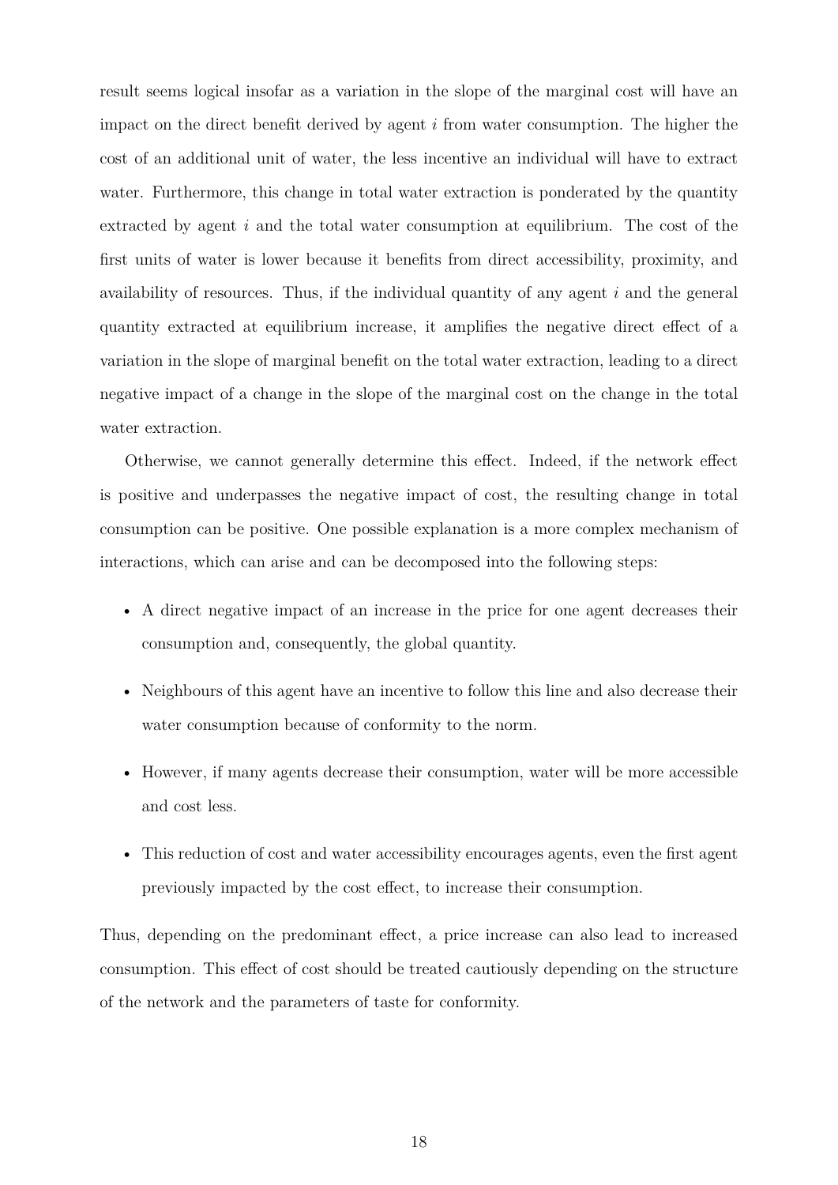result seems logical insofar as a variation in the slope of the marginal cost will have an impact on the direct benefit derived by agent $i$ from water consumption. The higher the cost of an additional unit of water, the less incentive an individual will have to extract water. Furthermore, this change in total water extraction is ponderated by the quantity extracted by agent $i$ and the total water consumption at equilibrium. The cost of the first units of water is lower because it benefits from direct accessibility, proximity, and availability of resources. Thus, if the individual quantity of any agent $i$ and the general quantity extracted at equilibrium increase, it amplifies the negative direct effect of a variation in the slope of marginal benefit on the total water extraction, leading to a direct negative impact of a change in the slope of the marginal cost on the change in the total water extraction.

Otherwise, we cannot generally determine this effect. Indeed, if the network effect is positive and underpasses the negative impact of cost, the resulting change in total consumption can be positive. One possible explanation is a more complex mechanism of interactions, which can arise and can be decomposed into the following steps:

- A direct negative impact of an increase in the price for one agent decreases their consumption and, consequently, the global quantity.
- Neighbours of this agent have an incentive to follow this line and also decrease their water consumption because of conformity to the norm.
- However, if many agents decrease their consumption, water will be more accessible and cost less.
- This reduction of cost and water accessibility encourages agents, even the first agent previously impacted by the cost effect, to increase their consumption.

Thus, depending on the predominant effect, a price increase can also lead to increased consumption. This effect of cost should be treated cautiously depending on the structure of the network and the parameters of taste for conformity.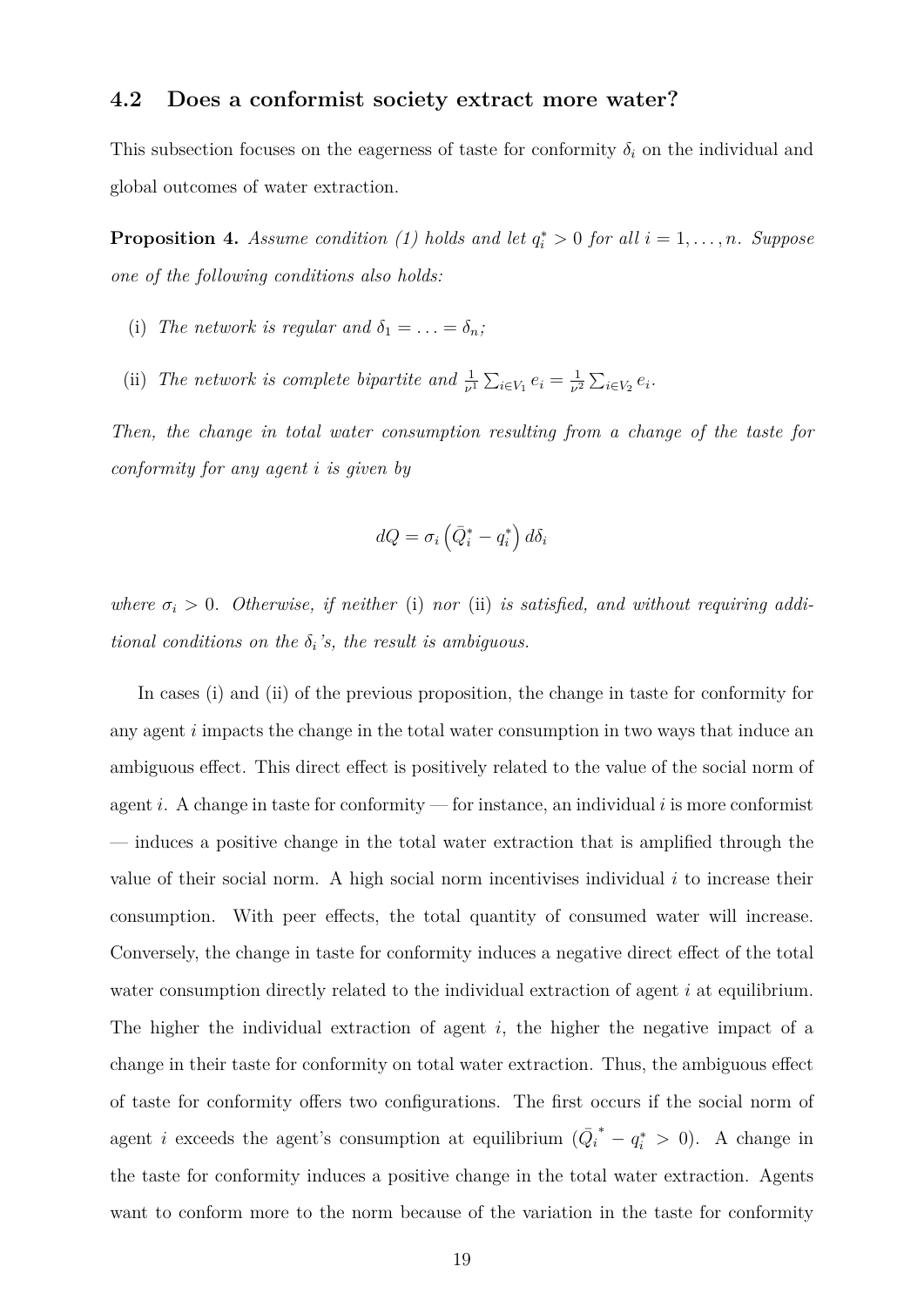### 4.2 Does a conformist society extract more water?

This subsection focuses on the eagerness of taste for conformity $\delta_i$ on the individual and global outcomes of water extraction.

**Proposition 4.** *Assume condition (1) holds and let $q_i^* > 0$ for all $i = 1, \ldots, n$. Suppose one of the following conditions also holds:*

(i) *The network is regular and $\delta_1 = \ldots = \delta_n$;*

(ii) *The network is complete bipartite and $\frac{1}{\nu^1} \sum_{i \in V_1} e_i = \frac{1}{\nu^2} \sum_{i \in V_2} e_i$.*

*Then, the change in total water consumption resulting from a change of the taste for conformity for any agent $i$ is given by*

$$dQ = \sigma_i \left( \bar{Q}_i^* - q_i^* \right) d\delta_i$$

*where $\sigma_i > 0$. Otherwise, if neither* (i) *nor* (ii) *is satisfied, and without requiring additional conditions on the $\delta_i$'s, the result is ambiguous.*

In cases (i) and (ii) of the previous proposition, the change in taste for conformity for any agent $i$ impacts the change in the total water consumption in two ways that induce an ambiguous effect. This direct effect is positively related to the value of the social norm of agent $i$. A change in taste for conformity — for instance, an individual $i$ is more conformist — induces a positive change in the total water extraction that is amplified through the value of their social norm. A high social norm incentivises individual $i$ to increase their consumption. With peer effects, the total quantity of consumed water will increase. Conversely, the change in taste for conformity induces a negative direct effect of the total water consumption directly related to the individual extraction of agent $i$ at equilibrium. The higher the individual extraction of agent $i$, the higher the negative impact of a change in their taste for conformity on total water extraction. Thus, the ambiguous effect of taste for conformity offers two configurations. The first occurs if the social norm of agent $i$ exceeds the agent's consumption at equilibrium ($\bar{Q}_i^* - q_i^* > 0$). A change in the taste for conformity induces a positive change in the total water extraction. Agents want to conform more to the norm because of the variation in the taste for conformity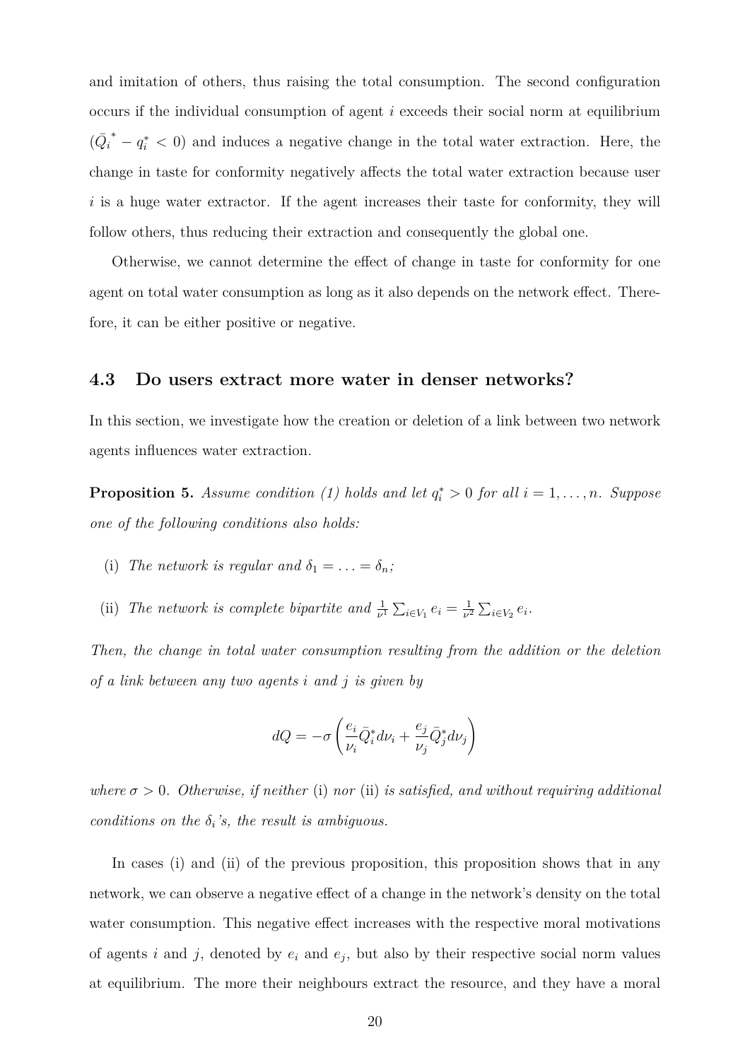and imitation of others, thus raising the total consumption. The second configuration occurs if the individual consumption of agent $i$ exceeds their social norm at equilibrium ($\bar{Q}_i^* - q_i^* < 0$) and induces a negative change in the total water extraction. Here, the change in taste for conformity negatively affects the total water extraction because user $i$ is a huge water extractor. If the agent increases their taste for conformity, they will follow others, thus reducing their extraction and consequently the global one.

Otherwise, we cannot determine the effect of change in taste for conformity for one agent on total water consumption as long as it also depends on the network effect. Therefore, it can be either positive or negative.

### 4.3 Do users extract more water in denser networks?

In this section, we investigate how the creation or deletion of a link between two network agents influences water extraction.

**Proposition 5.** *Assume condition (1) holds and let $q_i^* > 0$ for all $i = 1, \ldots, n$. Suppose one of the following conditions also holds:*

(i) *The network is regular and $\delta_1 = \ldots = \delta_n$;*

(ii) *The network is complete bipartite and $\frac{1}{\nu^1} \sum_{i \in V_1} e_i = \frac{1}{\nu^2} \sum_{i \in V_2} e_i$.*

*Then, the change in total water consumption resulting from the addition or the deletion of a link between any two agents $i$ and $j$ is given by*

$$dQ = -\sigma \left( \frac{e_i}{\nu_i} \bar{Q}_i^* d\nu_i + \frac{e_j}{\nu_j} \bar{Q}_j^* d\nu_j \right)$$

*where $\sigma > 0$. Otherwise, if neither* (i) *nor* (ii) *is satisfied, and without requiring additional conditions on the $\delta_i$'s, the result is ambiguous.*

In cases (i) and (ii) of the previous proposition, this proposition shows that in any network, we can observe a negative effect of a change in the network's density on the total water consumption. This negative effect increases with the respective moral motivations of agents $i$ and $j$, denoted by $e_i$ and $e_j$, but also by their respective social norm values at equilibrium. The more their neighbours extract the resource, and they have a moral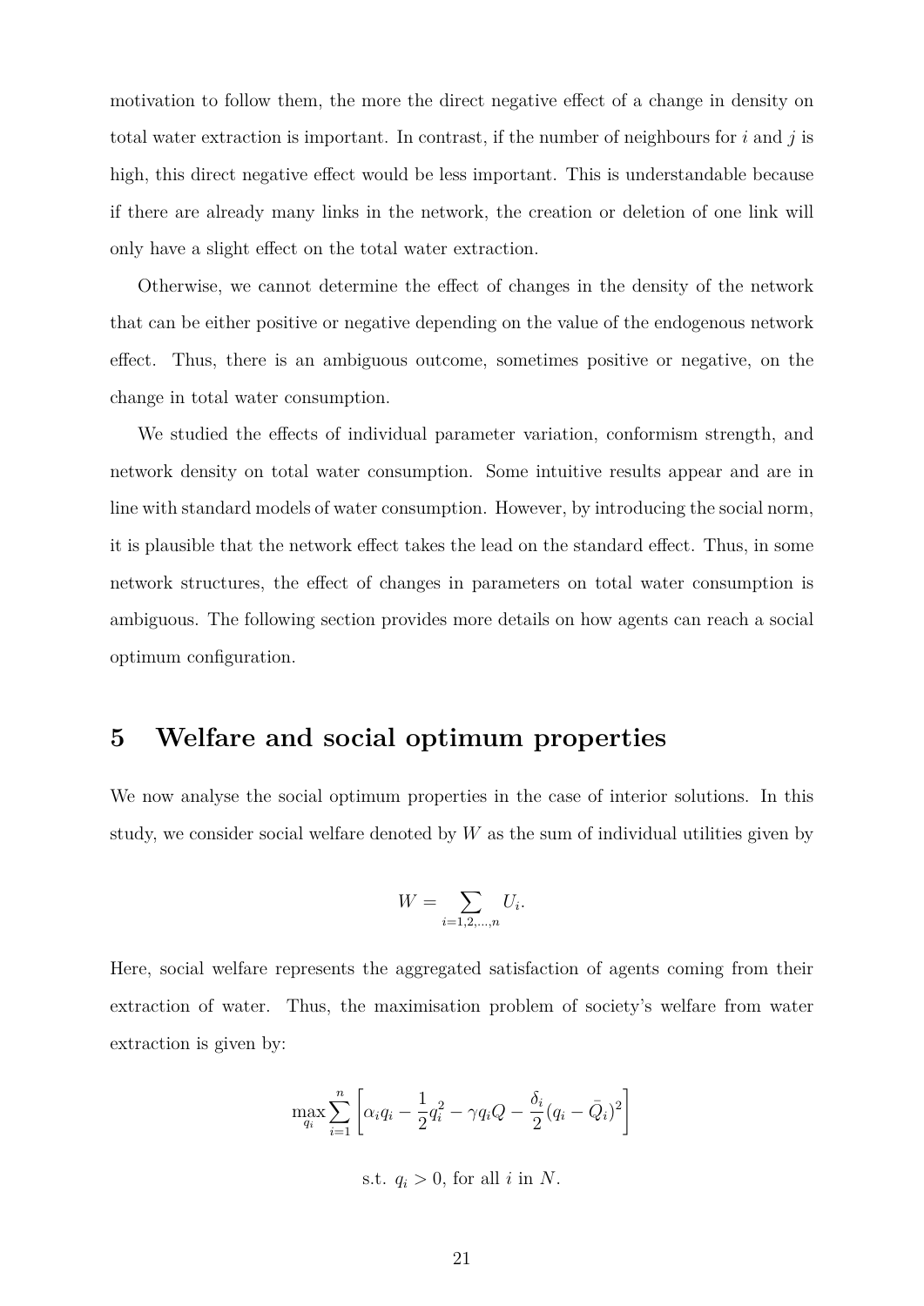motivation to follow them, the more the direct negative effect of a change in density on total water extraction is important. In contrast, if the number of neighbours for $i$ and $j$ is high, this direct negative effect would be less important. This is understandable because if there are already many links in the network, the creation or deletion of one link will only have a slight effect on the total water extraction.

Otherwise, we cannot determine the effect of changes in the density of the network that can be either positive or negative depending on the value of the endogenous network effect. Thus, there is an ambiguous outcome, sometimes positive or negative, on the change in total water consumption.

We studied the effects of individual parameter variation, conformism strength, and network density on total water consumption. Some intuitive results appear and are in line with standard models of water consumption. However, by introducing the social norm, it is plausible that the network effect takes the lead on the standard effect. Thus, in some network structures, the effect of changes in parameters on total water consumption is ambiguous. The following section provides more details on how agents can reach a social optimum configuration.

# 5 Welfare and social optimum properties

We now analyse the social optimum properties in the case of interior solutions. In this study, we consider social welfare denoted by $W$ as the sum of individual utilities given by

$$W = \sum_{i=1,2,\ldots,n} U_i.$$

Here, social welfare represents the aggregated satisfaction of agents coming from their extraction of water. Thus, the maximisation problem of society's welfare from water extraction is given by:

$$\max_{q_i} \sum_{i=1}^{n} \left[ \alpha_i q_i - \frac{1}{2} q_i^2 - \gamma q_i Q - \frac{\delta_i}{2} (q_i - \bar{Q}_i)^2 \right]$$

$$\text{s.t. } q_i > 0, \text{ for all } i \text{ in } N.$$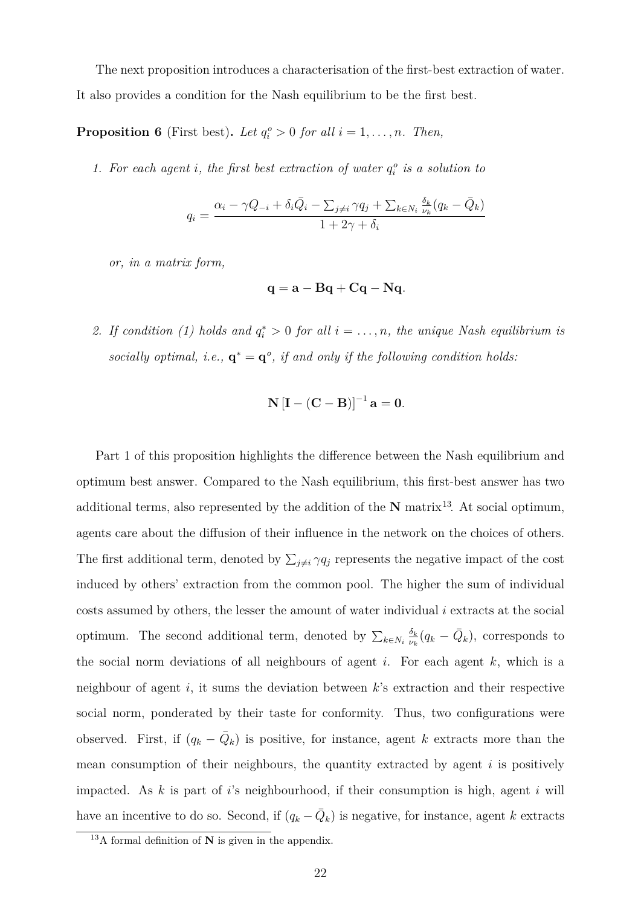The next proposition introduces a characterisation of the first-best extraction of water. It also provides a condition for the Nash equilibrium to be the first best.

**Proposition 6** (First best)**.** *Let $q_i^o > 0$ for all $i = 1, \ldots, n$. Then,*

1. *For each agent $i$, the first best extraction of water $q_i^o$ is a solution to*

$$q_i = \frac{\alpha_i - \gamma Q_{-i} + \delta_i \bar{Q}_i - \sum_{j \neq i} \gamma q_j + \sum_{k \in N_i} \frac{\delta_k}{\nu_k}(q_k - \bar{Q}_k)}{1 + 2\gamma + \delta_i}$$

*or, in a matrix form,*

$$\mathbf{q} = \mathbf{a} - \mathbf{B}\mathbf{q} + \mathbf{C}\mathbf{q} - \mathbf{N}\mathbf{q}.$$

2. *If condition (1) holds and $q_i^* > 0$ for all $i = \ldots, n$, the unique Nash equilibrium is socially optimal, i.e., $\mathbf{q}^* = \mathbf{q}^o$, if and only if the following condition holds:*

$$\mathbf{N}\left[\mathbf{I} - (\mathbf{C} - \mathbf{B})\right]^{-1} \mathbf{a} = \mathbf{0}.$$

Part 1 of this proposition highlights the difference between the Nash equilibrium and optimum best answer. Compared to the Nash equilibrium, this first-best answer has two additional terms, also represented by the addition of the $\mathbf{N}$ matrix[13]. At social optimum, agents care about the diffusion of their influence in the network on the choices of others. The first additional term, denoted by $\sum_{j \neq i} \gamma q_j$ represents the negative impact of the cost induced by others' extraction from the common pool. The higher the sum of individual costs assumed by others, the lesser the amount of water individual $i$ extracts at the social optimum. The second additional term, denoted by $\sum_{k \in N_i} \frac{\delta_k}{\nu_k}(q_k - \bar{Q}_k)$, corresponds to the social norm deviations of all neighbours of agent $i$. For each agent $k$, which is a neighbour of agent $i$, it sums the deviation between $k$'s extraction and their respective social norm, ponderated by their taste for conformity. Thus, two configurations were observed. First, if $(q_k - \bar{Q}_k)$ is positive, for instance, agent $k$ extracts more than the mean consumption of their neighbours, the quantity extracted by agent $i$ is positively impacted. As $k$ is part of $i$'s neighbourhood, if their consumption is high, agent $i$ will have an incentive to do so. Second, if $(q_k - \bar{Q}_k)$ is negative, for instance, agent $k$ extracts

[13] A formal definition of $\mathbf{N}$ is given in the appendix.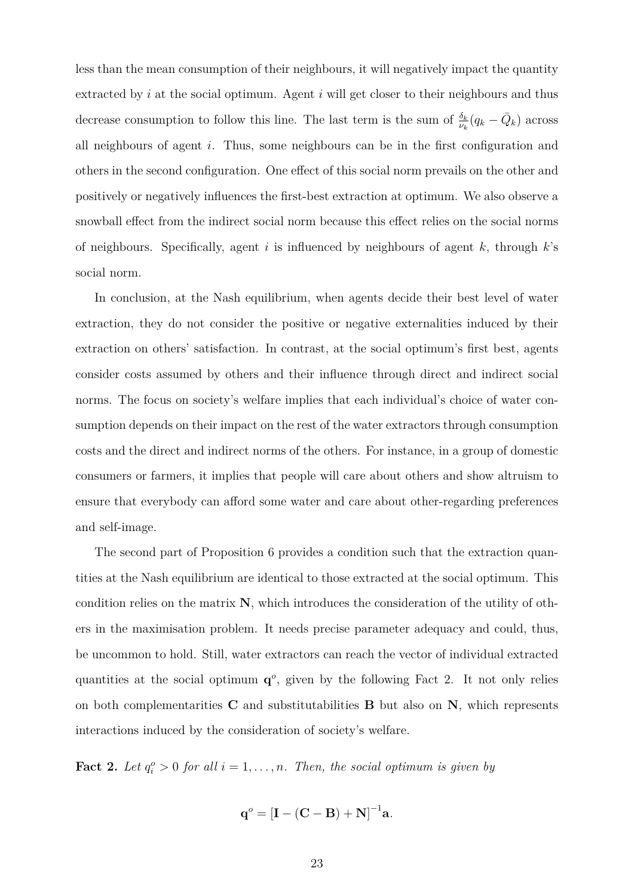less than the mean consumption of their neighbours, it will negatively impact the quantity extracted by $i$ at the social optimum. Agent $i$ will get closer to their neighbours and thus decrease consumption to follow this line. The last term is the sum of $\frac{\delta_k}{\nu_k}(q_k - \bar{Q}_k)$ across all neighbours of agent $i$. Thus, some neighbours can be in the first configuration and others in the second configuration. One effect of this social norm prevails on the other and positively or negatively influences the first-best extraction at optimum. We also observe a snowball effect from the indirect social norm because this effect relies on the social norms of neighbours. Specifically, agent $i$ is influenced by neighbours of agent $k$, through $k$'s social norm.

In conclusion, at the Nash equilibrium, when agents decide their best level of water extraction, they do not consider the positive or negative externalities induced by their extraction on others' satisfaction. In contrast, at the social optimum's first best, agents consider costs assumed by others and their influence through direct and indirect social norms. The focus on society's welfare implies that each individual's choice of water consumption depends on their impact on the rest of the water extractors through consumption costs and the direct and indirect norms of the others. For instance, in a group of domestic consumers or farmers, it implies that people will care about others and show altruism to ensure that everybody can afford some water and care about other-regarding preferences and self-image.

The second part of Proposition 6 provides a condition such that the extraction quantities at the Nash equilibrium are identical to those extracted at the social optimum. This condition relies on the matrix $\mathbf{N}$, which introduces the consideration of the utility of others in the maximisation problem. It needs precise parameter adequacy and could, thus, be uncommon to hold. Still, water extractors can reach the vector of individual extracted quantities at the social optimum $\mathbf{q}^o$, given by the following Fact 2. It not only relies on both complementarities $\mathbf{C}$ and substitutabilities $\mathbf{B}$ but also on $\mathbf{N}$, which represents interactions induced by the consideration of society's welfare.

**Fact 2.** *Let $q_i^o > 0$ for all $i = 1, \ldots, n$. Then, the social optimum is given by*

$$\mathbf{q}^o = [\mathbf{I} - (\mathbf{C} - \mathbf{B}) + \mathbf{N}]^{-1}\mathbf{a}.$$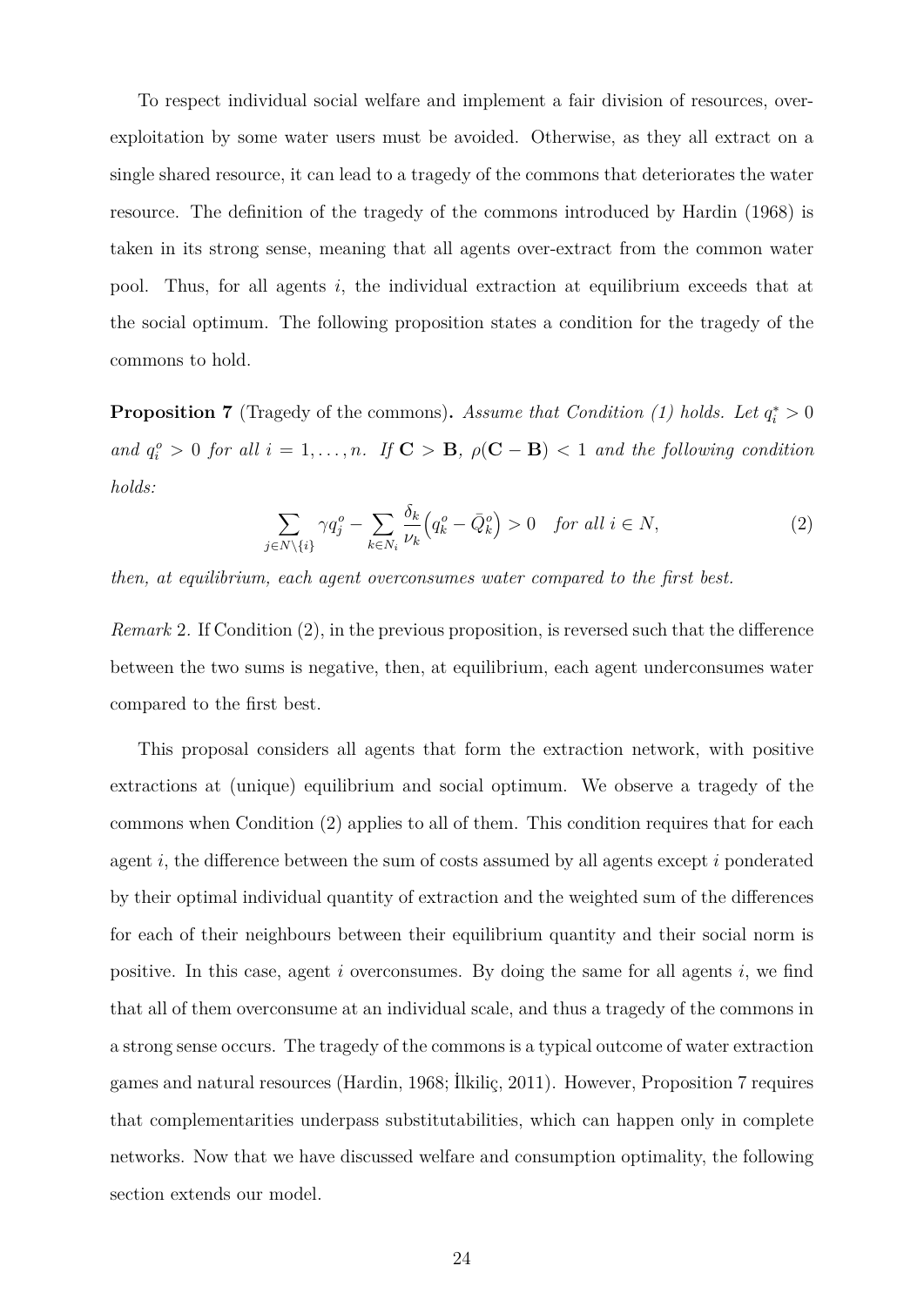To respect individual social welfare and implement a fair division of resources, over-exploitation by some water users must be avoided. Otherwise, as they all extract on a single shared resource, it can lead to a tragedy of the commons that deteriorates the water resource. The definition of the tragedy of the commons introduced by Hardin (1968) is taken in its strong sense, meaning that all agents over-extract from the common water pool. Thus, for all agents $i$, the individual extraction at equilibrium exceeds that at the social optimum. The following proposition states a condition for the tragedy of the commons to hold.

**Proposition 7** (Tragedy of the commons)**.** *Assume that Condition (1) holds. Let $q_i^* > 0$ and $q_i^o > 0$ for all $i = 1, \ldots, n$. If $\mathbf{C} > \mathbf{B}$, $\rho(\mathbf{C} - \mathbf{B}) < 1$ and the following condition holds:*

$$\sum_{j \in N \setminus \{i\}} \gamma q_j^o - \sum_{k \in N_i} \frac{\delta_k}{\nu_k} \Big( q_k^o - \bar{Q}_k^o \Big) > 0 \quad \text{for all } i \in N, \tag{2}$$

*then, at equilibrium, each agent overconsumes water compared to the first best.*

*Remark* 2. If Condition (2), in the previous proposition, is reversed such that the difference between the two sums is negative, then, at equilibrium, each agent underconsumes water compared to the first best.

This proposal considers all agents that form the extraction network, with positive extractions at (unique) equilibrium and social optimum. We observe a tragedy of the commons when Condition (2) applies to all of them. This condition requires that for each agent $i$, the difference between the sum of costs assumed by all agents except $i$ ponderated by their optimal individual quantity of extraction and the weighted sum of the differences for each of their neighbours between their equilibrium quantity and their social norm is positive. In this case, agent $i$ overconsumes. By doing the same for all agents $i$, we find that all of them overconsume at an individual scale, and thus a tragedy of the commons in a strong sense occurs. The tragedy of the commons is a typical outcome of water extraction games and natural resources (Hardin, 1968; İlkiliç, 2011). However, Proposition 7 requires that complementarities underpass substitutabilities, which can happen only in complete networks. Now that we have discussed welfare and consumption optimality, the following section extends our model.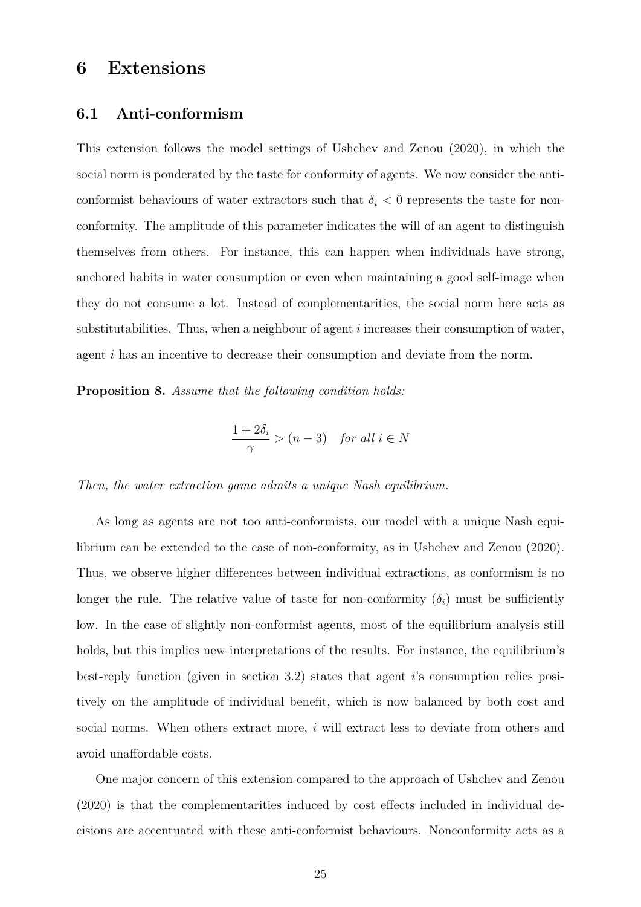# 6 Extensions

## 6.1 Anti-conformism

This extension follows the model settings of Ushchev and Zenou (2020), in which the social norm is ponderated by the taste for conformity of agents. We now consider the anti-conformist behaviours of water extractors such that $\delta_i < 0$ represents the taste for non-conformity. The amplitude of this parameter indicates the will of an agent to distinguish themselves from others. For instance, this can happen when individuals have strong, anchored habits in water consumption or even when maintaining a good self-image when they do not consume a lot. Instead of complementarities, the social norm here acts as substitutabilities. Thus, when a neighbour of agent $i$ increases their consumption of water, agent $i$ has an incentive to decrease their consumption and deviate from the norm.

**Proposition 8.** *Assume that the following condition holds:*

$$\frac{1 + 2\delta_i}{\gamma} > (n - 3) \quad \textit{for all } i \in N$$

*Then, the water extraction game admits a unique Nash equilibrium.*

As long as agents are not too anti-conformists, our model with a unique Nash equilibrium can be extended to the case of non-conformity, as in Ushchev and Zenou (2020). Thus, we observe higher differences between individual extractions, as conformism is no longer the rule. The relative value of taste for non-conformity ($\delta_i$) must be sufficiently low. In the case of slightly non-conformist agents, most of the equilibrium analysis still holds, but this implies new interpretations of the results. For instance, the equilibrium's best-reply function (given in section 3.2) states that agent $i$'s consumption relies positively on the amplitude of individual benefit, which is now balanced by both cost and social norms. When others extract more, $i$ will extract less to deviate from others and avoid unaffordable costs.

One major concern of this extension compared to the approach of Ushchev and Zenou (2020) is that the complementarities induced by cost effects included in individual decisions are accentuated with these anti-conformist behaviours. Nonconformity acts as a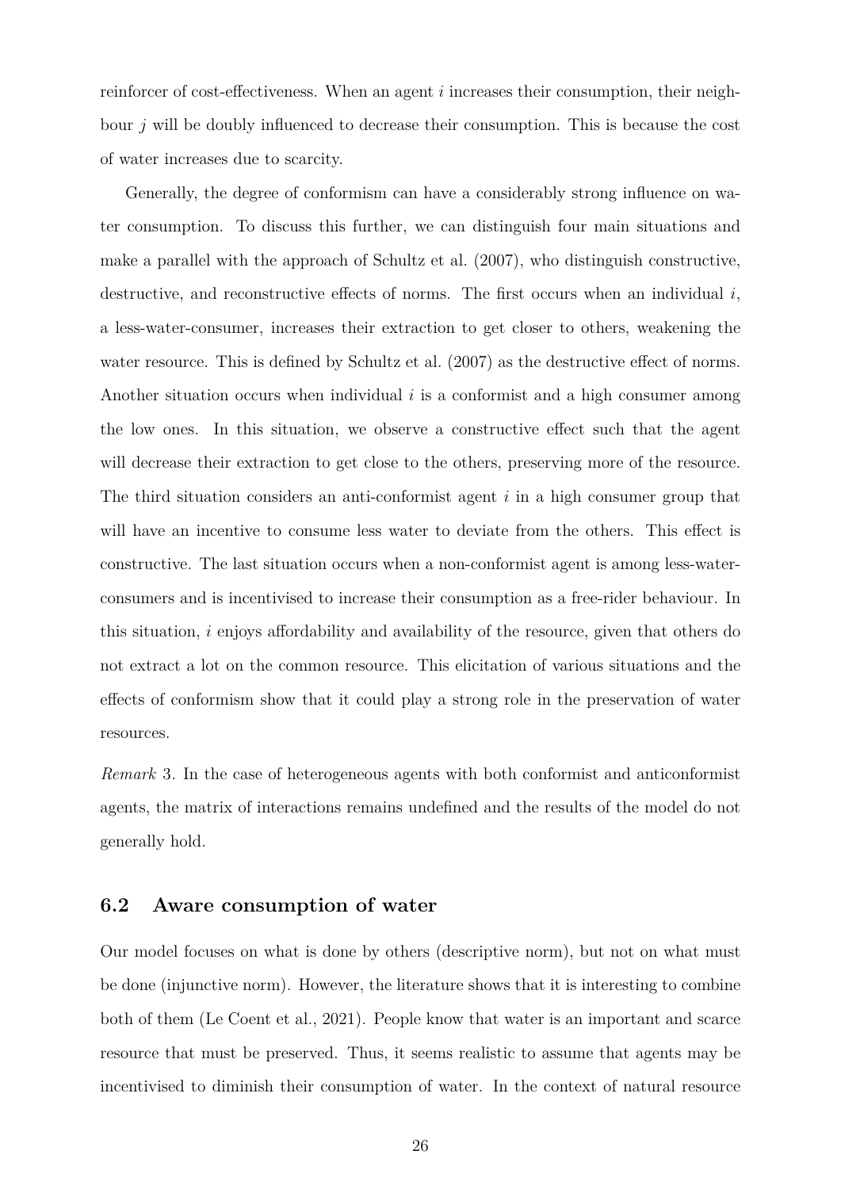reinforcer of cost-effectiveness. When an agent $i$ increases their consumption, their neighbour $j$ will be doubly influenced to decrease their consumption. This is because the cost of water increases due to scarcity.

Generally, the degree of conformism can have a considerably strong influence on water consumption. To discuss this further, we can distinguish four main situations and make a parallel with the approach of Schultz et al. (2007), who distinguish constructive, destructive, and reconstructive effects of norms. The first occurs when an individual $i$, a less-water-consumer, increases their extraction to get closer to others, weakening the water resource. This is defined by Schultz et al. (2007) as the destructive effect of norms. Another situation occurs when individual $i$ is a conformist and a high consumer among the low ones. In this situation, we observe a constructive effect such that the agent will decrease their extraction to get close to the others, preserving more of the resource. The third situation considers an anti-conformist agent $i$ in a high consumer group that will have an incentive to consume less water to deviate from the others. This effect is constructive. The last situation occurs when a non-conformist agent is among less-water-consumers and is incentivised to increase their consumption as a free-rider behaviour. In this situation, $i$ enjoys affordability and availability of the resource, given that others do not extract a lot on the common resource. This elicitation of various situations and the effects of conformism show that it could play a strong role in the preservation of water resources.

*Remark* 3. In the case of heterogeneous agents with both conformist and anticonformist agents, the matrix of interactions remains undefined and the results of the model do not generally hold.

## 6.2 Aware consumption of water

Our model focuses on what is done by others (descriptive norm), but not on what must be done (injunctive norm). However, the literature shows that it is interesting to combine both of them (Le Coent et al., 2021). People know that water is an important and scarce resource that must be preserved. Thus, it seems realistic to assume that agents may be incentivised to diminish their consumption of water. In the context of natural resource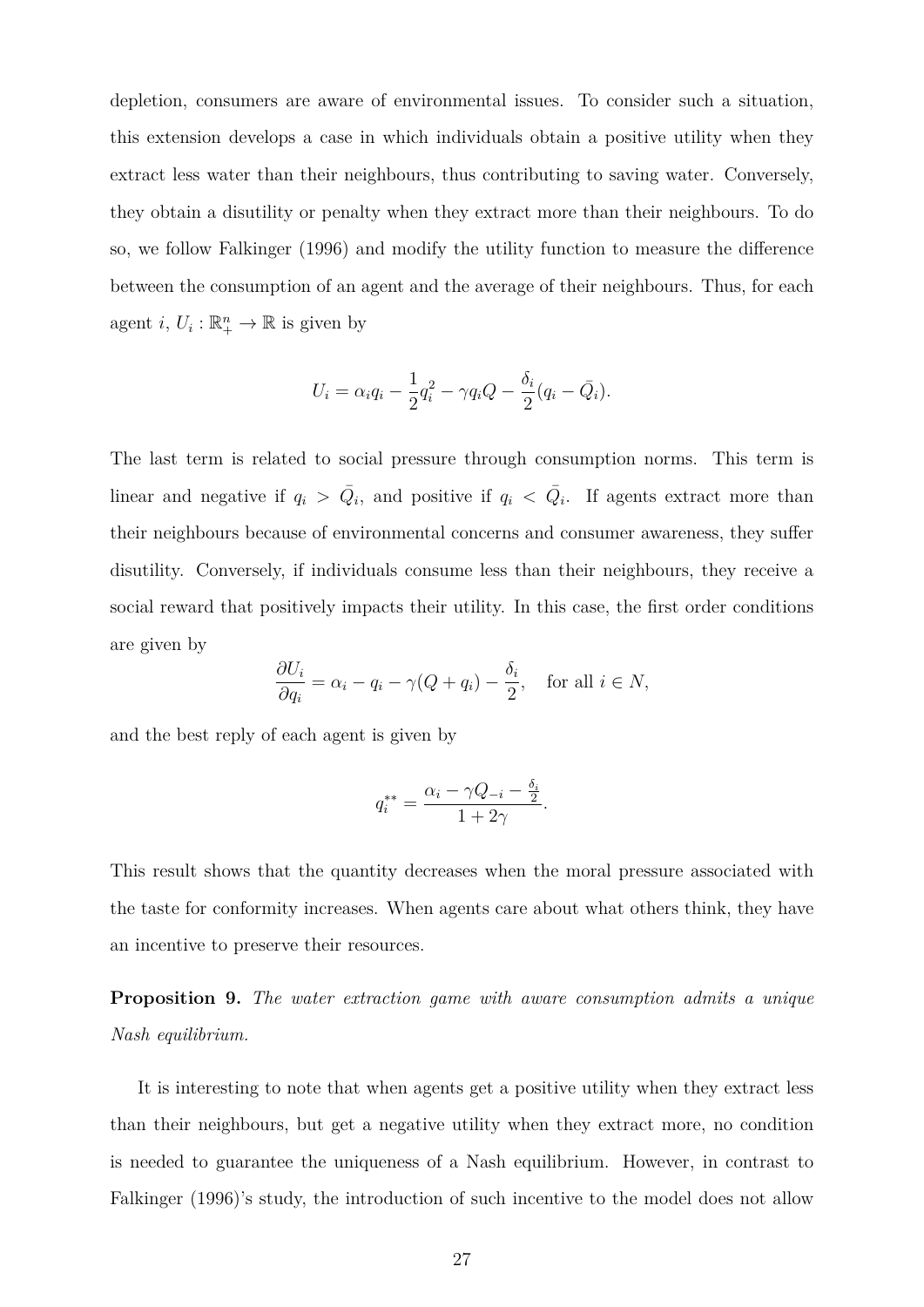depletion, consumers are aware of environmental issues. To consider such a situation, this extension develops a case in which individuals obtain a positive utility when they extract less water than their neighbours, thus contributing to saving water. Conversely, they obtain a disutility or penalty when they extract more than their neighbours. To do so, we follow Falkinger (1996) and modify the utility function to measure the difference between the consumption of an agent and the average of their neighbours. Thus, for each agent $i$, $U_i : \mathbb{R}^n_+ \to \mathbb{R}$ is given by

$$U_i = \alpha_i q_i - \frac{1}{2}q_i^2 - \gamma q_i Q - \frac{\delta_i}{2}(q_i - \bar{Q}_i).$$

The last term is related to social pressure through consumption norms. This term is linear and negative if $q_i > \bar{Q}_i$, and positive if $q_i < \bar{Q}_i$. If agents extract more than their neighbours because of environmental concerns and consumer awareness, they suffer disutility. Conversely, if individuals consume less than their neighbours, they receive a social reward that positively impacts their utility. In this case, the first order conditions are given by

$$\frac{\partial U_i}{\partial q_i} = \alpha_i - q_i - \gamma(Q + q_i) - \frac{\delta_i}{2}, \quad \text{for all } i \in N,$$

and the best reply of each agent is given by

$$q_i^{**} = \frac{\alpha_i - \gamma Q_{-i} - \frac{\delta_i}{2}}{1 + 2\gamma}.$$

This result shows that the quantity decreases when the moral pressure associated with the taste for conformity increases. When agents care about what others think, they have an incentive to preserve their resources.

**Proposition 9.** *The water extraction game with aware consumption admits a unique Nash equilibrium.*

It is interesting to note that when agents get a positive utility when they extract less than their neighbours, but get a negative utility when they extract more, no condition is needed to guarantee the uniqueness of a Nash equilibrium. However, in contrast to Falkinger (1996)'s study, the introduction of such incentive to the model does not allow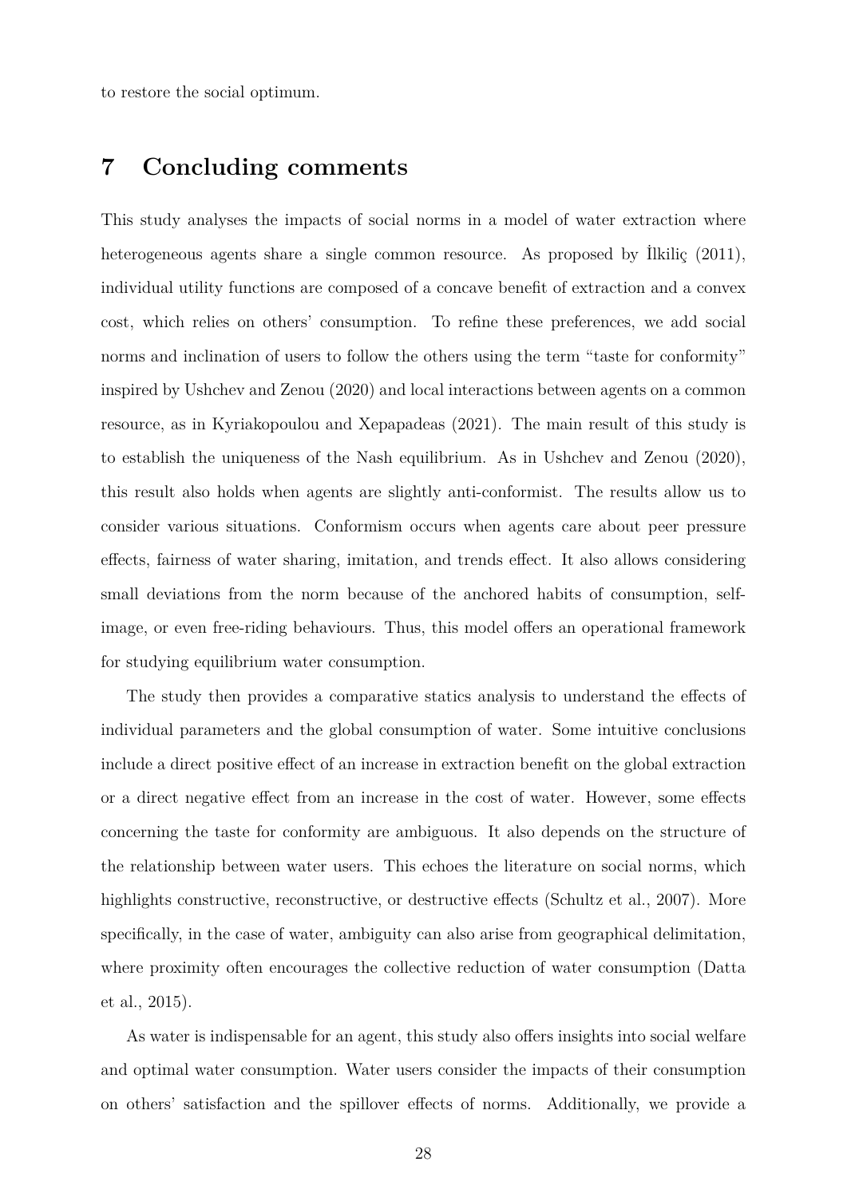to restore the social optimum.

## 7 Concluding comments

This study analyses the impacts of social norms in a model of water extraction where heterogeneous agents share a single common resource. As proposed by İlkiliç (2011), individual utility functions are composed of a concave benefit of extraction and a convex cost, which relies on others' consumption. To refine these preferences, we add social norms and inclination of users to follow the others using the term "taste for conformity" inspired by Ushchev and Zenou (2020) and local interactions between agents on a common resource, as in Kyriakopoulou and Xepapadeas (2021). The main result of this study is to establish the uniqueness of the Nash equilibrium. As in Ushchev and Zenou (2020), this result also holds when agents are slightly anti-conformist. The results allow us to consider various situations. Conformism occurs when agents care about peer pressure effects, fairness of water sharing, imitation, and trends effect. It also allows considering small deviations from the norm because of the anchored habits of consumption, self-image, or even free-riding behaviours. Thus, this model offers an operational framework for studying equilibrium water consumption.

The study then provides a comparative statics analysis to understand the effects of individual parameters and the global consumption of water. Some intuitive conclusions include a direct positive effect of an increase in extraction benefit on the global extraction or a direct negative effect from an increase in the cost of water. However, some effects concerning the taste for conformity are ambiguous. It also depends on the structure of the relationship between water users. This echoes the literature on social norms, which highlights constructive, reconstructive, or destructive effects (Schultz et al., 2007). More specifically, in the case of water, ambiguity can also arise from geographical delimitation, where proximity often encourages the collective reduction of water consumption (Datta et al., 2015).

As water is indispensable for an agent, this study also offers insights into social welfare and optimal water consumption. Water users consider the impacts of their consumption on others' satisfaction and the spillover effects of norms. Additionally, we provide a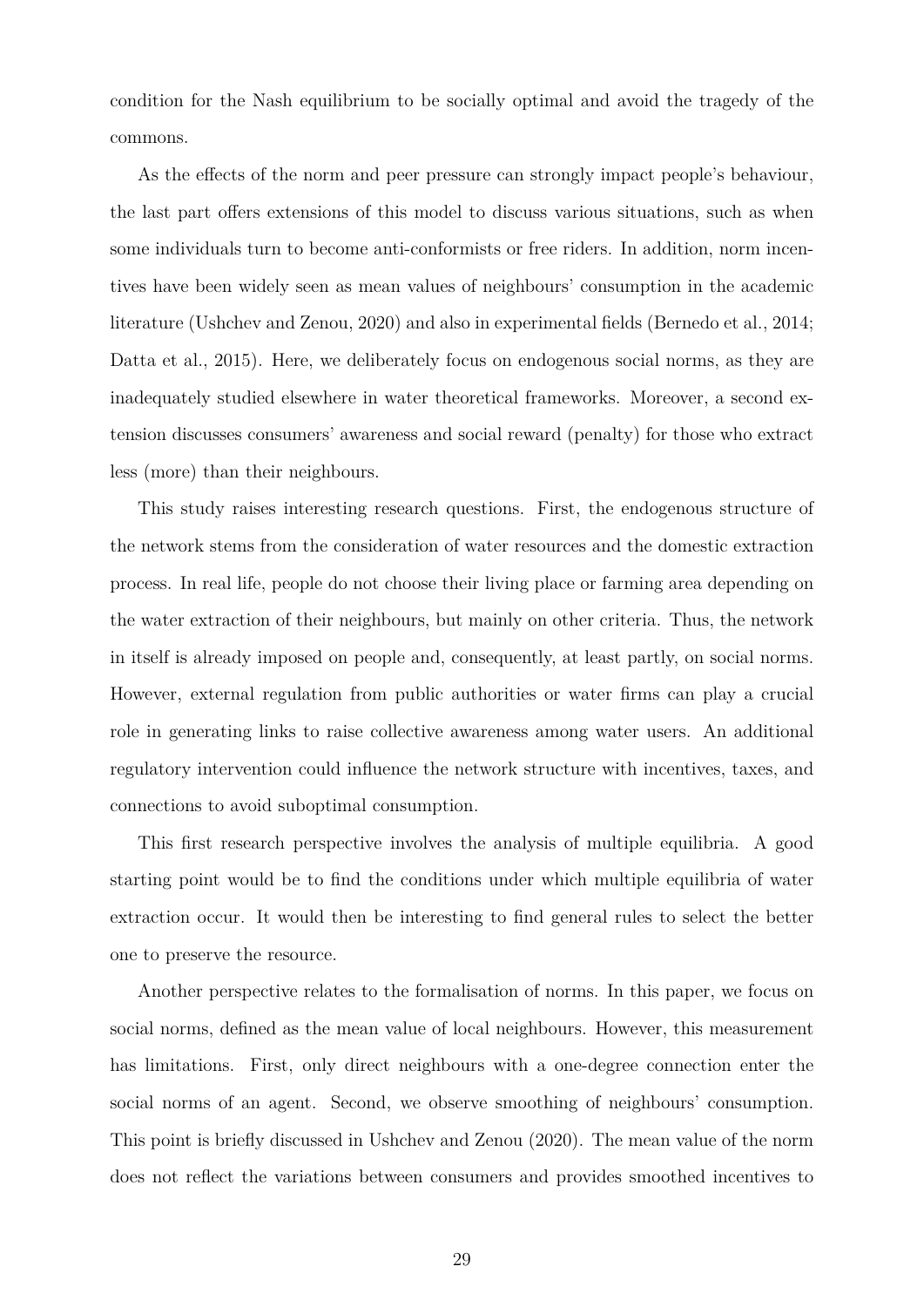condition for the Nash equilibrium to be socially optimal and avoid the tragedy of the commons.

As the effects of the norm and peer pressure can strongly impact people's behaviour, the last part offers extensions of this model to discuss various situations, such as when some individuals turn to become anti-conformists or free riders. In addition, norm incentives have been widely seen as mean values of neighbours' consumption in the academic literature (Ushchev and Zenou, 2020) and also in experimental fields (Bernedo et al., 2014; Datta et al., 2015). Here, we deliberately focus on endogenous social norms, as they are inadequately studied elsewhere in water theoretical frameworks. Moreover, a second extension discusses consumers' awareness and social reward (penalty) for those who extract less (more) than their neighbours.

This study raises interesting research questions. First, the endogenous structure of the network stems from the consideration of water resources and the domestic extraction process. In real life, people do not choose their living place or farming area depending on the water extraction of their neighbours, but mainly on other criteria. Thus, the network in itself is already imposed on people and, consequently, at least partly, on social norms. However, external regulation from public authorities or water firms can play a crucial role in generating links to raise collective awareness among water users. An additional regulatory intervention could influence the network structure with incentives, taxes, and connections to avoid suboptimal consumption.

This first research perspective involves the analysis of multiple equilibria. A good starting point would be to find the conditions under which multiple equilibria of water extraction occur. It would then be interesting to find general rules to select the better one to preserve the resource.

Another perspective relates to the formalisation of norms. In this paper, we focus on social norms, defined as the mean value of local neighbours. However, this measurement has limitations. First, only direct neighbours with a one-degree connection enter the social norms of an agent. Second, we observe smoothing of neighbours' consumption. This point is briefly discussed in Ushchev and Zenou (2020). The mean value of the norm does not reflect the variations between consumers and provides smoothed incentives to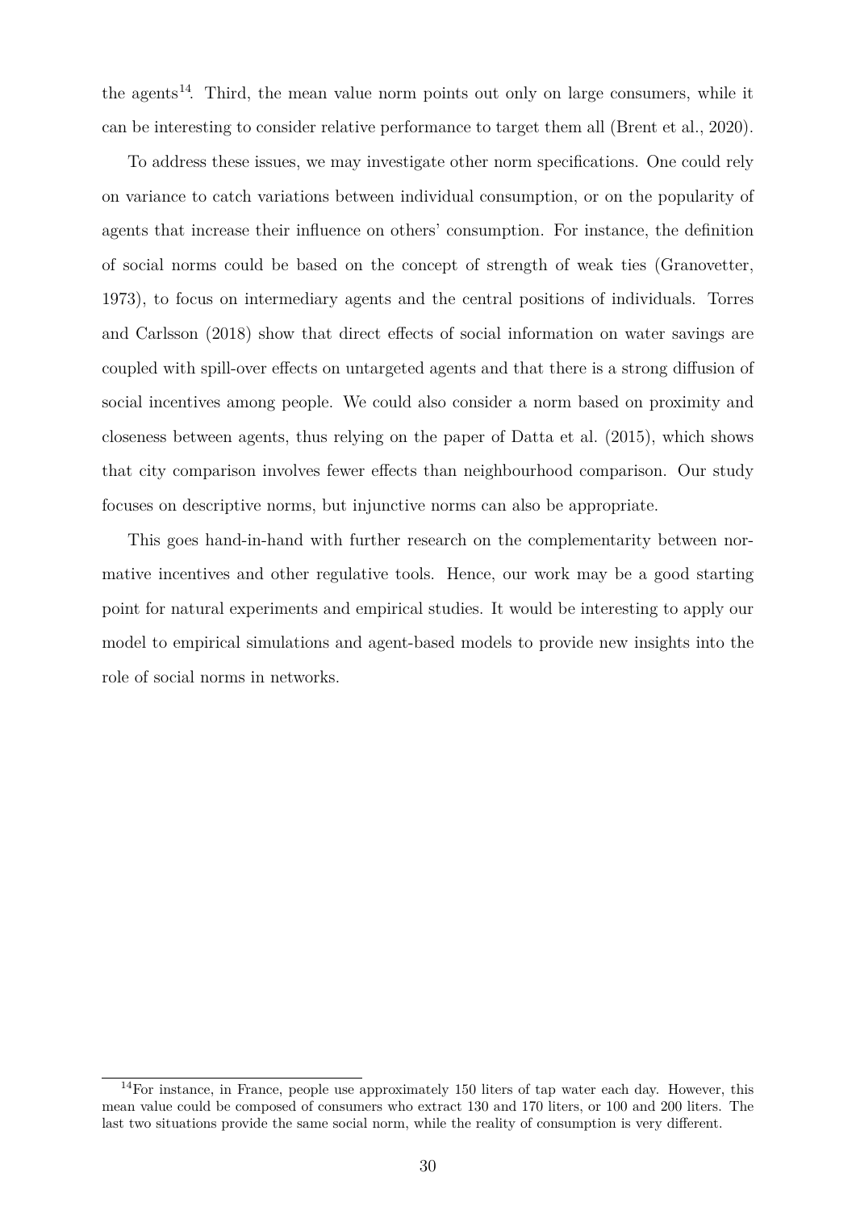the agents[14]. Third, the mean value norm points out only on large consumers, while it can be interesting to consider relative performance to target them all (Brent et al., 2020).

To address these issues, we may investigate other norm specifications. One could rely on variance to catch variations between individual consumption, or on the popularity of agents that increase their influence on others' consumption. For instance, the definition of social norms could be based on the concept of strength of weak ties (Granovetter, 1973), to focus on intermediary agents and the central positions of individuals. Torres and Carlsson (2018) show that direct effects of social information on water savings are coupled with spill-over effects on untargeted agents and that there is a strong diffusion of social incentives among people. We could also consider a norm based on proximity and closeness between agents, thus relying on the paper of Datta et al. (2015), which shows that city comparison involves fewer effects than neighbourhood comparison. Our study focuses on descriptive norms, but injunctive norms can also be appropriate.

This goes hand-in-hand with further research on the complementarity between normative incentives and other regulative tools. Hence, our work may be a good starting point for natural experiments and empirical studies. It would be interesting to apply our model to empirical simulations and agent-based models to provide new insights into the role of social norms in networks.

[14] For instance, in France, people use approximately 150 liters of tap water each day. However, this mean value could be composed of consumers who extract 130 and 170 liters, or 100 and 200 liters. The last two situations provide the same social norm, while the reality of consumption is very different.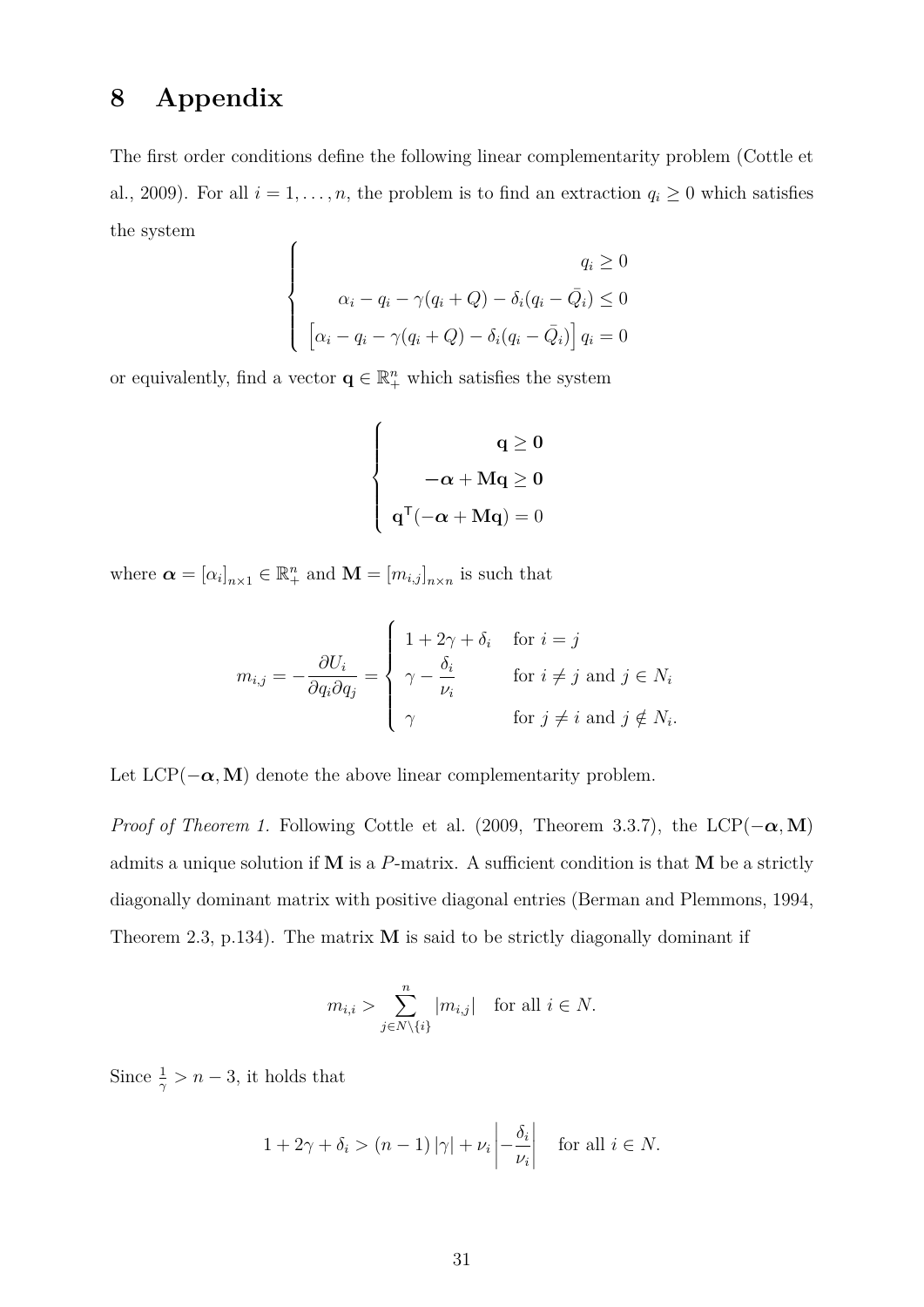# 8 Appendix

The first order conditions define the following linear complementarity problem (Cottle et al., 2009). For all $i = 1, \ldots, n$, the problem is to find an extraction $q_i \geq 0$ which satisfies the system

$$
\begin{cases}
q_i \geq 0 \\
\alpha_i - q_i - \gamma(q_i + Q) - \delta_i(q_i - \bar{Q}_i) \leq 0 \\
\left[\alpha_i - q_i - \gamma(q_i + Q) - \delta_i(q_i - \bar{Q}_i)\right] q_i = 0
\end{cases}
$$

or equivalently, find a vector $\mathbf{q} \in \mathbb{R}^n_+$ which satisfies the system

$$
\begin{cases}
\mathbf{q} \geq \mathbf{0} \\
-\boldsymbol{\alpha} + \mathbf{M}\mathbf{q} \geq \mathbf{0} \\
\mathbf{q}^{\mathsf{T}}(-\boldsymbol{\alpha} + \mathbf{M}\mathbf{q}) = 0
\end{cases}
$$

where $\boldsymbol{\alpha} = [\alpha_i]_{n\times 1} \in \mathbb{R}^n_+$ and $\mathbf{M} = [m_{i,j}]_{n\times n}$ is such that

$$
m_{i,j} = -\frac{\partial U_i}{\partial q_i \partial q_j} = \begin{cases}
1 + 2\gamma + \delta_i & \text{for } i = j \\
\gamma - \dfrac{\delta_i}{\nu_i} & \text{for } i \neq j \text{ and } j \in N_i \\
\gamma & \text{for } j \neq i \text{ and } j \notin N_i.
\end{cases}
$$

Let LCP$(-\boldsymbol{\alpha}, \mathbf{M})$ denote the above linear complementarity problem.

*Proof of Theorem 1.* Following Cottle et al. (2009, Theorem 3.3.7), the LCP$(-\boldsymbol{\alpha}, \mathbf{M})$ admits a unique solution if $\mathbf{M}$ is a $P$-matrix. A sufficient condition is that $\mathbf{M}$ be a strictly diagonally dominant matrix with positive diagonal entries (Berman and Plemmons, 1994, Theorem 2.3, p.134). The matrix $\mathbf{M}$ is said to be strictly diagonally dominant if

$$
m_{i,i} > \sum_{j \in N\setminus\{i\}}^{n} |m_{i,j}| \quad \text{for all } i \in N.
$$

Since $\frac{1}{\gamma} > n - 3$, it holds that

$$
1 + 2\gamma + \delta_i > (n-1)\,|\gamma| + \nu_i \left| -\frac{\delta_i}{\nu_i} \right| \quad \text{for all } i \in N.
$$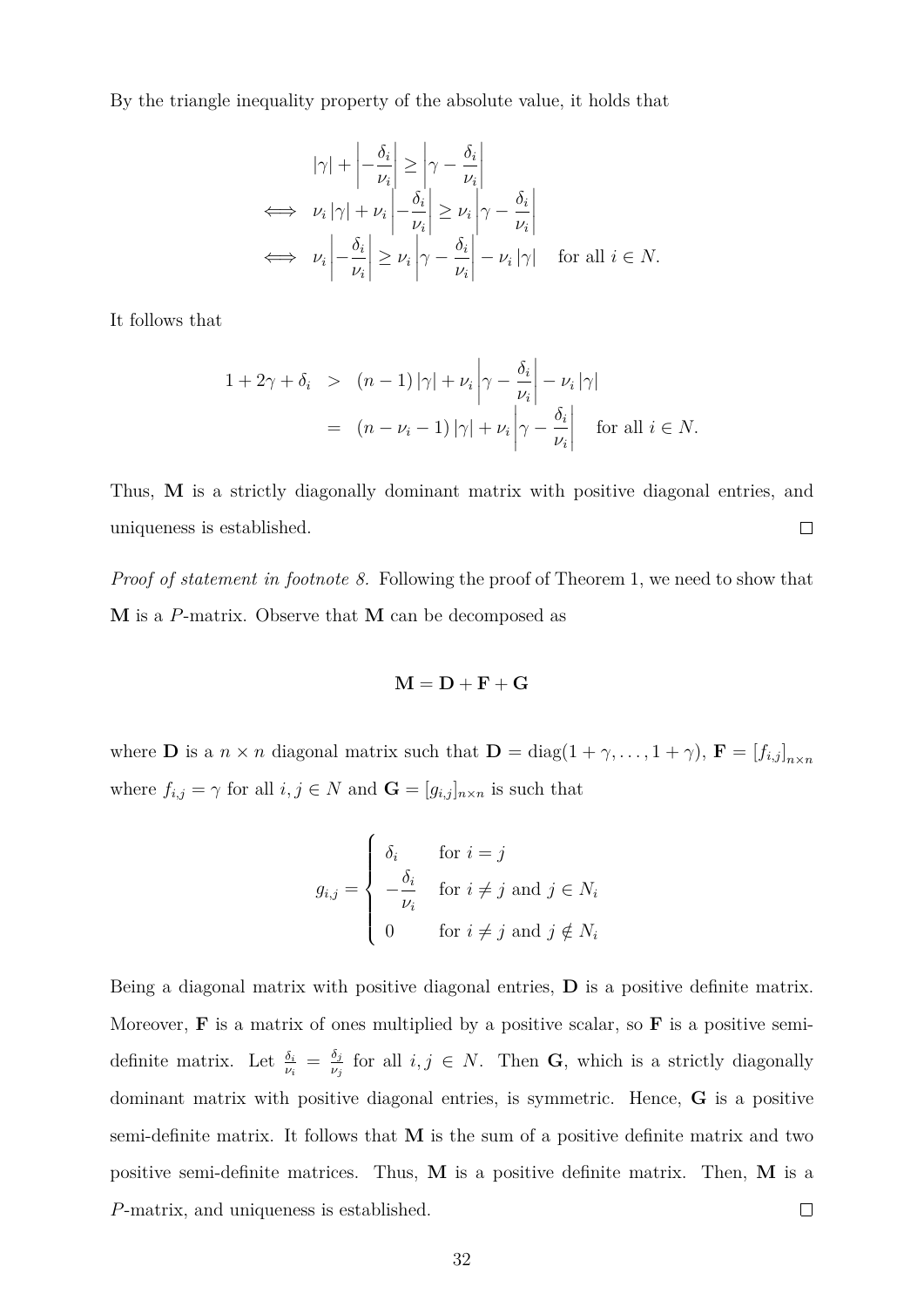By the triangle inequality property of the absolute value, it holds that

$$
\begin{aligned}
& |\gamma| + \left|-\frac{\delta_i}{\nu_i}\right| \geq \left|\gamma - \frac{\delta_i}{\nu_i}\right| \\
\iff\ & \nu_i\,|\gamma| + \nu_i\left|-\frac{\delta_i}{\nu_i}\right| \geq \nu_i\left|\gamma - \frac{\delta_i}{\nu_i}\right| \\
\iff\ & \nu_i\left|-\frac{\delta_i}{\nu_i}\right| \geq \nu_i\left|\gamma - \frac{\delta_i}{\nu_i}\right| - \nu_i\,|\gamma| \quad \text{for all } i \in N.
\end{aligned}
$$

It follows that

$$
\begin{aligned}
1 + 2\gamma + \delta_i &> (n-1)\,|\gamma| + \nu_i\left|\gamma - \frac{\delta_i}{\nu_i}\right| - \nu_i\,|\gamma| \\
&= (n - \nu_i - 1)\,|\gamma| + \nu_i\left|\gamma - \frac{\delta_i}{\nu_i}\right| \quad \text{for all } i \in N.
\end{aligned}
$$

Thus, $\mathbf{M}$ is a strictly diagonally dominant matrix with positive diagonal entries, and uniqueness is established. □

*Proof of statement in footnote 8.* Following the proof of Theorem 1, we need to show that $\mathbf{M}$ is a $P$-matrix. Observe that $\mathbf{M}$ can be decomposed as

$$
\mathbf{M} = \mathbf{D} + \mathbf{F} + \mathbf{G}
$$

where $\mathbf{D}$ is a $n \times n$ diagonal matrix such that $\mathbf{D} = \text{diag}(1+\gamma, \ldots, 1+\gamma)$, $\mathbf{F} = [f_{i,j}]_{n\times n}$ where $f_{i,j} = \gamma$ for all $i, j \in N$ and $\mathbf{G} = [g_{i,j}]_{n\times n}$ is such that

$$
g_{i,j} = \begin{cases} \delta_i & \text{for } i = j \\ -\dfrac{\delta_i}{\nu_i} & \text{for } i \neq j \text{ and } j \in N_i \\ 0 & \text{for } i \neq j \text{ and } j \notin N_i \end{cases}
$$

Being a diagonal matrix with positive diagonal entries, $\mathbf{D}$ is a positive definite matrix. Moreover, $\mathbf{F}$ is a matrix of ones multiplied by a positive scalar, so $\mathbf{F}$ is a positive semi-definite matrix. Let $\frac{\delta_i}{\nu_i} = \frac{\delta_j}{\nu_j}$ for all $i, j \in N$. Then $\mathbf{G}$, which is a strictly diagonally dominant matrix with positive diagonal entries, is symmetric. Hence, $\mathbf{G}$ is a positive semi-definite matrix. It follows that $\mathbf{M}$ is the sum of a positive definite matrix and two positive semi-definite matrices. Thus, $\mathbf{M}$ is a positive definite matrix. Then, $\mathbf{M}$ is a $P$-matrix, and uniqueness is established. □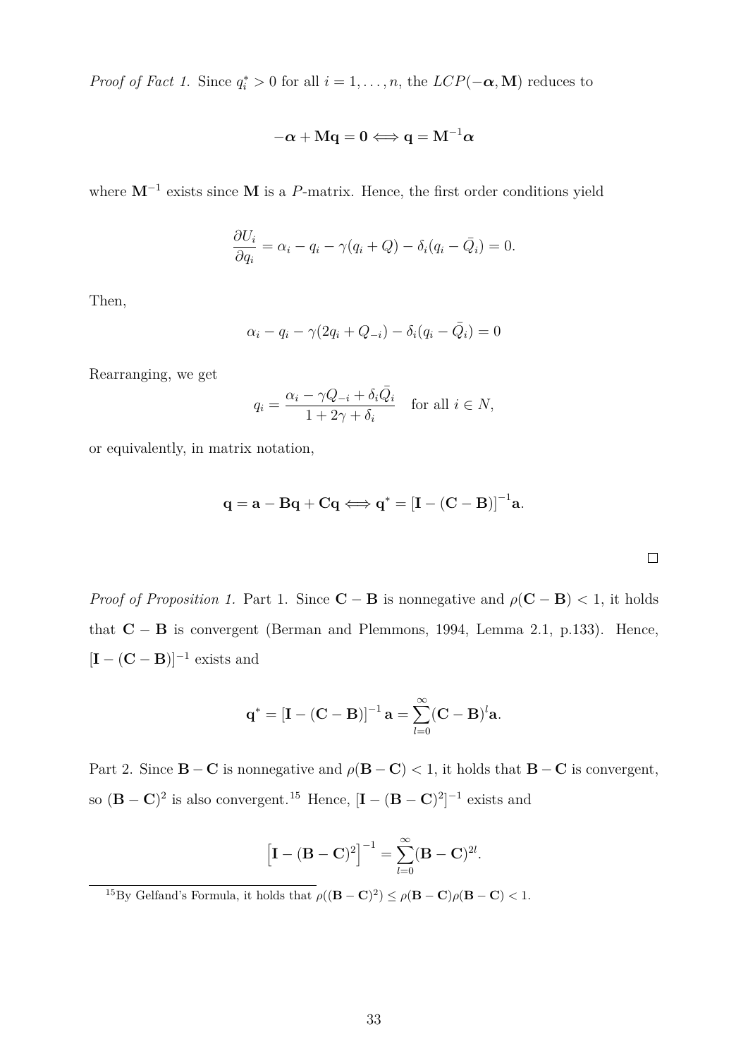*Proof of Fact 1.* Since $q_i^* > 0$ for all $i = 1, \ldots, n$, the $LCP(-\boldsymbol{\alpha}, \mathbf{M})$ reduces to

$$-\boldsymbol{\alpha} + \mathbf{M}\mathbf{q} = \mathbf{0} \Longleftrightarrow \mathbf{q} = \mathbf{M}^{-1}\boldsymbol{\alpha}$$

where $\mathbf{M}^{-1}$ exists since $\mathbf{M}$ is a $P$-matrix. Hence, the first order conditions yield

$$\frac{\partial U_i}{\partial q_i} = \alpha_i - q_i - \gamma(q_i + Q) - \delta_i(q_i - \bar{Q}_i) = 0.$$

Then,

$$\alpha_i - q_i - \gamma(2q_i + Q_{-i}) - \delta_i(q_i - \bar{Q}_i) = 0$$

Rearranging, we get

$$q_i = \frac{\alpha_i - \gamma Q_{-i} + \delta_i \bar{Q}_i}{1 + 2\gamma + \delta_i} \quad \text{for all } i \in N,$$

or equivalently, in matrix notation,

$$\mathbf{q} = \mathbf{a} - \mathbf{B}\mathbf{q} + \mathbf{C}\mathbf{q} \Longleftrightarrow \mathbf{q}^* = \left[\mathbf{I} - (\mathbf{C} - \mathbf{B})\right]^{-1}\mathbf{a}.$$

□

*Proof of Proposition 1.* Part 1. Since $\mathbf{C} - \mathbf{B}$ is nonnegative and $\rho(\mathbf{C} - \mathbf{B}) < 1$, it holds that $\mathbf{C} - \mathbf{B}$ is convergent (Berman and Plemmons, 1994, Lemma 2.1, p.133). Hence, $[\mathbf{I} - (\mathbf{C} - \mathbf{B})]^{-1}$ exists and

$$\mathbf{q}^* = \left[\mathbf{I} - (\mathbf{C} - \mathbf{B})\right]^{-1} \mathbf{a} = \sum_{l=0}^{\infty} (\mathbf{C} - \mathbf{B})^l \mathbf{a}.$$

Part 2. Since $\mathbf{B} - \mathbf{C}$ is nonnegative and $\rho(\mathbf{B} - \mathbf{C}) < 1$, it holds that $\mathbf{B} - \mathbf{C}$ is convergent, so $(\mathbf{B} - \mathbf{C})^2$ is also convergent.[15] Hence, $[\mathbf{I} - (\mathbf{B} - \mathbf{C})^2]^{-1}$ exists and

$$\left[\mathbf{I} - (\mathbf{B} - \mathbf{C})^2\right]^{-1} = \sum_{l=0}^{\infty} (\mathbf{B} - \mathbf{C})^{2l}.$$

[15] By Gelfand's Formula, it holds that $\rho((\mathbf{B} - \mathbf{C})^2) \leq \rho(\mathbf{B} - \mathbf{C})\rho(\mathbf{B} - \mathbf{C}) < 1$.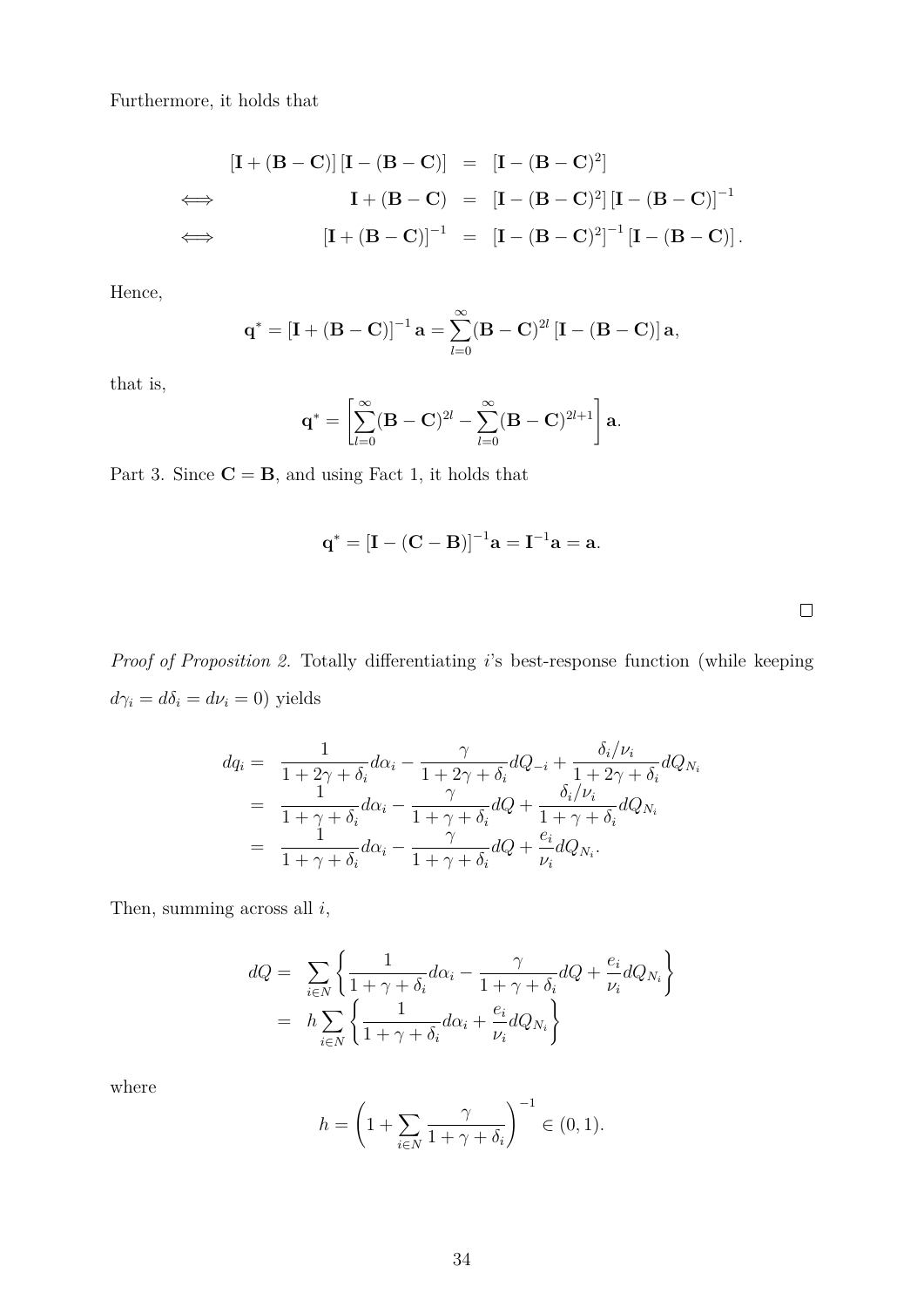Furthermore, it holds that

$$
\begin{aligned}
[\mathbf{I} + (\mathbf{B} - \mathbf{C})] [\mathbf{I} - (\mathbf{B} - \mathbf{C})] &= [\mathbf{I} - (\mathbf{B} - \mathbf{C})^2] \\
\iff \qquad \mathbf{I} + (\mathbf{B} - \mathbf{C}) &= [\mathbf{I} - (\mathbf{B} - \mathbf{C})^2] [\mathbf{I} - (\mathbf{B} - \mathbf{C})]^{-1} \\
\iff \qquad [\mathbf{I} + (\mathbf{B} - \mathbf{C})]^{-1} &= [\mathbf{I} - (\mathbf{B} - \mathbf{C})^2]^{-1} [\mathbf{I} - (\mathbf{B} - \mathbf{C})] .
\end{aligned}
$$

Hence,

$$
\mathbf{q}^* = [\mathbf{I} + (\mathbf{B} - \mathbf{C})]^{-1} \mathbf{a} = \sum_{l=0}^{\infty} (\mathbf{B} - \mathbf{C})^{2l} [\mathbf{I} - (\mathbf{B} - \mathbf{C})] \mathbf{a},
$$

that is,

$$
\mathbf{q}^* = \left[ \sum_{l=0}^{\infty} (\mathbf{B} - \mathbf{C})^{2l} - \sum_{l=0}^{\infty} (\mathbf{B} - \mathbf{C})^{2l+1} \right] \mathbf{a}.
$$

Part 3. Since $\mathbf{C} = \mathbf{B}$, and using Fact 1, it holds that

$$
\mathbf{q}^* = [\mathbf{I} - (\mathbf{C} - \mathbf{B})]^{-1} \mathbf{a} = \mathbf{I}^{-1} \mathbf{a} = \mathbf{a}.
$$

$\square$

*Proof of Proposition 2.* Totally differentiating $i$'s best-response function (while keeping $d\gamma_i = d\delta_i = d\nu_i = 0$) yields

$$
\begin{aligned}
dq_i = & \frac{1}{1 + 2\gamma + \delta_i} d\alpha_i - \frac{\gamma}{1 + 2\gamma + \delta_i} dQ_{-i} + \frac{\delta_i / \nu_i}{1 + 2\gamma + \delta_i} dQ_{N_i} \\
= & \frac{1}{1 + \gamma + \delta_i} d\alpha_i - \frac{\gamma}{1 + \gamma + \delta_i} dQ + \frac{\delta_i / \nu_i}{1 + \gamma + \delta_i} dQ_{N_i} \\
= & \frac{1}{1 + \gamma + \delta_i} d\alpha_i - \frac{\gamma}{1 + \gamma + \delta_i} dQ + \frac{e_i}{\nu_i} dQ_{N_i}.
\end{aligned}
$$

Then, summing across all $i$,

$$
\begin{aligned}
dQ = & \sum_{i \in N} \left\{ \frac{1}{1 + \gamma + \delta_i} d\alpha_i - \frac{\gamma}{1 + \gamma + \delta_i} dQ + \frac{e_i}{\nu_i} dQ_{N_i} \right\} \\
= & h \sum_{i \in N} \left\{ \frac{1}{1 + \gamma + \delta_i} d\alpha_i + \frac{e_i}{\nu_i} dQ_{N_i} \right\}
\end{aligned}
$$

where

$$
h = \left( 1 + \sum_{i \in N} \frac{\gamma}{1 + \gamma + \delta_i} \right)^{-1} \in (0, 1).
$$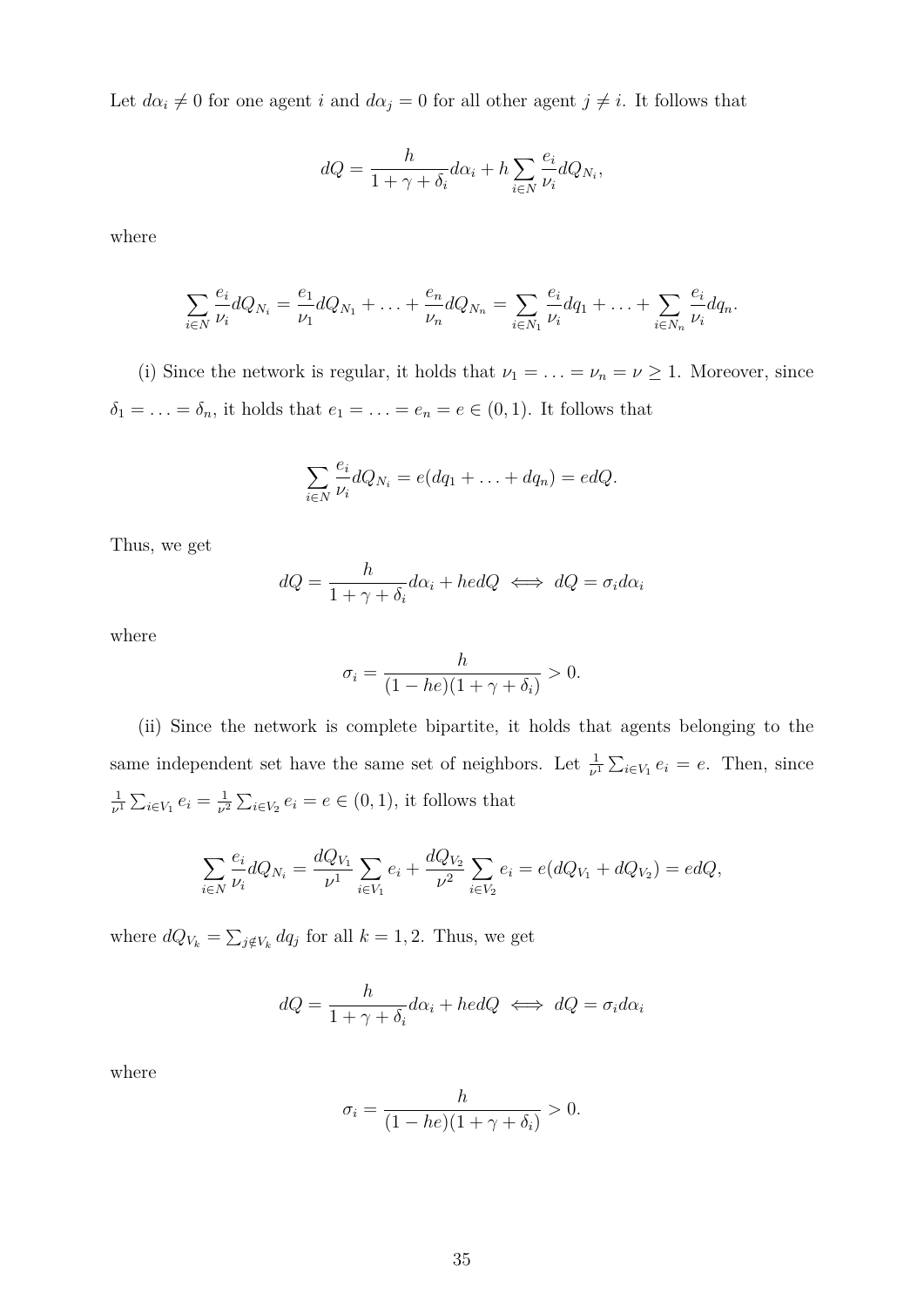Let $d\alpha_i \neq 0$ for one agent $i$ and $d\alpha_j = 0$ for all other agent $j \neq i$. It follows that

$$dQ = \frac{h}{1+\gamma+\delta_i} d\alpha_i + h \sum_{i \in N} \frac{e_i}{\nu_i} dQ_{N_i},$$

where

$$\sum_{i \in N} \frac{e_i}{\nu_i} dQ_{N_i} = \frac{e_1}{\nu_1} dQ_{N_1} + \ldots + \frac{e_n}{\nu_n} dQ_{N_n} = \sum_{i \in N_1} \frac{e_i}{\nu_i} dq_1 + \ldots + \sum_{i \in N_n} \frac{e_i}{\nu_i} dq_n.$$

(i) Since the network is regular, it holds that $\nu_1 = \ldots = \nu_n = \nu \geq 1$. Moreover, since $\delta_1 = \ldots = \delta_n$, it holds that $e_1 = \ldots = e_n = e \in (0,1)$. It follows that

$$\sum_{i \in N} \frac{e_i}{\nu_i} dQ_{N_i} = e(dq_1 + \ldots + dq_n) = edQ.$$

Thus, we get

$$dQ = \frac{h}{1+\gamma+\delta_i} d\alpha_i + hedQ \iff dQ = \sigma_i d\alpha_i$$

where

$$\sigma_i = \frac{h}{(1-he)(1+\gamma+\delta_i)} > 0.$$

(ii) Since the network is complete bipartite, it holds that agents belonging to the same independent set have the same set of neighbors. Let $\frac{1}{\nu^1} \sum_{i \in V_1} e_i = e$. Then, since $\frac{1}{\nu^1} \sum_{i \in V_1} e_i = \frac{1}{\nu^2} \sum_{i \in V_2} e_i = e \in (0,1)$, it follows that

$$\sum_{i \in N} \frac{e_i}{\nu_i} dQ_{N_i} = \frac{dQ_{V_1}}{\nu^1} \sum_{i \in V_1} e_i + \frac{dQ_{V_2}}{\nu^2} \sum_{i \in V_2} e_i = e(dQ_{V_1} + dQ_{V_2}) = edQ,$$

where $dQ_{V_k} = \sum_{j \notin V_k} dq_j$ for all $k = 1, 2$. Thus, we get

$$dQ = \frac{h}{1+\gamma+\delta_i} d\alpha_i + hedQ \iff dQ = \sigma_i d\alpha_i$$

where

$$\sigma_i = \frac{h}{(1-he)(1+\gamma+\delta_i)} > 0.$$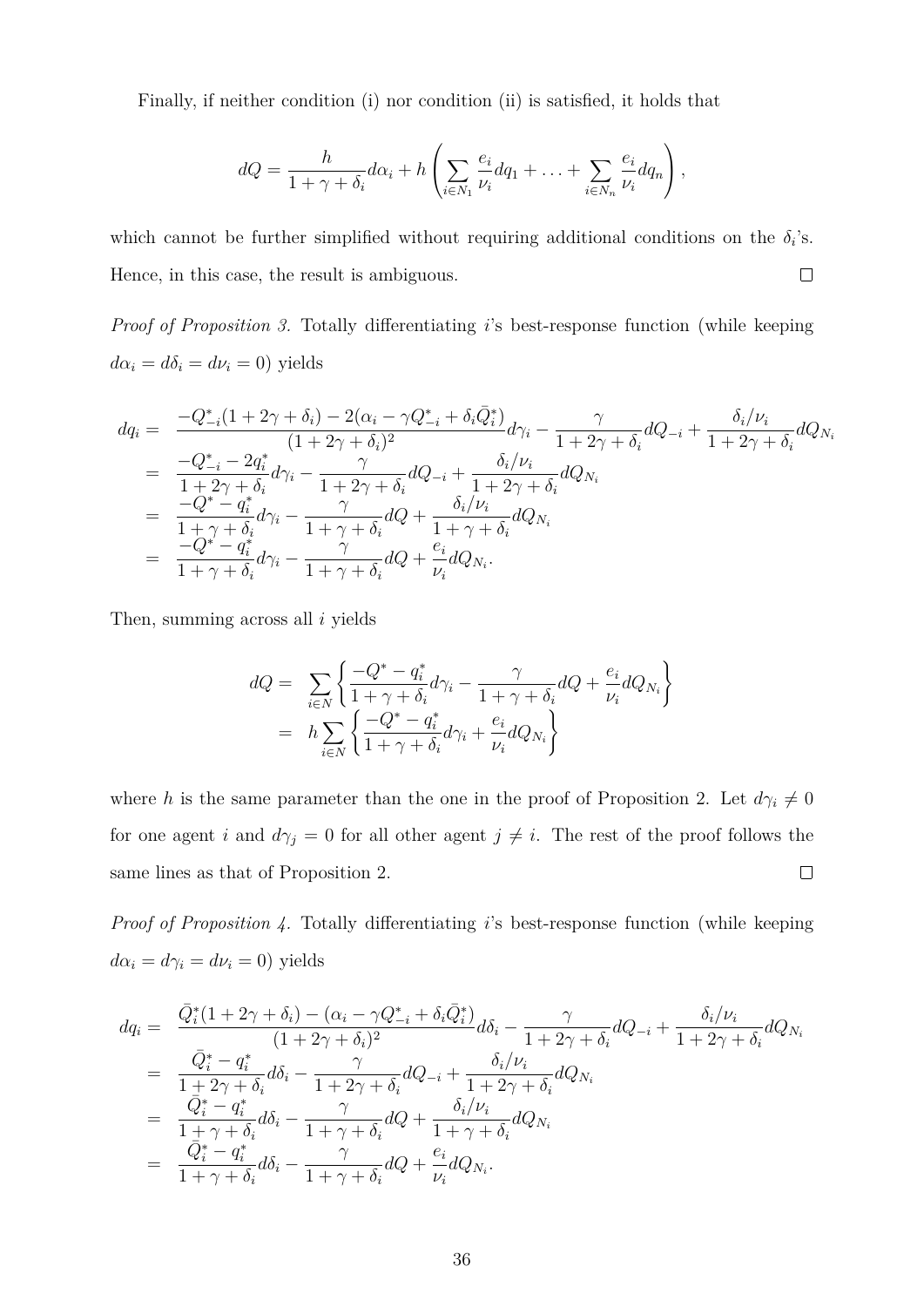Finally, if neither condition (i) nor condition (ii) is satisfied, it holds that

$$dQ = \frac{h}{1+\gamma+\delta_i}d\alpha_i + h\left(\sum_{i\in N_1}\frac{e_i}{\nu_i}dq_1 + \ldots + \sum_{i\in N_n}\frac{e_i}{\nu_i}dq_n\right),$$

which cannot be further simplified without requiring additional conditions on the $\delta_i$'s. Hence, in this case, the result is ambiguous. $\square$

*Proof of Proposition 3.* Totally differentiating $i$'s best-response function (while keeping $d\alpha_i = d\delta_i = d\nu_i = 0$) yields

$$\begin{aligned}
dq_i = &\ \frac{-Q^*_{-i}(1+2\gamma+\delta_i) - 2(\alpha_i - \gamma Q^*_{-i} + \delta_i\bar{Q}^*_i)}{(1+2\gamma+\delta_i)^2}d\gamma_i - \frac{\gamma}{1+2\gamma+\delta_i}dQ_{-i} + \frac{\delta_i/\nu_i}{1+2\gamma+\delta_i}dQ_{N_i} \\
= &\ \frac{-Q^*_{-i} - 2q^*_i}{1+2\gamma+\delta_i}d\gamma_i - \frac{\gamma}{1+2\gamma+\delta_i}dQ_{-i} + \frac{\delta_i/\nu_i}{1+2\gamma+\delta_i}dQ_{N_i} \\
= &\ \frac{-Q^* - q^*_i}{1+\gamma+\delta_i}d\gamma_i - \frac{\gamma}{1+\gamma+\delta_i}dQ + \frac{\delta_i/\nu_i}{1+\gamma+\delta_i}dQ_{N_i} \\
= &\ \frac{-Q^* - q^*_i}{1+\gamma+\delta_i}d\gamma_i - \frac{\gamma}{1+\gamma+\delta_i}dQ + \frac{e_i}{\nu_i}dQ_{N_i}.
\end{aligned}$$

Then, summing across all $i$ yields

$$\begin{aligned}
dQ = &\ \sum_{i\in N}\left\{\frac{-Q^* - q^*_i}{1+\gamma+\delta_i}d\gamma_i - \frac{\gamma}{1+\gamma+\delta_i}dQ + \frac{e_i}{\nu_i}dQ_{N_i}\right\} \\
= &\ h\sum_{i\in N}\left\{\frac{-Q^* - q^*_i}{1+\gamma+\delta_i}d\gamma_i + \frac{e_i}{\nu_i}dQ_{N_i}\right\}
\end{aligned}$$

where $h$ is the same parameter than the one in the proof of Proposition 2. Let $d\gamma_i \neq 0$ for one agent $i$ and $d\gamma_j = 0$ for all other agent $j \neq i$. The rest of the proof follows the same lines as that of Proposition 2. $\square$

*Proof of Proposition 4.* Totally differentiating $i$'s best-response function (while keeping $d\alpha_i = d\gamma_i = d\nu_i = 0$) yields

$$\begin{aligned}
dq_i = &\ \frac{\bar{Q}^*_i(1+2\gamma+\delta_i) - (\alpha_i - \gamma Q^*_{-i} + \delta_i\bar{Q}^*_i)}{(1+2\gamma+\delta_i)^2}d\delta_i - \frac{\gamma}{1+2\gamma+\delta_i}dQ_{-i} + \frac{\delta_i/\nu_i}{1+2\gamma+\delta_i}dQ_{N_i} \\
= &\ \frac{\bar{Q}^*_i - q^*_i}{1+2\gamma+\delta_i}d\delta_i - \frac{\gamma}{1+2\gamma+\delta_i}dQ_{-i} + \frac{\delta_i/\nu_i}{1+2\gamma+\delta_i}dQ_{N_i} \\
= &\ \frac{\bar{Q}^*_i - q^*_i}{1+\gamma+\delta_i}d\delta_i - \frac{\gamma}{1+\gamma+\delta_i}dQ + \frac{\delta_i/\nu_i}{1+\gamma+\delta_i}dQ_{N_i} \\
= &\ \frac{\bar{Q}^*_i - q^*_i}{1+\gamma+\delta_i}d\delta_i - \frac{\gamma}{1+\gamma+\delta_i}dQ + \frac{e_i}{\nu_i}dQ_{N_i}.
\end{aligned}$$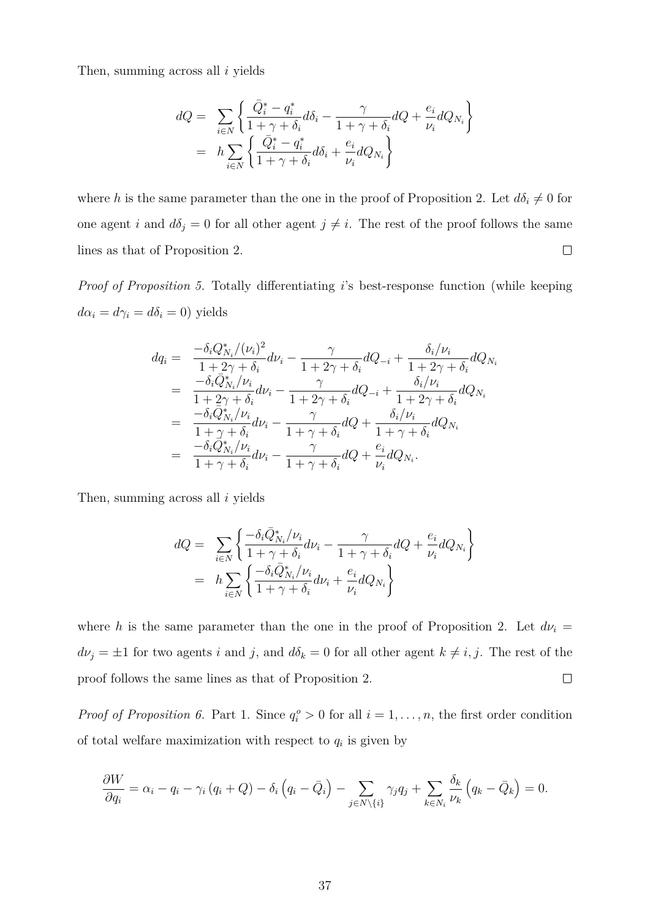Then, summing across all $i$ yields

$$
\begin{aligned}
dQ &= \sum_{i \in N} \left\{ \frac{\bar{Q}_i^* - q_i^*}{1+\gamma+\delta_i} d\delta_i - \frac{\gamma}{1+\gamma+\delta_i} dQ + \frac{e_i}{\nu_i} dQ_{N_i} \right\} \\
&= h \sum_{i \in N} \left\{ \frac{\bar{Q}_i^* - q_i^*}{1+\gamma+\delta_i} d\delta_i + \frac{e_i}{\nu_i} dQ_{N_i} \right\}
\end{aligned}
$$

where $h$ is the same parameter than the one in the proof of Proposition 2. Let $d\delta_i \neq 0$ for one agent $i$ and $d\delta_j = 0$ for all other agent $j \neq i$. The rest of the proof follows the same lines as that of Proposition 2. $\square$

*Proof of Proposition 5.* Totally differentiating $i$'s best-response function (while keeping $d\alpha_i = d\gamma_i = d\delta_i = 0$) yields

$$
\begin{aligned}
dq_i &= \frac{-\delta_i Q_{N_i}^*/(\nu_i)^2}{1+2\gamma+\delta_i} d\nu_i - \frac{\gamma}{1+2\gamma+\delta_i} dQ_{-i} + \frac{\delta_i/\nu_i}{1+2\gamma+\delta_i} dQ_{N_i} \\
&= \frac{-\delta_i \bar{Q}_{N_i}^*/\nu_i}{1+2\gamma+\delta_i} d\nu_i - \frac{\gamma}{1+2\gamma+\delta_i} dQ_{-i} + \frac{\delta_i/\nu_i}{1+2\gamma+\delta_i} dQ_{N_i} \\
&= \frac{-\delta_i \bar{Q}_{N_i}^*/\nu_i}{1+\gamma+\delta_i} d\nu_i - \frac{\gamma}{1+\gamma+\delta_i} dQ + \frac{\delta_i/\nu_i}{1+\gamma+\delta_i} dQ_{N_i} \\
&= \frac{-\delta_i \bar{Q}_{N_i}^*/\nu_i}{1+\gamma+\delta_i} d\nu_i - \frac{\gamma}{1+\gamma+\delta_i} dQ + \frac{e_i}{\nu_i} dQ_{N_i}.
\end{aligned}
$$

Then, summing across all $i$ yields

$$
\begin{aligned}
dQ &= \sum_{i \in N} \left\{ \frac{-\delta_i \bar{Q}_{N_i}^*/\nu_i}{1+\gamma+\delta_i} d\nu_i - \frac{\gamma}{1+\gamma+\delta_i} dQ + \frac{e_i}{\nu_i} dQ_{N_i} \right\} \\
&= h \sum_{i \in N} \left\{ \frac{-\delta_i \bar{Q}_{N_i}^*/\nu_i}{1+\gamma+\delta_i} d\nu_i + \frac{e_i}{\nu_i} dQ_{N_i} \right\}
\end{aligned}
$$

where $h$ is the same parameter than the one in the proof of Proposition 2. Let $d\nu_i = d\nu_j = \pm 1$ for two agents $i$ and $j$, and $d\delta_k = 0$ for all other agent $k \neq i, j$. The rest of the proof follows the same lines as that of Proposition 2. $\square$

*Proof of Proposition 6.* Part 1. Since $q_i^o > 0$ for all $i = 1, \ldots, n$, the first order condition of total welfare maximization with respect to $q_i$ is given by

$$
\frac{\partial W}{\partial q_i} = \alpha_i - q_i - \gamma_i (q_i + Q) - \delta_i \left( q_i - \bar{Q}_i \right) - \sum_{j \in N \setminus \{i\}} \gamma_j q_j + \sum_{k \in N_i} \frac{\delta_k}{\nu_k} \left( q_k - \bar{Q}_k \right) = 0.
$$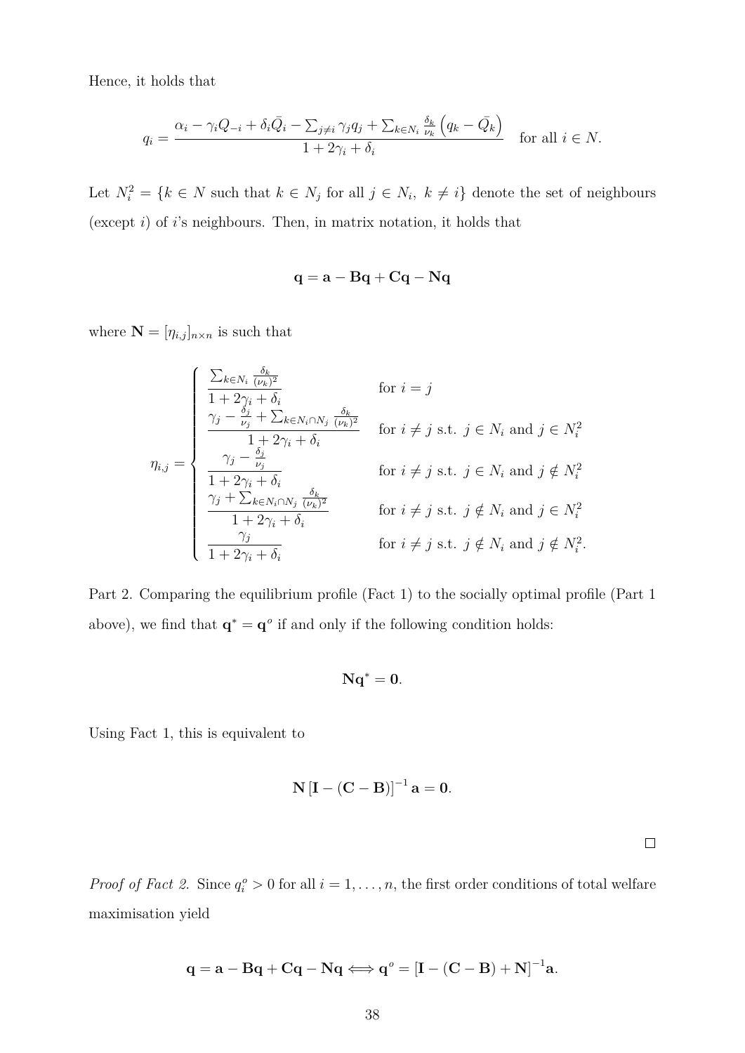Hence, it holds that

$$q_i = \frac{\alpha_i - \gamma_i Q_{-i} + \delta_i \bar{Q}_i - \sum_{j \neq i} \gamma_j q_j + \sum_{k \in N_i} \frac{\delta_k}{\nu_k} \left( q_k - \bar{Q}_k \right)}{1 + 2\gamma_i + \delta_i} \quad \text{for all } i \in N.$$

Let $N_i^2 = \{k \in N \text{ such that } k \in N_j \text{ for all } j \in N_i, \ k \neq i\}$ denote the set of neighbours (except $i$) of $i$'s neighbours. Then, in matrix notation, it holds that

$$\mathbf{q} = \mathbf{a} - \mathbf{B}\mathbf{q} + \mathbf{C}\mathbf{q} - \mathbf{N}\mathbf{q}$$

where $\mathbf{N} = [\eta_{i,j}]_{n \times n}$ is such that

$$\eta_{i,j} = \begin{cases} \dfrac{\sum_{k \in N_i} \frac{\delta_k}{(\nu_k)^2}}{1 + 2\gamma_i + \delta_i} & \text{for } i = j \\ \dfrac{\gamma_j - \frac{\delta_j}{\nu_j} + \sum_{k \in N_i \cap N_j} \frac{\delta_k}{(\nu_k)^2}}{1 + 2\gamma_i + \delta_i} & \text{for } i \neq j \text{ s.t. } j \in N_i \text{ and } j \in N_i^2 \\ \dfrac{\gamma_j - \frac{\delta_j}{\nu_j}}{1 + 2\gamma_i + \delta_i} & \text{for } i \neq j \text{ s.t. } j \in N_i \text{ and } j \notin N_i^2 \\ \dfrac{\gamma_j + \sum_{k \in N_i \cap N_j} \frac{\delta_k}{(\nu_k)^2}}{1 + 2\gamma_i + \delta_i} & \text{for } i \neq j \text{ s.t. } j \notin N_i \text{ and } j \in N_i^2 \\ \dfrac{\gamma_j}{1 + 2\gamma_i + \delta_i} & \text{for } i \neq j \text{ s.t. } j \notin N_i \text{ and } j \notin N_i^2. \end{cases}$$

Part 2. Comparing the equilibrium profile (Fact 1) to the socially optimal profile (Part 1 above), we find that $\mathbf{q}^* = \mathbf{q}^o$ if and only if the following condition holds:

$$\mathbf{N}\mathbf{q}^* = \mathbf{0}.$$

Using Fact 1, this is equivalent to

$$\mathbf{N} \left[ \mathbf{I} - (\mathbf{C} - \mathbf{B}) \right]^{-1} \mathbf{a} = \mathbf{0}.$$

□

*Proof of Fact 2.* Since $q_i^o > 0$ for all $i = 1, \ldots, n$, the first order conditions of total welfare maximisation yield

$$\mathbf{q} = \mathbf{a} - \mathbf{B}\mathbf{q} + \mathbf{C}\mathbf{q} - \mathbf{N}\mathbf{q} \Longleftrightarrow \mathbf{q}^o = \left[ \mathbf{I} - (\mathbf{C} - \mathbf{B}) + \mathbf{N} \right]^{-1} \mathbf{a}.$$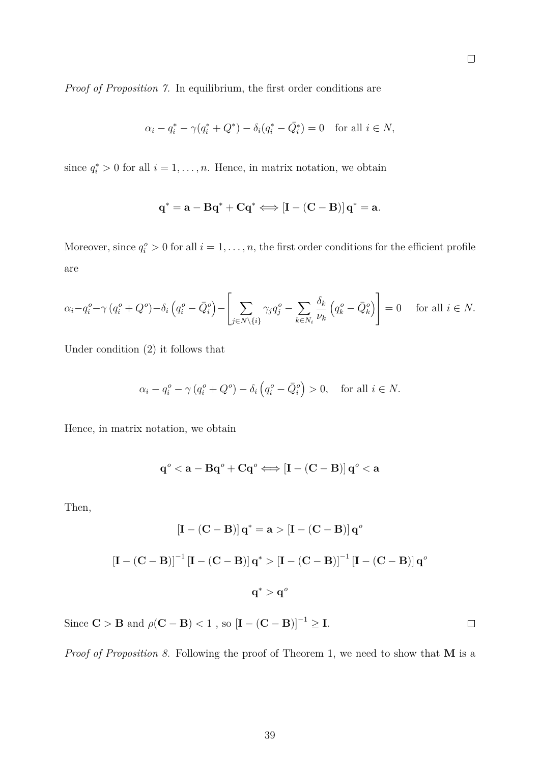□

*Proof of Proposition 7.* In equilibrium, the first order conditions are

$$\alpha_i - q_i^* - \gamma(q_i^* + Q^*) - \delta_i(q_i^* - \bar{Q}_i^*) = 0 \quad \text{for all } i \in N,$$

since $q_i^* > 0$ for all $i = 1, \ldots, n$. Hence, in matrix notation, we obtain

$$\mathbf{q}^* = \mathbf{a} - \mathbf{B}\mathbf{q}^* + \mathbf{C}\mathbf{q}^* \Longleftrightarrow [\mathbf{I} - (\mathbf{C} - \mathbf{B})]\, \mathbf{q}^* = \mathbf{a}.$$

Moreover, since $q_i^o > 0$ for all $i = 1, \ldots, n$, the first order conditions for the efficient profile are

$$\alpha_i - q_i^o - \gamma\left(q_i^o + Q^o\right) - \delta_i\left(q_i^o - \bar{Q}_i^o\right) - \left[\sum_{j \in N\setminus\{i\}} \gamma_j q_j^o - \sum_{k \in N_i} \frac{\delta_k}{\nu_k}\left(q_k^o - \bar{Q}_k^o\right)\right] = 0 \quad \text{for all } i \in N.$$

Under condition (2) it follows that

$$\alpha_i - q_i^o - \gamma\left(q_i^o + Q^o\right) - \delta_i\left(q_i^o - \bar{Q}_i^o\right) > 0, \quad \text{for all } i \in N.$$

Hence, in matrix notation, we obtain

$$\mathbf{q}^o < \mathbf{a} - \mathbf{B}\mathbf{q}^o + \mathbf{C}\mathbf{q}^o \Longleftrightarrow [\mathbf{I} - (\mathbf{C} - \mathbf{B})]\, \mathbf{q}^o < \mathbf{a}$$

Then,

$$[\mathbf{I} - (\mathbf{C} - \mathbf{B})]\, \mathbf{q}^* = \mathbf{a} > [\mathbf{I} - (\mathbf{C} - \mathbf{B})]\, \mathbf{q}^o$$

$$[\mathbf{I} - (\mathbf{C} - \mathbf{B})]^{-1} [\mathbf{I} - (\mathbf{C} - \mathbf{B})]\, \mathbf{q}^* > [\mathbf{I} - (\mathbf{C} - \mathbf{B})]^{-1} [\mathbf{I} - (\mathbf{C} - \mathbf{B})]\, \mathbf{q}^o$$

$$\mathbf{q}^* > \mathbf{q}^o$$

Since $\mathbf{C} > \mathbf{B}$ and $\rho(\mathbf{C} - \mathbf{B}) < 1$ , so $[\mathbf{I} - (\mathbf{C} - \mathbf{B})]^{-1} \geq \mathbf{I}$. □

*Proof of Proposition 8.* Following the proof of Theorem 1, we need to show that $\mathbf{M}$ is a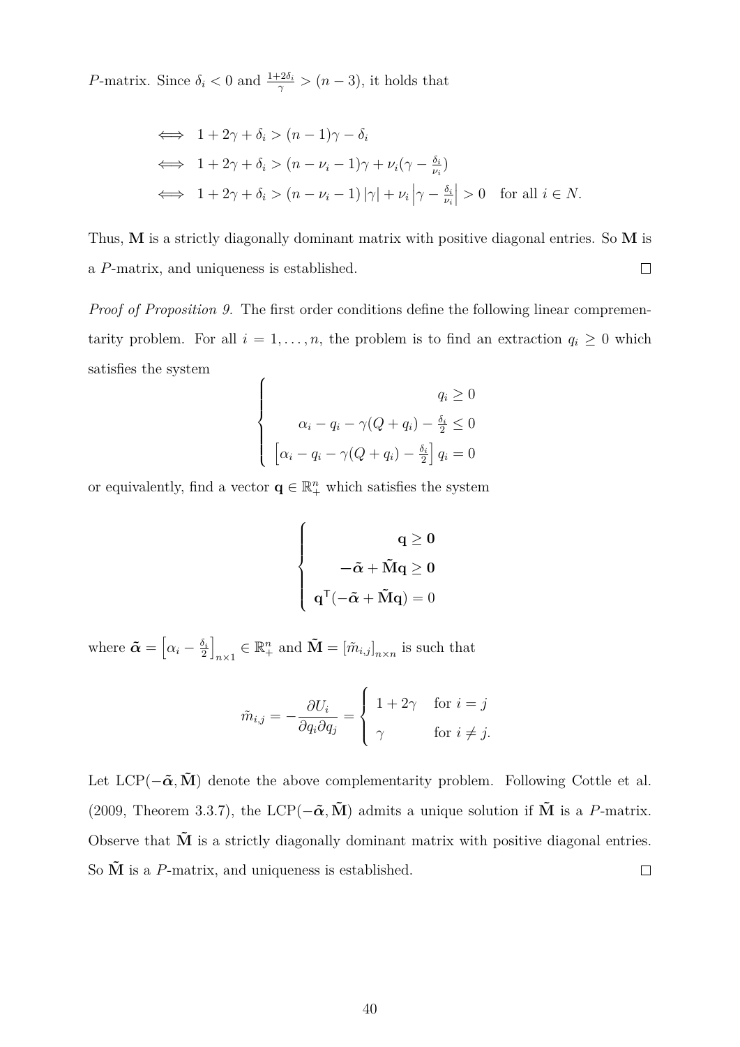$P$-matrix. Since $\delta_i < 0$ and $\frac{1+2\delta_i}{\gamma} > (n-3)$, it holds that

$$
\begin{aligned}
&\iff 1 + 2\gamma + \delta_i > (n-1)\gamma - \delta_i \\
&\iff 1 + 2\gamma + \delta_i > (n - \nu_i - 1)\gamma + \nu_i(\gamma - \tfrac{\delta_i}{\nu_i}) \\
&\iff 1 + 2\gamma + \delta_i > (n - \nu_i - 1)\,|\gamma| + \nu_i \left|\gamma - \tfrac{\delta_i}{\nu_i}\right| > 0 \quad \text{for all } i \in N.
\end{aligned}
$$

Thus, $\mathbf{M}$ is a strictly diagonally dominant matrix with positive diagonal entries. So $\mathbf{M}$ is a $P$-matrix, and uniqueness is established. □

*Proof of Proposition 9.* The first order conditions define the following linear comprementarity problem. For all $i = 1, \ldots, n$, the problem is to find an extraction $q_i \geq 0$ which satisfies the system

$$
\begin{cases}
q_i \geq 0 \\
\alpha_i - q_i - \gamma(Q + q_i) - \frac{\delta_i}{2} \leq 0 \\
\left[\alpha_i - q_i - \gamma(Q + q_i) - \frac{\delta_i}{2}\right] q_i = 0
\end{cases}
$$

or equivalently, find a vector $\mathbf{q} \in \mathbb{R}^n_+$ which satisfies the system

$$
\begin{cases}
\mathbf{q} \geq \mathbf{0} \\
-\tilde{\boldsymbol{\alpha}} + \tilde{\mathbf{M}}\mathbf{q} \geq \mathbf{0} \\
\mathbf{q}^\mathsf{T}(-\tilde{\boldsymbol{\alpha}} + \tilde{\mathbf{M}}\mathbf{q}) = 0
\end{cases}
$$

where $\tilde{\boldsymbol{\alpha}} = \left[\alpha_i - \frac{\delta_i}{2}\right]_{n \times 1} \in \mathbb{R}^n_+$ and $\tilde{\mathbf{M}} = \left[\tilde{m}_{i,j}\right]_{n \times n}$ is such that

$$
\tilde{m}_{i,j} = -\frac{\partial U_i}{\partial q_i \partial q_j} = \begin{cases} 1 + 2\gamma & \text{for } i = j \\ \gamma & \text{for } i \neq j. \end{cases}
$$

Let LCP$(-\tilde{\boldsymbol{\alpha}}, \tilde{\mathbf{M}})$ denote the above complementarity problem. Following Cottle et al. (2009, Theorem 3.3.7), the LCP$(-\tilde{\boldsymbol{\alpha}}, \tilde{\mathbf{M}})$ admits a unique solution if $\tilde{\mathbf{M}}$ is a $P$-matrix. Observe that $\tilde{\mathbf{M}}$ is a strictly diagonally dominant matrix with positive diagonal entries. So $\tilde{\mathbf{M}}$ is a $P$-matrix, and uniqueness is established. □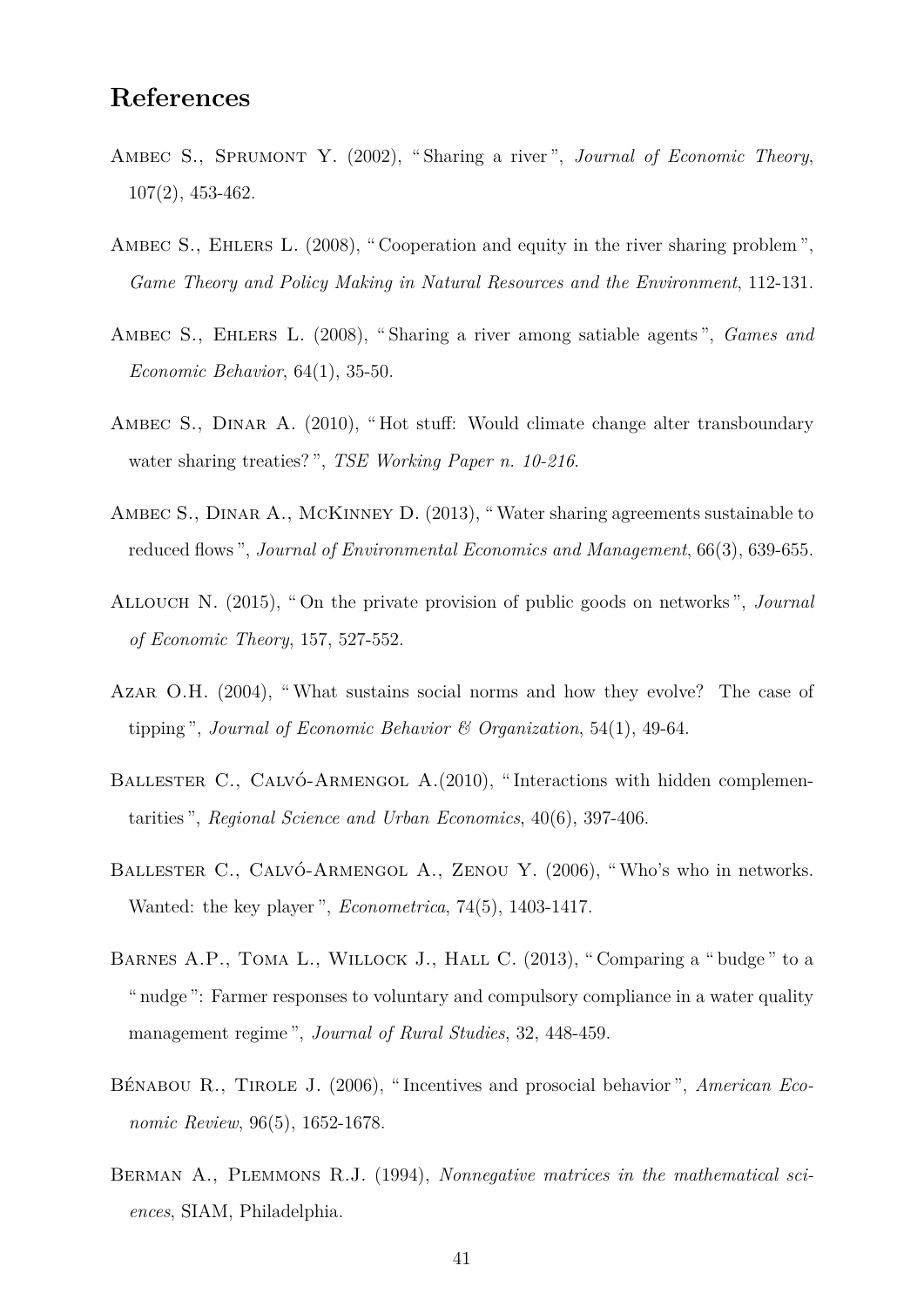## References

Ambec S., Sprumont Y. (2002), " Sharing a river ", *Journal of Economic Theory*, 107(2), 453-462.

Ambec S., Ehlers L. (2008), " Cooperation and equity in the river sharing problem ", *Game Theory and Policy Making in Natural Resources and the Environment*, 112-131.

Ambec S., Ehlers L. (2008), " Sharing a river among satiable agents ", *Games and Economic Behavior*, 64(1), 35-50.

Ambec S., Dinar A. (2010), " Hot stuff: Would climate change alter transboundary water sharing treaties? ", *TSE Working Paper n. 10-216*.

Ambec S., Dinar A., McKinney D. (2013), " Water sharing agreements sustainable to reduced flows ", *Journal of Environmental Economics and Management*, 66(3), 639-655.

Allouch N. (2015), " On the private provision of public goods on networks ", *Journal of Economic Theory*, 157, 527-552.

Azar O.H. (2004), " What sustains social norms and how they evolve? The case of tipping ", *Journal of Economic Behavior & Organization*, 54(1), 49-64.

Ballester C., Calvó-Armengol A.(2010), " Interactions with hidden complementarities ", *Regional Science and Urban Economics*, 40(6), 397-406.

Ballester C., Calvó-Armengol A., Zenou Y. (2006), " Who's who in networks. Wanted: the key player ", *Econometrica*, 74(5), 1403-1417.

Barnes A.P., Toma L., Willock J., Hall C. (2013), " Comparing a " budge " to a " nudge ": Farmer responses to voluntary and compulsory compliance in a water quality management regime ", *Journal of Rural Studies*, 32, 448-459.

Bénabou R., Tirole J. (2006), " Incentives and prosocial behavior ", *American Economic Review*, 96(5), 1652-1678.

Berman A., Plemmons R.J. (1994), *Nonnegative matrices in the mathematical sciences*, SIAM, Philadelphia.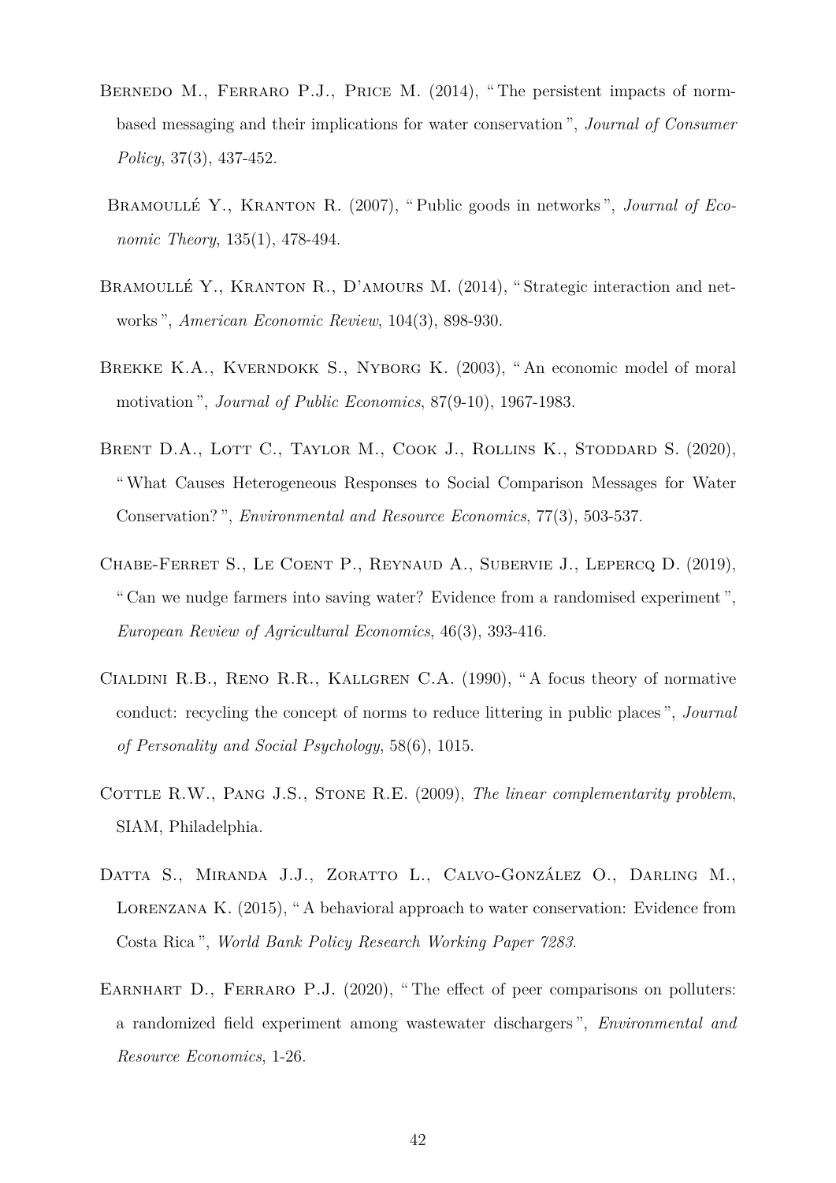Bernedo M., Ferraro P.J., Price M. (2014), " The persistent impacts of norm-based messaging and their implications for water conservation ", *Journal of Consumer Policy*, 37(3), 437-452.

Bramoullé Y., Kranton R. (2007), " Public goods in networks ", *Journal of Economic Theory*, 135(1), 478-494.

Bramoullé Y., Kranton R., D'amours M. (2014), " Strategic interaction and networks ", *American Economic Review*, 104(3), 898-930.

Brekke K.A., Kverndokk S., Nyborg K. (2003), " An economic model of moral motivation ", *Journal of Public Economics*, 87(9-10), 1967-1983.

Brent D.A., Lott C., Taylor M., Cook J., Rollins K., Stoddard S. (2020), " What Causes Heterogeneous Responses to Social Comparison Messages for Water Conservation? ", *Environmental and Resource Economics*, 77(3), 503-537.

Chabe-Ferret S., Le Coent P., Reynaud A., Subervie J., Lepercq D. (2019), " Can we nudge farmers into saving water? Evidence from a randomised experiment ", *European Review of Agricultural Economics*, 46(3), 393-416.

Cialdini R.B., Reno R.R., Kallgren C.A. (1990), " A focus theory of normative conduct: recycling the concept of norms to reduce littering in public places ", *Journal of Personality and Social Psychology*, 58(6), 1015.

Cottle R.W., Pang J.S., Stone R.E. (2009), *The linear complementarity problem*, SIAM, Philadelphia.

Datta S., Miranda J.J., Zoratto L., Calvo-González O., Darling M., Lorenzana K. (2015), " A behavioral approach to water conservation: Evidence from Costa Rica ", *World Bank Policy Research Working Paper 7283*.

Earnhart D., Ferraro P.J. (2020), " The effect of peer comparisons on polluters: a randomized field experiment among wastewater dischargers ", *Environmental and Resource Economics*, 1-26.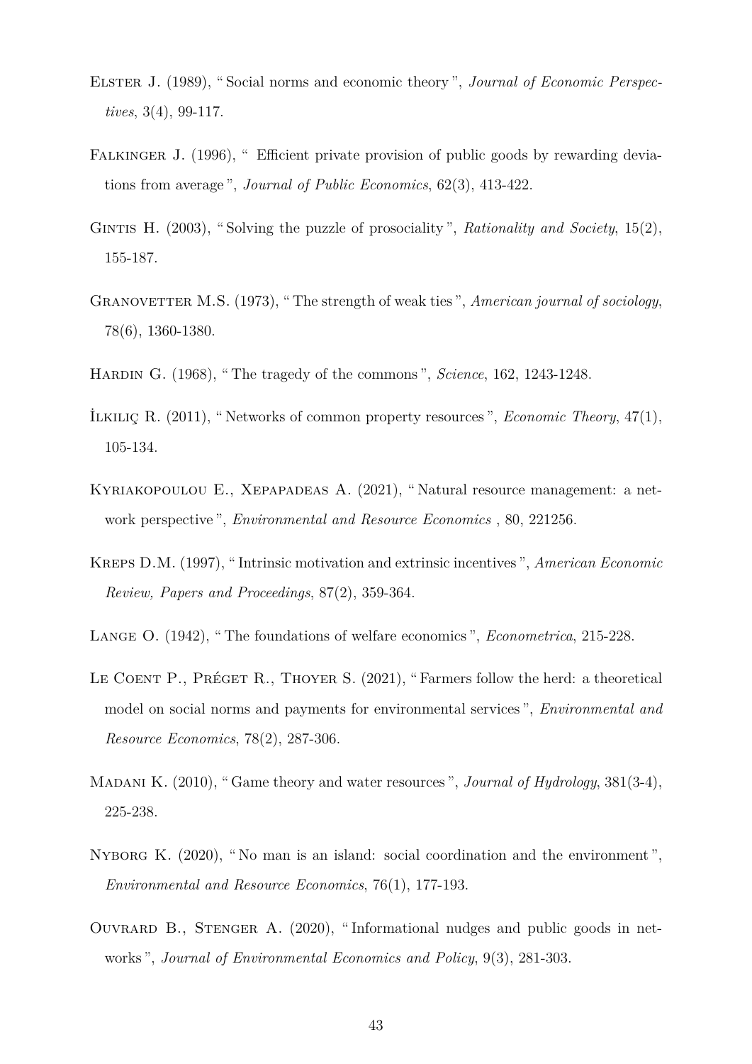Elster J. (1989), " Social norms and economic theory ", *Journal of Economic Perspectives*, 3(4), 99-117.

Falkinger J. (1996), " Efficient private provision of public goods by rewarding deviations from average ", *Journal of Public Economics*, 62(3), 413-422.

Gintis H. (2003), " Solving the puzzle of prosociality ", *Rationality and Society*, 15(2), 155-187.

Granovetter M.S. (1973), " The strength of weak ties ", *American journal of sociology*, 78(6), 1360-1380.

Hardin G. (1968), " The tragedy of the commons ", *Science*, 162, 1243-1248.

İlkiliç R. (2011), " Networks of common property resources ", *Economic Theory*, 47(1), 105-134.

Kyriakopoulou E., Xepapadeas A. (2021), " Natural resource management: a network perspective ", *Environmental and Resource Economics* , 80, 221256.

Kreps D.M. (1997), " Intrinsic motivation and extrinsic incentives ", *American Economic Review, Papers and Proceedings*, 87(2), 359-364.

Lange O. (1942), " The foundations of welfare economics ", *Econometrica*, 215-228.

Le Coent P., Préget R., Thoyer S. (2021), " Farmers follow the herd: a theoretical model on social norms and payments for environmental services ", *Environmental and Resource Economics*, 78(2), 287-306.

Madani K. (2010), " Game theory and water resources ", *Journal of Hydrology*, 381(3-4), 225-238.

Nyborg K. (2020), " No man is an island: social coordination and the environment ", *Environmental and Resource Economics*, 76(1), 177-193.

Ouvrard B., Stenger A. (2020), " Informational nudges and public goods in networks ", *Journal of Environmental Economics and Policy*, 9(3), 281-303.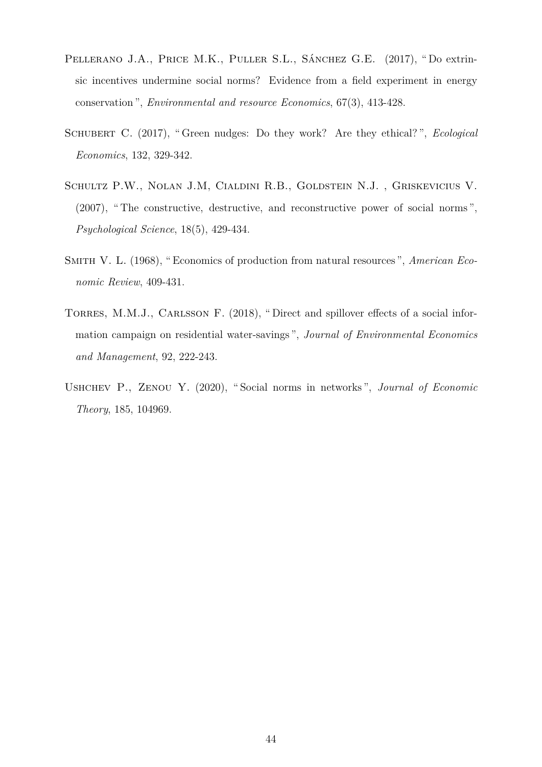Pellerano J.A., Price M.K., Puller S.L., Sánchez G.E. (2017), " Do extrinsic incentives undermine social norms? Evidence from a field experiment in energy conservation ", *Environmental and resource Economics*, 67(3), 413-428.

Schubert C. (2017), " Green nudges: Do they work? Are they ethical? ", *Ecological Economics*, 132, 329-342.

Schultz P.W., Nolan J.M, Cialdini R.B., Goldstein N.J. , Griskevicius V. (2007), " The constructive, destructive, and reconstructive power of social norms ", *Psychological Science*, 18(5), 429-434.

Smith V. L. (1968), " Economics of production from natural resources ", *American Economic Review*, 409-431.

Torres, M.M.J., Carlsson F. (2018), " Direct and spillover effects of a social information campaign on residential water-savings ", *Journal of Environmental Economics and Management*, 92, 222-243.

Ushchev P., Zenou Y. (2020), " Social norms in networks ", *Journal of Economic Theory*, 185, 104969.